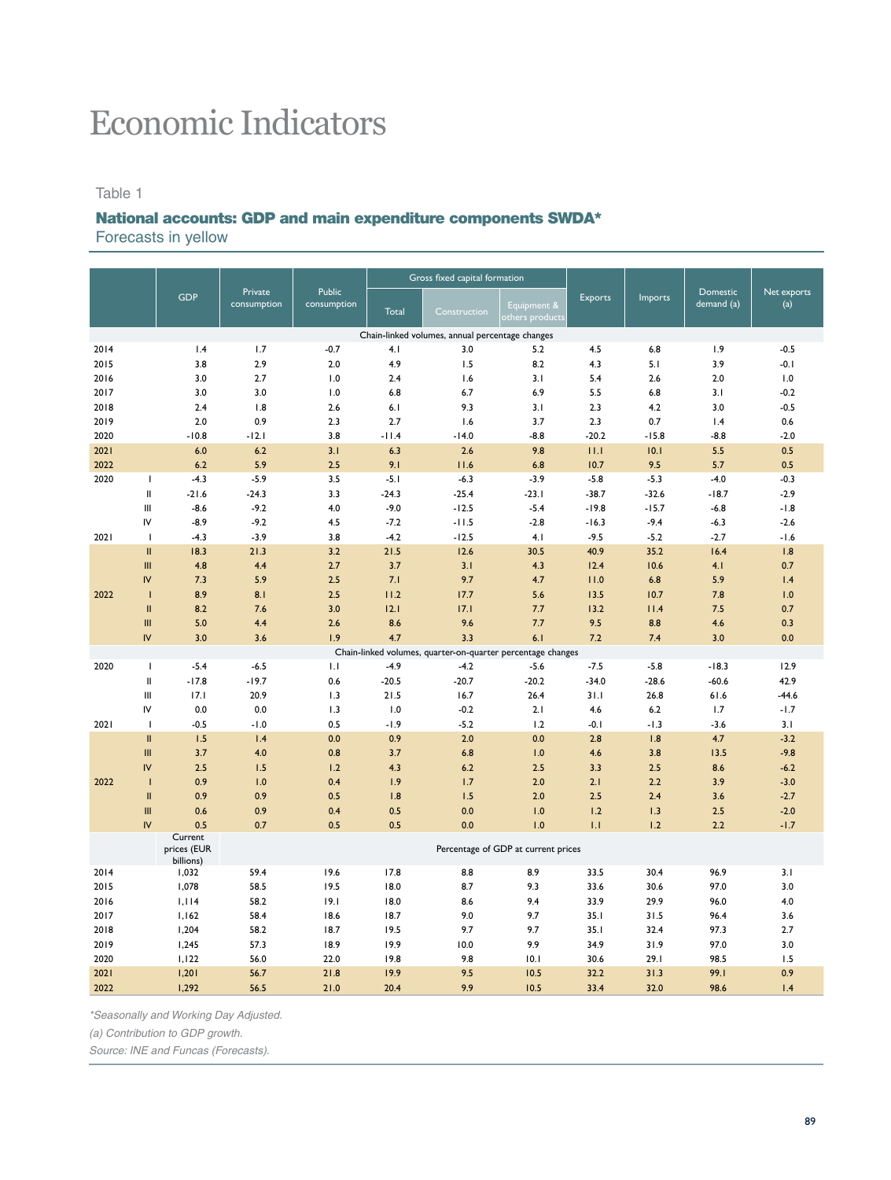# Economic Indicators

Table 1

## National accounts: GDP and main expenditure components SWDA*

Forecasts in yellow

| | | GDP | Private consumption | Public consumption | Gross fixed capital formation | | | Exports | Imports | Domestic demand (a) | Net exports (a) |
|---|---|---|---|---|---|---|---|---|---|---|---|
| | | | | | Total | Construction | Equipment & others products | | | | |
| | | Chain-linked volumes, annual percentage changes | | | | | | | | | |
| 2014 | | 1.4 | 1.7 | -0.7 | 4.1 | 3.0 | 5.2 | 4.5 | 6.8 | 1.9 | -0.5 |
| 2015 | | 3.8 | 2.9 | 2.0 | 4.9 | 1.5 | 8.2 | 4.3 | 5.1 | 3.9 | -0.1 |
| 2016 | | 3.0 | 2.7 | 1.0 | 2.4 | 1.6 | 3.1 | 5.4 | 2.6 | 2.0 | 1.0 |
| 2017 | | 3.0 | 3.0 | 1.0 | 6.8 | 6.7 | 6.9 | 5.5 | 6.8 | 3.1 | -0.2 |
| 2018 | | 2.4 | 1.8 | 2.6 | 6.1 | 9.3 | 3.1 | 2.3 | 4.2 | 3.0 | -0.5 |
| 2019 | | 2.0 | 0.9 | 2.3 | 2.7 | 1.6 | 3.7 | 2.3 | 0.7 | 1.4 | 0.6 |
| 2020 | | -10.8 | -12.1 | 3.8 | -11.4 | -14.0 | -8.8 | -20.2 | -15.8 | -8.8 | -2.0 |
| 2021 | | 6.0 | 6.2 | 3.1 | 6.3 | 2.6 | 9.8 | 11.1 | 10.1 | 5.5 | 0.5 |
| 2022 | | 6.2 | 5.9 | 2.5 | 9.1 | 11.6 | 6.8 | 10.7 | 9.5 | 5.7 | 0.5 |
| 2020 | I | -4.3 | -5.9 | 3.5 | -5.1 | -6.3 | -3.9 | -5.8 | -5.3 | -4.0 | -0.3 |
| | II | -21.6 | -24.3 | 3.3 | -24.3 | -25.4 | -23.1 | -38.7 | -32.6 | -18.7 | -2.9 |
| | III | -8.6 | -9.2 | 4.0 | -9.0 | -12.5 | -5.4 | -19.8 | -15.7 | -6.8 | -1.8 |
| | IV | -8.9 | -9.2 | 4.5 | -7.2 | -11.5 | -2.8 | -16.3 | -9.4 | -6.3 | -2.6 |
| 2021 | I | -4.3 | -3.9 | 3.8 | -4.2 | -12.5 | 4.1 | -9.5 | -5.2 | -2.7 | -1.6 |
| | II | 18.3 | 21.3 | 3.2 | 21.5 | 12.6 | 30.5 | 40.9 | 35.2 | 16.4 | 1.8 |
| | III | 4.8 | 4.4 | 2.7 | 3.7 | 3.1 | 4.3 | 12.4 | 10.6 | 4.1 | 0.7 |
| | IV | 7.3 | 5.9 | 2.5 | 7.1 | 9.7 | 4.7 | 11.0 | 6.8 | 5.9 | 1.4 |
| 2022 | I | 8.9 | 8.1 | 2.5 | 11.2 | 17.7 | 5.6 | 13.5 | 10.7 | 7.8 | 1.0 |
| | II | 8.2 | 7.6 | 3.0 | 12.1 | 17.1 | 7.7 | 13.2 | 11.4 | 7.5 | 0.7 |
| | III | 5.0 | 4.4 | 2.6 | 8.6 | 9.6 | 7.7 | 9.5 | 8.8 | 4.6 | 0.3 |
| | IV | 3.0 | 3.6 | 1.9 | 4.7 | 3.3 | 6.1 | 7.2 | 7.4 | 3.0 | 0.0 |
| | | Chain-linked volumes, quarter-on-quarter percentage changes | | | | | | | | | |
| 2020 | I | -5.4 | -6.5 | 1.1 | -4.9 | -4.2 | -5.6 | -7.5 | -5.8 | -18.3 | 12.9 |
| | II | -17.8 | -19.7 | 0.6 | -20.5 | -20.7 | -20.2 | -34.0 | -28.6 | -60.6 | 42.9 |
| | III | 17.1 | 20.9 | 1.3 | 21.5 | 16.7 | 26.4 | 31.1 | 26.8 | 61.6 | -44.6 |
| | IV | 0.0 | 0.0 | 1.3 | 1.0 | -0.2 | 2.1 | 4.6 | 6.2 | 1.7 | -1.7 |
| 2021 | I | -0.5 | -1.0 | 0.5 | -1.9 | -5.2 | 1.2 | -0.1 | -1.3 | -3.6 | 3.1 |
| | II | 1.5 | 1.4 | 0.0 | 0.9 | 2.0 | 0.0 | 2.8 | 1.8 | 4.7 | -3.2 |
| | III | 3.7 | 4.0 | 0.8 | 3.7 | 6.8 | 1.0 | 4.6 | 3.8 | 13.5 | -9.8 |
| | IV | 2.5 | 1.5 | 1.2 | 4.3 | 6.2 | 2.5 | 3.3 | 2.5 | 8.6 | -6.2 |
| 2022 | I | 0.9 | 1.0 | 0.4 | 1.9 | 1.7 | 2.0 | 2.1 | 2.2 | 3.9 | -3.0 |
| | II | 0.9 | 0.9 | 0.5 | 1.8 | 1.5 | 2.0 | 2.5 | 2.4 | 3.6 | -2.7 |
| | III | 0.6 | 0.9 | 0.4 | 0.5 | 0.0 | 1.0 | 1.2 | 1.3 | 2.5 | -2.0 |
| | IV | 0.5 | 0.7 | 0.5 | 0.5 | 0.0 | 1.0 | 1.1 | 1.2 | 2.2 | -1.7 |
| | | Current prices (EUR billions) | Percentage of GDP at current prices | | | | | | | | |
| 2014 | | 1,032 | 59.4 | 19.6 | 17.8 | 8.8 | 8.9 | 33.5 | 30.4 | 96.9 | 3.1 |
| 2015 | | 1,078 | 58.5 | 19.5 | 18.0 | 8.7 | 9.3 | 33.6 | 30.6 | 97.0 | 3.0 |
| 2016 | | 1,114 | 58.2 | 19.1 | 18.0 | 8.6 | 9.4 | 33.9 | 29.9 | 96.0 | 4.0 |
| 2017 | | 1,162 | 58.4 | 18.6 | 18.7 | 9.0 | 9.7 | 35.1 | 31.5 | 96.4 | 3.6 |
| 2018 | | 1,204 | 58.2 | 18.7 | 19.5 | 9.7 | 9.7 | 35.1 | 32.4 | 97.3 | 2.7 |
| 2019 | | 1,245 | 57.3 | 18.9 | 19.9 | 10.0 | 9.9 | 34.9 | 31.9 | 97.0 | 3.0 |
| 2020 | | 1,122 | 56.0 | 22.0 | 19.8 | 9.8 | 10.1 | 30.6 | 29.1 | 98.5 | 1.5 |
| 2021 | | 1,201 | 56.7 | 21.8 | 19.9 | 9.5 | 10.5 | 32.2 | 31.3 | 99.1 | 0.9 |
| 2022 | | 1,292 | 56.5 | 21.0 | 20.4 | 9.9 | 10.5 | 33.4 | 32.0 | 98.6 | 1.4 |

*\*Seasonally and Working Day Adjusted.*

*(a) Contribution to GDP growth.*

*Source: INE and Funcas (Forecasts).*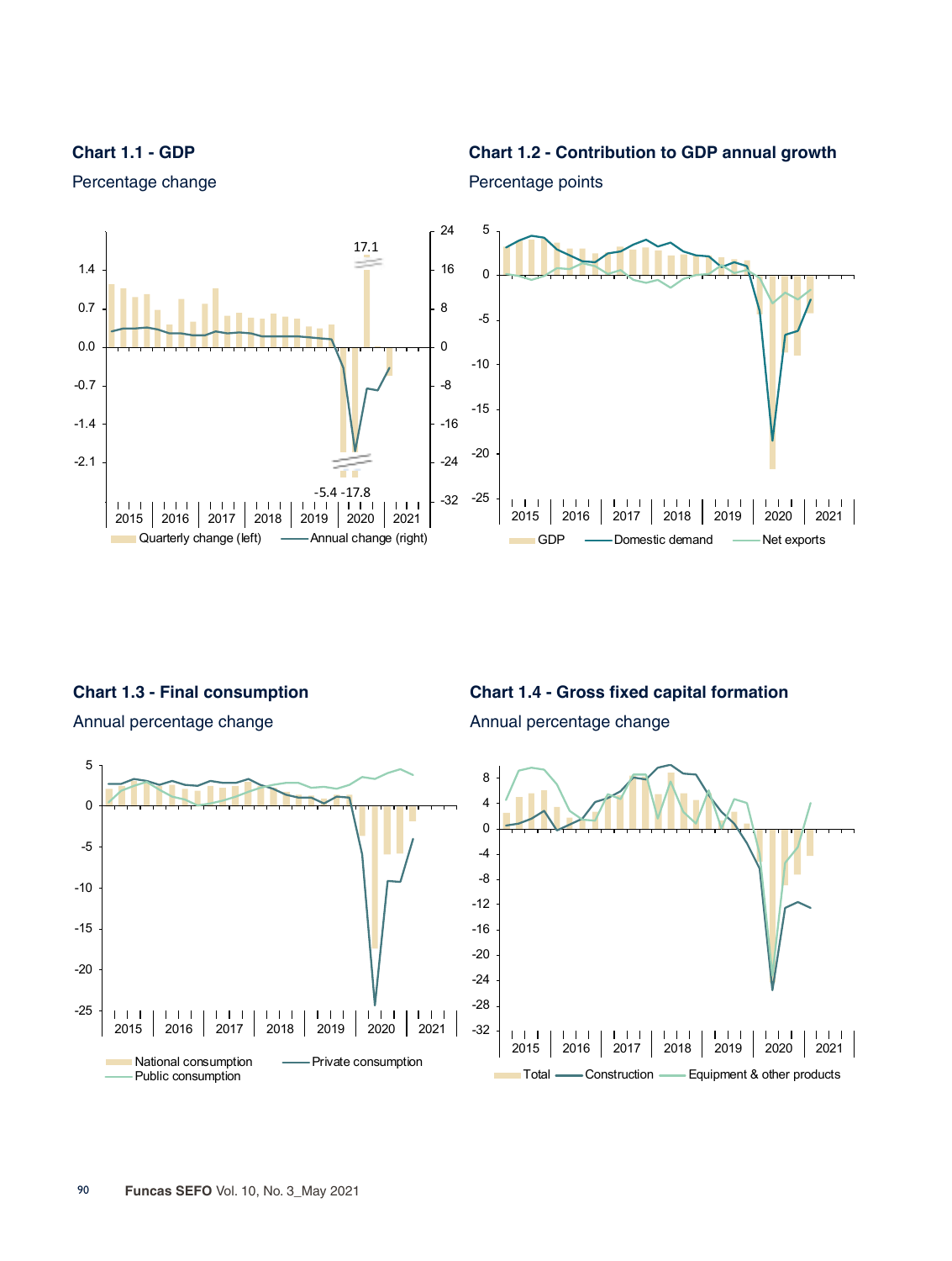**Chart 1.1 - GDP**

Percentage change

**Chart 1.2 - Contribution to GDP annual growth**

Percentage points

**Chart 1.3 - Final consumption**

Annual percentage change

**Chart 1.4 - Gross fixed capital formation**

Annual percentage change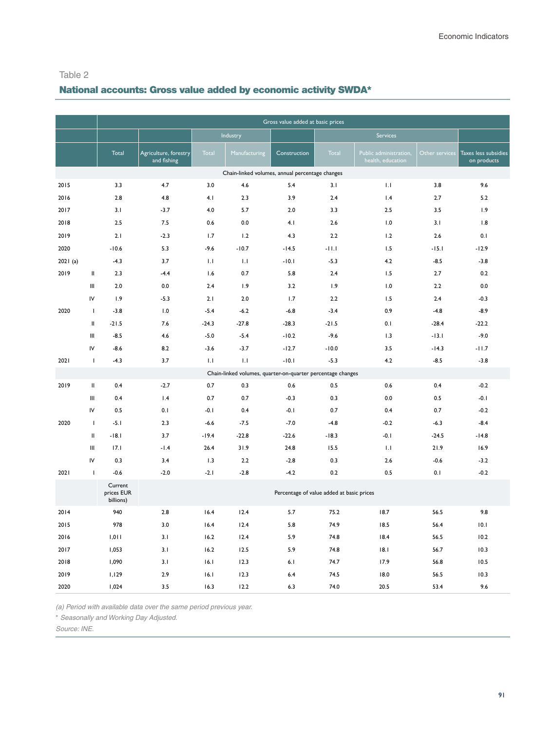Table 2

## National accounts: Gross value added by economic activity SWDA*

| | | Gross value added at basic prices | | | | | | | | |
|---|---|---|---|---|---|---|---|---|---|---|
| | | | | Industry | | | Services | | | |
| | | Total | Agriculture, forestry and fishing | Total | Manufacturing | Construction | Total | Public administration, health, education | Other services | Taxes less subsidies on products |
| | | Chain-linked volumes, annual percentage changes | | | | | | | | |
| 2015 | | 3.3 | 4.7 | 3.0 | 4.6 | 5.4 | 3.1 | 1.1 | 3.8 | 9.6 |
| 2016 | | 2.8 | 4.8 | 4.1 | 2.3 | 3.9 | 2.4 | 1.4 | 2.7 | 5.2 |
| 2017 | | 3.1 | -3.7 | 4.0 | 5.7 | 2.0 | 3.3 | 2.5 | 3.5 | 1.9 |
| 2018 | | 2.5 | 7.5 | 0.6 | 0.0 | 4.1 | 2.6 | 1.0 | 3.1 | 1.8 |
| 2019 | | 2.1 | -2.3 | 1.7 | 1.2 | 4.3 | 2.2 | 1.2 | 2.6 | 0.1 |
| 2020 | | -10.6 | 5.3 | -9.6 | -10.7 | -14.5 | -11.1 | 1.5 | -15.1 | -12.9 |
| 2021 (a) | | -4.3 | 3.7 | 1.1 | 1.1 | -10.1 | -5.3 | 4.2 | -8.5 | -3.8 |
| 2019 | II | 2.3 | -4.4 | 1.6 | 0.7 | 5.8 | 2.4 | 1.5 | 2.7 | 0.2 |
| | III | 2.0 | 0.0 | 2.4 | 1.9 | 3.2 | 1.9 | 1.0 | 2.2 | 0.0 |
| | IV | 1.9 | -5.3 | 2.1 | 2.0 | 1.7 | 2.2 | 1.5 | 2.4 | -0.3 |
| 2020 | I | -3.8 | 1.0 | -5.4 | -6.2 | -6.8 | -3.4 | 0.9 | -4.8 | -8.9 |
| | II | -21.5 | 7.6 | -24.3 | -27.8 | -28.3 | -21.5 | 0.1 | -28.4 | -22.2 |
| | III | -8.5 | 4.6 | -5.0 | -5.4 | -10.2 | -9.6 | 1.3 | -13.1 | -9.0 |
| | IV | -8.6 | 8.2 | -3.6 | -3.7 | -12.7 | -10.0 | 3.5 | -14.3 | -11.7 |
| 2021 | I | -4.3 | 3.7 | 1.1 | 1.1 | -10.1 | -5.3 | 4.2 | -8.5 | -3.8 |
| | | Chain-linked volumes, quarter-on-quarter percentage changes | | | | | | | | |
| 2019 | II | 0.4 | -2.7 | 0.7 | 0.3 | 0.6 | 0.5 | 0.6 | 0.4 | -0.2 |
| | III | 0.4 | 1.4 | 0.7 | 0.7 | -0.3 | 0.3 | 0.0 | 0.5 | -0.1 |
| | IV | 0.5 | 0.1 | -0.1 | 0.4 | -0.1 | 0.7 | 0.4 | 0.7 | -0.2 |
| 2020 | I | -5.1 | 2.3 | -6.6 | -7.5 | -7.0 | -4.8 | -0.2 | -6.3 | -8.4 |
| | II | -18.1 | 3.7 | -19.4 | -22.8 | -22.6 | -18.3 | -0.1 | -24.5 | -14.8 |
| | III | 17.1 | -1.4 | 26.4 | 31.9 | 24.8 | 15.5 | 1.1 | 21.9 | 16.9 |
| | IV | 0.3 | 3.4 | 1.3 | 2.2 | -2.8 | 0.3 | 2.6 | -0.6 | -3.2 |
| 2021 | I | -0.6 | -2.0 | -2.1 | -2.8 | -4.2 | 0.2 | 0.5 | 0.1 | -0.2 |
| | | Current prices EUR billions) | Percentage of value added at basic prices | | | | | | | |
| 2014 | | 940 | 2.8 | 16.4 | 12.4 | 5.7 | 75.2 | 18.7 | 56.5 | 9.8 |
| 2015 | | 978 | 3.0 | 16.4 | 12.4 | 5.8 | 74.9 | 18.5 | 56.4 | 10.1 |
| 2016 | | 1,011 | 3.1 | 16.2 | 12.4 | 5.9 | 74.8 | 18.4 | 56.5 | 10.2 |
| 2017 | | 1,053 | 3.1 | 16.2 | 12.5 | 5.9 | 74.8 | 18.1 | 56.7 | 10.3 |
| 2018 | | 1,090 | 3.1 | 16.1 | 12.3 | 6.1 | 74.7 | 17.9 | 56.8 | 10.5 |
| 2019 | | 1,129 | 2.9 | 16.1 | 12.3 | 6.4 | 74.5 | 18.0 | 56.5 | 10.3 |
| 2020 | | 1,024 | 3.5 | 16.3 | 12.2 | 6.3 | 74.0 | 20.5 | 53.4 | 9.6 |

*(a) Period with available data over the same period previous year.*

*\* Seasonally and Working Day Adjusted.*

*Source: INE.*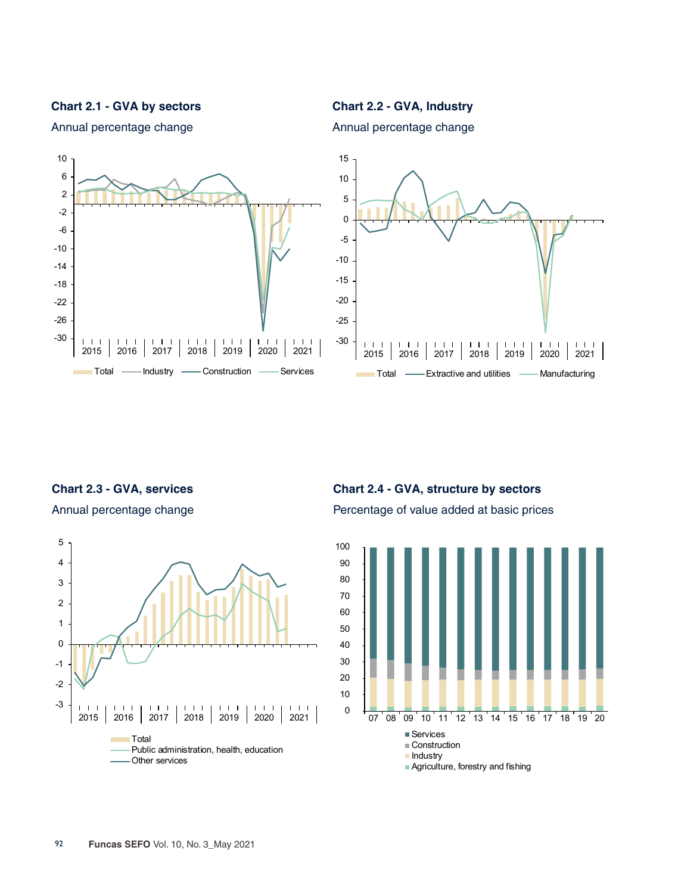**Chart 2.1 - GVA by sectors**

Annual percentage change

**Chart 2.2 - GVA, Industry**

Annual percentage change

**Chart 2.3 - GVA, services**

Annual percentage change

**Chart 2.4 - GVA, structure by sectors**

Percentage of value added at basic prices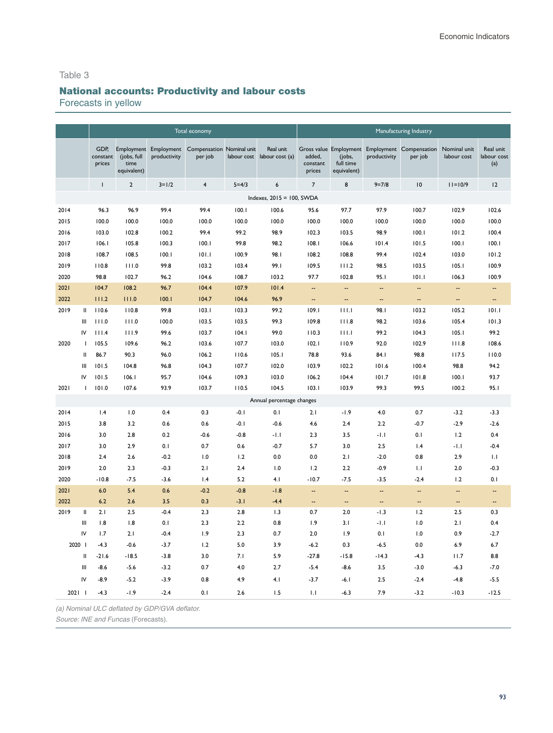Table 3

## National accounts: Productivity and labour costs

Forecasts in yellow

| | Total economy | | | | | | Manufacturing Industry | | | | | |
|---|---|---|---|---|---|---|---|---|---|---|---|---|
| | GDP, constant prices | Employment (jobs, full time equivalent) | Employment productivity | Compensation per job | Nominal unit labour cost | Real unit labour cost (a) | Gross value added, constant prices | Employment (jobs, full time equivalent) | Employment productivity | Compensation per job | Nominal unit labour cost | Real unit labour cost (a) |
| | 1 | 2 | 3=1/2 | 4 | 5=4/3 | 6 | 7 | 8 | 9=7/8 | 10 | 11=10/9 | 12 |
| | Indexes, 2015 = 100, SWDA | | | | | | | | | | | |
| 2014 | 96.3 | 96.9 | 99.4 | 99.4 | 100.1 | 100.6 | 95.6 | 97.7 | 97.9 | 100.7 | 102.9 | 102.6 |
| 2015 | 100.0 | 100.0 | 100.0 | 100.0 | 100.0 | 100.0 | 100.0 | 100.0 | 100.0 | 100.0 | 100.0 | 100.0 |
| 2016 | 103.0 | 102.8 | 100.2 | 99.4 | 99.2 | 98.9 | 102.3 | 103.5 | 98.9 | 100.1 | 101.2 | 100.4 |
| 2017 | 106.1 | 105.8 | 100.3 | 100.1 | 99.8 | 98.2 | 108.1 | 106.6 | 101.4 | 101.5 | 100.1 | 100.1 |
| 2018 | 108.7 | 108.5 | 100.1 | 101.1 | 100.9 | 98.1 | 108.2 | 108.8 | 99.4 | 102.4 | 103.0 | 101.2 |
| 2019 | 110.8 | 111.0 | 99.8 | 103.2 | 103.4 | 99.1 | 109.5 | 111.2 | 98.5 | 103.5 | 105.1 | 100.9 |
| 2020 | 98.8 | 102.7 | 96.2 | 104.6 | 108.7 | 103.2 | 97.7 | 102.8 | 95.1 | 101.1 | 106.3 | 100.9 |
| 2021 | 104.7 | 108.2 | 96.7 | 104.4 | 107.9 | 101.4 | -- | -- | -- | -- | -- | -- |
| 2022 | 111.2 | 111.0 | 100.1 | 104.7 | 104.6 | 96.9 | -- | -- | -- | -- | -- | -- |
| 2019 II | 110.6 | 110.8 | 99.8 | 103.1 | 103.3 | 99.2 | 109.1 | 111.1 | 98.1 | 103.2 | 105.2 | 101.1 |
| III | 111.0 | 111.0 | 100.0 | 103.5 | 103.5 | 99.3 | 109.8 | 111.8 | 98.2 | 103.6 | 105.4 | 101.3 |
| IV | 111.4 | 111.9 | 99.6 | 103.7 | 104.1 | 99.0 | 110.3 | 111.1 | 99.2 | 104.3 | 105.1 | 99.2 |
| 2020 I | 105.5 | 109.6 | 96.2 | 103.6 | 107.7 | 103.0 | 102.1 | 110.9 | 92.0 | 102.9 | 111.8 | 108.6 |
| II | 86.7 | 90.3 | 96.0 | 106.2 | 110.6 | 105.1 | 78.8 | 93.6 | 84.1 | 98.8 | 117.5 | 110.0 |
| III | 101.5 | 104.8 | 96.8 | 104.3 | 107.7 | 102.0 | 103.9 | 102.2 | 101.6 | 100.4 | 98.8 | 94.2 |
| IV | 101.5 | 106.1 | 95.7 | 104.6 | 109.3 | 103.0 | 106.2 | 104.4 | 101.7 | 101.8 | 100.1 | 93.7 |
| 2021 I | 101.0 | 107.6 | 93.9 | 103.7 | 110.5 | 104.5 | 103.1 | 103.9 | 99.3 | 99.5 | 100.2 | 95.1 |
| | Annual percentage changes | | | | | | | | | | | |
| 2014 | 1.4 | 1.0 | 0.4 | 0.3 | -0.1 | 0.1 | 2.1 | -1.9 | 4.0 | 0.7 | -3.2 | -3.3 |
| 2015 | 3.8 | 3.2 | 0.6 | 0.6 | -0.1 | -0.6 | 4.6 | 2.4 | 2.2 | -0.7 | -2.9 | -2.6 |
| 2016 | 3.0 | 2.8 | 0.2 | -0.6 | -0.8 | -1.1 | 2.3 | 3.5 | -1.1 | 0.1 | 1.2 | 0.4 |
| 2017 | 3.0 | 2.9 | 0.1 | 0.7 | 0.6 | -0.7 | 5.7 | 3.0 | 2.5 | 1.4 | -1.1 | -0.4 |
| 2018 | 2.4 | 2.6 | -0.2 | 1.0 | 1.2 | 0.0 | 0.0 | 2.1 | -2.0 | 0.8 | 2.9 | 1.1 |
| 2019 | 2.0 | 2.3 | -0.3 | 2.1 | 2.4 | 1.0 | 1.2 | 2.2 | -0.9 | 1.1 | 2.0 | -0.3 |
| 2020 | -10.8 | -7.5 | -3.6 | 1.4 | 5.2 | 4.1 | -10.7 | -7.5 | -3.5 | -2.4 | 1.2 | 0.1 |
| 2021 | 6.0 | 5.4 | 0.6 | -0.2 | -0.8 | -1.8 | -- | -- | -- | -- | -- | -- |
| 2022 | 6.2 | 2.6 | 3.5 | 0.3 | -3.1 | -4.4 | -- | -- | -- | -- | -- | -- |
| 2019 II | 2.1 | 2.5 | -0.4 | 2.3 | 2.8 | 1.3 | 0.7 | 2.0 | -1.3 | 1.2 | 2.5 | 0.3 |
| III | 1.8 | 1.8 | 0.1 | 2.3 | 2.2 | 0.8 | 1.9 | 3.1 | -1.1 | 1.0 | 2.1 | 0.4 |
| IV | 1.7 | 2.1 | -0.4 | 1.9 | 2.3 | 0.7 | 2.0 | 1.9 | 0.1 | 1.0 | 0.9 | -2.7 |
| 2020 I | -4.3 | -0.6 | -3.7 | 1.2 | 5.0 | 3.9 | -6.2 | 0.3 | -6.5 | 0.0 | 6.9 | 6.7 |
| II | -21.6 | -18.5 | -3.8 | 3.0 | 7.1 | 5.9 | -27.8 | -15.8 | -14.3 | -4.3 | 11.7 | 8.8 |
| III | -8.6 | -5.6 | -3.2 | 0.7 | 4.0 | 2.7 | -5.4 | -8.6 | 3.5 | -3.0 | -6.3 | -7.0 |
| IV | -8.9 | -5.2 | -3.9 | 0.8 | 4.9 | 4.1 | -3.7 | -6.1 | 2.5 | -2.4 | -4.8 | -5.5 |
| 2021 I | -4.3 | -1.9 | -2.4 | 0.1 | 2.6 | 1.5 | 1.1 | -6.3 | 7.9 | -3.2 | -10.3 | -12.5 |

*(a) Nominal ULC deflated by GDP/GVA deflator.*

*Source: INE and Funcas* (Forecasts).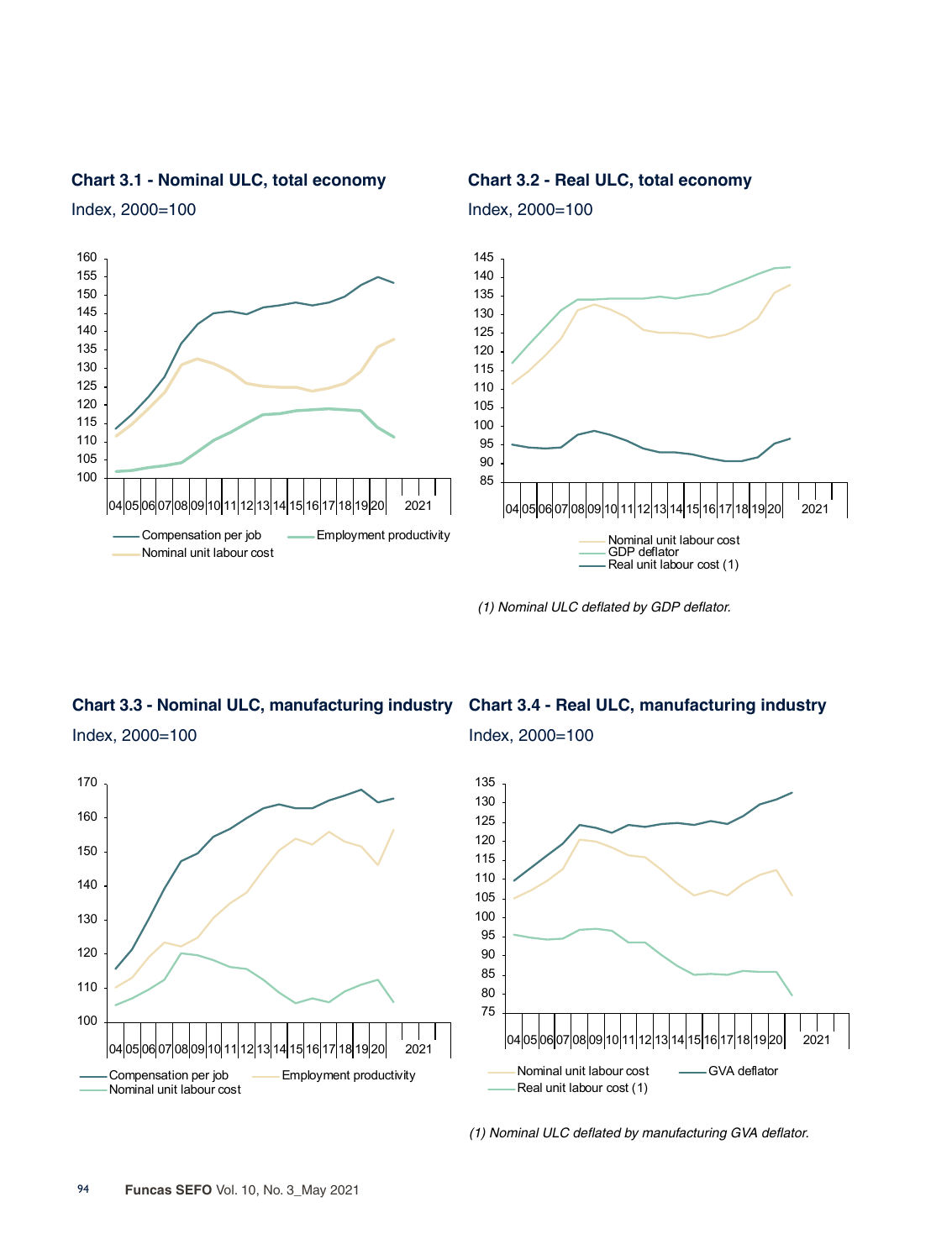**Chart 3.1 - Nominal ULC, total economy**

Index, 2000=100

Compensation per job — Employment productivity — Nominal unit labour cost

**Chart 3.2 - Real ULC, total economy**

Index, 2000=100

Nominal unit labour cost — GDP deflator — Real unit labour cost (1)

*(1) Nominal ULC deflated by GDP deflator.*

**Chart 3.3 - Nominal ULC, manufacturing industry**

Index, 2000=100

Compensation per job — Employment productivity — Nominal unit labour cost

**Chart 3.4 - Real ULC, manufacturing industry**

Index, 2000=100

Nominal unit labour cost — GVA deflator — Real unit labour cost (1)

*(1) Nominal ULC deflated by manufacturing GVA deflator.*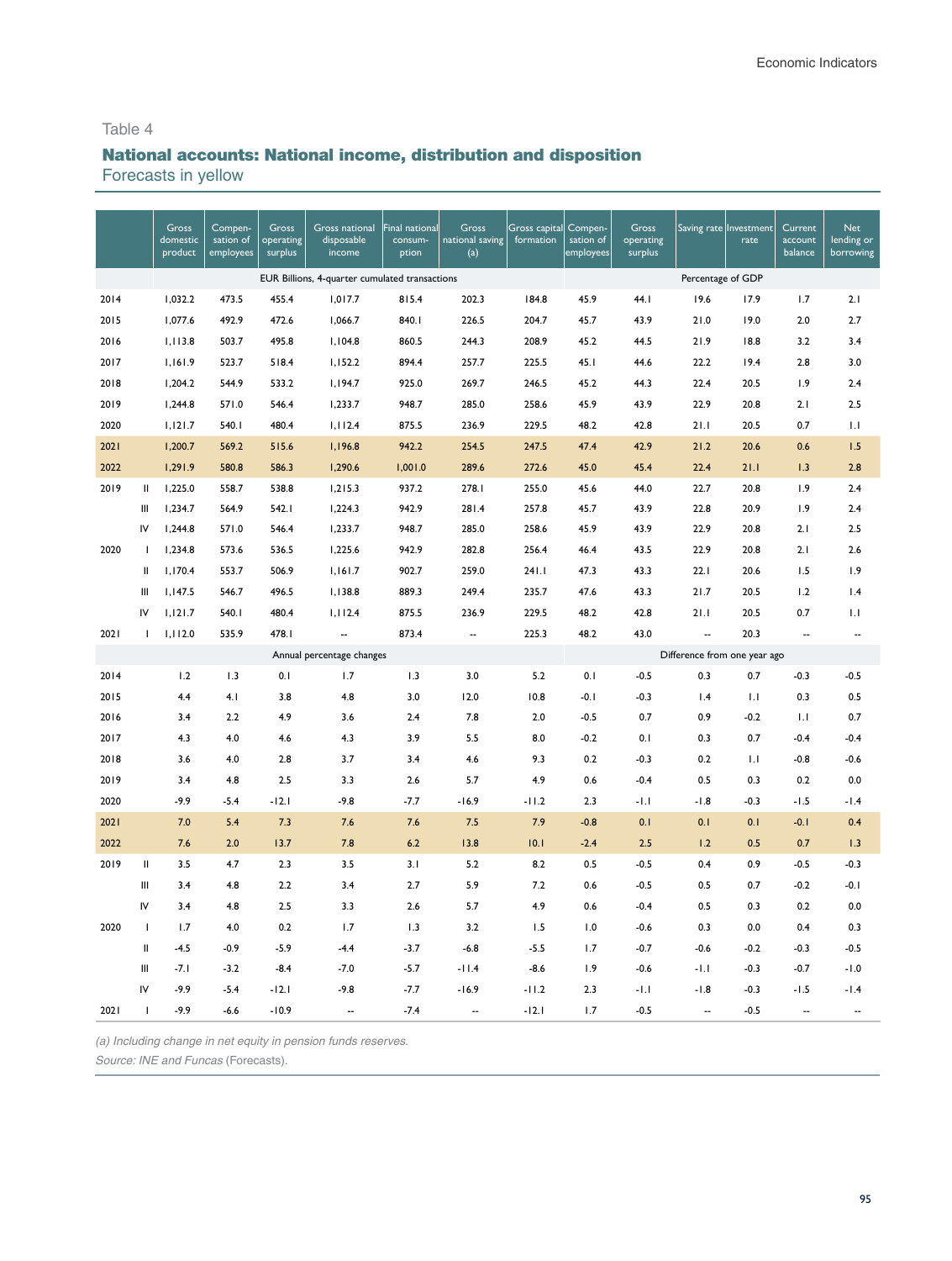Table 4

## National accounts: National income, distribution and disposition

Forecasts in yellow

| | | Gross domestic product | Compen-sation of employees | Gross operating surplus | Gross national disposable income | Final national consum-ption | Gross national saving (a) | Gross capital formation | Compen-sation of employees | Gross operating surplus | Saving rate | Investment rate | Current account balance | Net lending or borrowing |
|---|---|---|---|---|---|---|---|---|---|---|---|---|---|---|
| | | EUR Billions, 4-quarter cumulated transactions | | | | | | | Percentage of GDP | | | | | |
| 2014 | | 1,032.2 | 473.5 | 455.4 | 1,017.7 | 815.4 | 202.3 | 184.8 | 45.9 | 44.1 | 19.6 | 17.9 | 1.7 | 2.1 |
| 2015 | | 1,077.6 | 492.9 | 472.6 | 1,066.7 | 840.1 | 226.5 | 204.7 | 45.7 | 43.9 | 21.0 | 19.0 | 2.0 | 2.7 |
| 2016 | | 1,113.8 | 503.7 | 495.8 | 1,104.8 | 860.5 | 244.3 | 208.9 | 45.2 | 44.5 | 21.9 | 18.8 | 3.2 | 3.4 |
| 2017 | | 1,161.9 | 523.7 | 518.4 | 1,152.2 | 894.4 | 257.7 | 225.5 | 45.1 | 44.6 | 22.2 | 19.4 | 2.8 | 3.0 |
| 2018 | | 1,204.2 | 544.9 | 533.2 | 1,194.7 | 925.0 | 269.7 | 246.5 | 45.2 | 44.3 | 22.4 | 20.5 | 1.9 | 2.4 |
| 2019 | | 1,244.8 | 571.0 | 546.4 | 1,233.7 | 948.7 | 285.0 | 258.6 | 45.9 | 43.9 | 22.9 | 20.8 | 2.1 | 2.5 |
| 2020 | | 1,121.7 | 540.1 | 480.4 | 1,112.4 | 875.5 | 236.9 | 229.5 | 48.2 | 42.8 | 21.1 | 20.5 | 0.7 | 1.1 |
| 2021 | | 1,200.7 | 569.2 | 515.6 | 1,196.8 | 942.2 | 254.5 | 247.5 | 47.4 | 42.9 | 21.2 | 20.6 | 0.6 | 1.5 |
| 2022 | | 1,291.9 | 580.8 | 586.3 | 1,290.6 | 1,001.0 | 289.6 | 272.6 | 45.0 | 45.4 | 22.4 | 21.1 | 1.3 | 2.8 |
| 2019 | II | 1,225.0 | 558.7 | 538.8 | 1,215.3 | 937.2 | 278.1 | 255.0 | 45.6 | 44.0 | 22.7 | 20.8 | 1.9 | 2.4 |
| | III | 1,234.7 | 564.9 | 542.1 | 1,224.3 | 942.9 | 281.4 | 257.8 | 45.7 | 43.9 | 22.8 | 20.9 | 1.9 | 2.4 |
| | IV | 1,244.8 | 571.0 | 546.4 | 1,233.7 | 948.7 | 285.0 | 258.6 | 45.9 | 43.9 | 22.9 | 20.8 | 2.1 | 2.5 |
| 2020 | I | 1,234.8 | 573.6 | 536.5 | 1,225.6 | 942.9 | 282.8 | 256.4 | 46.4 | 43.5 | 22.9 | 20.8 | 2.1 | 2.6 |
| | II | 1,170.4 | 553.7 | 506.9 | 1,161.7 | 902.7 | 259.0 | 241.1 | 47.3 | 43.3 | 22.1 | 20.6 | 1.5 | 1.9 |
| | III | 1,147.5 | 546.7 | 496.5 | 1,138.8 | 889.3 | 249.4 | 235.7 | 47.6 | 43.3 | 21.7 | 20.5 | 1.2 | 1.4 |
| | IV | 1,121.7 | 540.1 | 480.4 | 1,112.4 | 875.5 | 236.9 | 229.5 | 48.2 | 42.8 | 21.1 | 20.5 | 0.7 | 1.1 |
| 2021 | I | 1,112.0 | 535.9 | 478.1 | -- | 873.4 | -- | 225.3 | 48.2 | 43.0 | -- | 20.3 | -- | -- |
| | | Annual percentage changes | | | | | | | Difference from one year ago | | | | | |
| 2014 | | 1.2 | 1.3 | 0.1 | 1.7 | 1.3 | 3.0 | 5.2 | 0.1 | -0.5 | 0.3 | 0.7 | -0.3 | -0.5 |
| 2015 | | 4.4 | 4.1 | 3.8 | 4.8 | 3.0 | 12.0 | 10.8 | -0.1 | -0.3 | 1.4 | 1.1 | 0.3 | 0.5 |
| 2016 | | 3.4 | 2.2 | 4.9 | 3.6 | 2.4 | 7.8 | 2.0 | -0.5 | 0.7 | 0.9 | -0.2 | 1.1 | 0.7 |
| 2017 | | 4.3 | 4.0 | 4.6 | 4.3 | 3.9 | 5.5 | 8.0 | -0.2 | 0.1 | 0.3 | 0.7 | -0.4 | -0.4 |
| 2018 | | 3.6 | 4.0 | 2.8 | 3.7 | 3.4 | 4.6 | 9.3 | 0.2 | -0.3 | 0.2 | 1.1 | -0.8 | -0.6 |
| 2019 | | 3.4 | 4.8 | 2.5 | 3.3 | 2.6 | 5.7 | 4.9 | 0.6 | -0.4 | 0.5 | 0.3 | 0.2 | 0.0 |
| 2020 | | -9.9 | -5.4 | -12.1 | -9.8 | -7.7 | -16.9 | -11.2 | 2.3 | -1.1 | -1.8 | -0.3 | -1.5 | -1.4 |
| 2021 | | 7.0 | 5.4 | 7.3 | 7.6 | 7.6 | 7.5 | 7.9 | -0.8 | 0.1 | 0.1 | 0.1 | -0.1 | 0.4 |
| 2022 | | 7.6 | 2.0 | 13.7 | 7.8 | 6.2 | 13.8 | 10.1 | -2.4 | 2.5 | 1.2 | 0.5 | 0.7 | 1.3 |
| 2019 | II | 3.5 | 4.7 | 2.3 | 3.5 | 3.1 | 5.2 | 8.2 | 0.5 | -0.5 | 0.4 | 0.9 | -0.5 | -0.3 |
| | III | 3.4 | 4.8 | 2.2 | 3.4 | 2.7 | 5.9 | 7.2 | 0.6 | -0.5 | 0.5 | 0.7 | -0.2 | -0.1 |
| | IV | 3.4 | 4.8 | 2.5 | 3.3 | 2.6 | 5.7 | 4.9 | 0.6 | -0.4 | 0.5 | 0.3 | 0.2 | 0.0 |
| 2020 | I | 1.7 | 4.0 | 0.2 | 1.7 | 1.3 | 3.2 | 1.5 | 1.0 | -0.6 | 0.3 | 0.0 | 0.4 | 0.3 |
| | II | -4.5 | -0.9 | -5.9 | -4.4 | -3.7 | -6.8 | -5.5 | 1.7 | -0.7 | -0.6 | -0.2 | -0.3 | -0.5 |
| | III | -7.1 | -3.2 | -8.4 | -7.0 | -5.7 | -11.4 | -8.6 | 1.9 | -0.6 | -1.1 | -0.3 | -0.7 | -1.0 |
| | IV | -9.9 | -5.4 | -12.1 | -9.8 | -7.7 | -16.9 | -11.2 | 2.3 | -1.1 | -1.8 | -0.3 | -1.5 | -1.4 |
| 2021 | I | -9.9 | -6.6 | -10.9 | -- | -7.4 | -- | -12.1 | 1.7 | -0.5 | -- | -0.5 | -- | -- |

*(a) Including change in net equity in pension funds reserves.*

*Source: INE and Funcas* (Forecasts).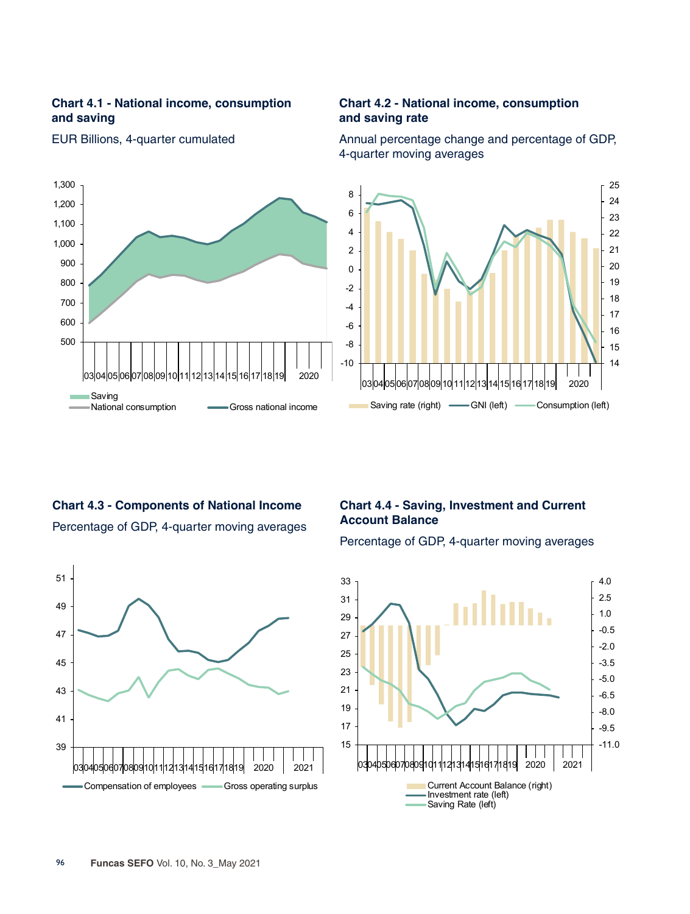### Chart 4.1 - National income, consumption and saving

EUR Billions, 4-quarter cumulated

Saving
National consumption
Gross national income

### Chart 4.2 - National income, consumption and saving rate

Annual percentage change and percentage of GDP, 4-quarter moving averages

Saving rate (right)
GNI (left)
Consumption (left)

### Chart 4.3 - Components of National Income

Percentage of GDP, 4-quarter moving averages

Compensation of employees
Gross operating surplus

### Chart 4.4 - Saving, Investment and Current Account Balance

Percentage of GDP, 4-quarter moving averages

Current Account Balance (right)
Investment rate (left)
Saving Rate (left)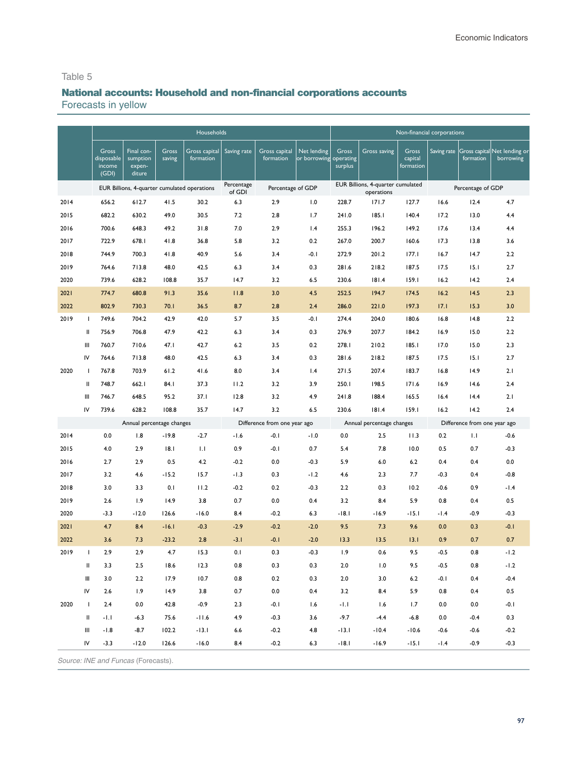Table 5

## National accounts: Household and non-financial corporations accounts

Forecasts in yellow

| | | Households | | | | | | | Non-financial corporations | | | | | |
|---|---|---|---|---|---|---|---|---|---|---|---|---|---|---|
| | | Gross disposable income (GDI) | Final consumption expenditure | Gross saving | Gross capital formation | Saving rate | Gross capital formation | Net lending or borrowing | Gross operating surplus | Gross saving | Gross capital formation | Saving rate | Gross capital formation | Net lending or borrowing |
| | | EUR Billions, 4-quarter cumulated operations | | | | Percentage of GDI | Percentage of GDP | | EUR Billions, 4-quarter cumulated operations | | | Percentage of GDP | | |
| 2014 | | 656.2 | 612.7 | 41.5 | 30.2 | 6.3 | 2.9 | 1.0 | 228.7 | 171.7 | 127.7 | 16.6 | 12.4 | 4.7 |
| 2015 | | 682.2 | 630.2 | 49.0 | 30.5 | 7.2 | 2.8 | 1.7 | 241.0 | 185.1 | 140.4 | 17.2 | 13.0 | 4.4 |
| 2016 | | 700.6 | 648.3 | 49.2 | 31.8 | 7.0 | 2.9 | 1.4 | 255.3 | 196.2 | 149.2 | 17.6 | 13.4 | 4.4 |
| 2017 | | 722.9 | 678.1 | 41.8 | 36.8 | 5.8 | 3.2 | 0.2 | 267.0 | 200.7 | 160.6 | 17.3 | 13.8 | 3.6 |
| 2018 | | 744.9 | 700.3 | 41.8 | 40.9 | 5.6 | 3.4 | -0.1 | 272.9 | 201.2 | 177.1 | 16.7 | 14.7 | 2.2 |
| 2019 | | 764.6 | 713.8 | 48.0 | 42.5 | 6.3 | 3.4 | 0.3 | 281.6 | 218.2 | 187.5 | 17.5 | 15.1 | 2.7 |
| 2020 | | 739.6 | 628.2 | 108.8 | 35.7 | 14.7 | 3.2 | 6.5 | 230.6 | 181.4 | 159.1 | 16.2 | 14.2 | 2.4 |
| 2021 | | 774.7 | 680.8 | 91.3 | 35.6 | 11.8 | 3.0 | 4.5 | 252.5 | 194.7 | 174.5 | 16.2 | 14.5 | 2.3 |
| 2022 | | 802.9 | 730.3 | 70.1 | 36.5 | 8.7 | 2.8 | 2.4 | 286.0 | 221.0 | 197.3 | 17.1 | 15.3 | 3.0 |
| 2019 | I | 749.6 | 704.2 | 42.9 | 42.0 | 5.7 | 3.5 | -0.1 | 274.4 | 204.0 | 180.6 | 16.8 | 14.8 | 2.2 |
| | II | 756.9 | 706.8 | 47.9 | 42.2 | 6.3 | 3.4 | 0.3 | 276.9 | 207.7 | 184.2 | 16.9 | 15.0 | 2.2 |
| | III | 760.7 | 710.6 | 47.1 | 42.7 | 6.2 | 3.5 | 0.2 | 278.1 | 210.2 | 185.1 | 17.0 | 15.0 | 2.3 |
| | IV | 764.6 | 713.8 | 48.0 | 42.5 | 6.3 | 3.4 | 0.3 | 281.6 | 218.2 | 187.5 | 17.5 | 15.1 | 2.7 |
| 2020 | I | 767.8 | 703.9 | 61.2 | 41.6 | 8.0 | 3.4 | 1.4 | 271.5 | 207.4 | 183.7 | 16.8 | 14.9 | 2.1 |
| | II | 748.7 | 662.1 | 84.1 | 37.3 | 11.2 | 3.2 | 3.9 | 250.1 | 198.5 | 171.6 | 16.9 | 14.6 | 2.4 |
| | III | 746.7 | 648.5 | 95.2 | 37.1 | 12.8 | 3.2 | 4.9 | 241.8 | 188.4 | 165.5 | 16.4 | 14.4 | 2.1 |
| | IV | 739.6 | 628.2 | 108.8 | 35.7 | 14.7 | 3.2 | 6.5 | 230.6 | 181.4 | 159.1 | 16.2 | 14.2 | 2.4 |
| | | Annual percentage changes | | | | Difference from one year ago | | | Annual percentage changes | | | Difference from one year ago | | |
| 2014 | | 0.0 | 1.8 | -19.8 | -2.7 | -1.6 | -0.1 | -1.0 | 0.0 | 2.5 | 11.3 | 0.2 | 1.1 | -0.6 |
| 2015 | | 4.0 | 2.9 | 18.1 | 1.1 | 0.9 | -0.1 | 0.7 | 5.4 | 7.8 | 10.0 | 0.5 | 0.7 | -0.3 |
| 2016 | | 2.7 | 2.9 | 0.5 | 4.2 | -0.2 | 0.0 | -0.3 | 5.9 | 6.0 | 6.2 | 0.4 | 0.4 | 0.0 |
| 2017 | | 3.2 | 4.6 | -15.2 | 15.7 | -1.3 | 0.3 | -1.2 | 4.6 | 2.3 | 7.7 | -0.3 | 0.4 | -0.8 |
| 2018 | | 3.0 | 3.3 | 0.1 | 11.2 | -0.2 | 0.2 | -0.3 | 2.2 | 0.3 | 10.2 | -0.6 | 0.9 | -1.4 |
| 2019 | | 2.6 | 1.9 | 14.9 | 3.8 | 0.7 | 0.0 | 0.4 | 3.2 | 8.4 | 5.9 | 0.8 | 0.4 | 0.5 |
| 2020 | | -3.3 | -12.0 | 126.6 | -16.0 | 8.4 | -0.2 | 6.3 | -18.1 | -16.9 | -15.1 | -1.4 | -0.9 | -0.3 |
| 2021 | | 4.7 | 8.4 | -16.1 | -0.3 | -2.9 | -0.2 | -2.0 | 9.5 | 7.3 | 9.6 | 0.0 | 0.3 | -0.1 |
| 2022 | | 3.6 | 7.3 | -23.2 | 2.8 | -3.1 | -0.1 | -2.0 | 13.3 | 13.5 | 13.1 | 0.9 | 0.7 | 0.7 |
| 2019 | I | 2.9 | 2.9 | 4.7 | 15.3 | 0.1 | 0.3 | -0.3 | 1.9 | 0.6 | 9.5 | -0.5 | 0.8 | -1.2 |
| | II | 3.3 | 2.5 | 18.6 | 12.3 | 0.8 | 0.3 | 0.3 | 2.0 | 1.0 | 9.5 | -0.5 | 0.8 | -1.2 |
| | III | 3.0 | 2.2 | 17.9 | 10.7 | 0.8 | 0.2 | 0.3 | 2.0 | 3.0 | 6.2 | -0.1 | 0.4 | -0.4 |
| | IV | 2.6 | 1.9 | 14.9 | 3.8 | 0.7 | 0.0 | 0.4 | 3.2 | 8.4 | 5.9 | 0.8 | 0.4 | 0.5 |
| 2020 | I | 2.4 | 0.0 | 42.8 | -0.9 | 2.3 | -0.1 | 1.6 | -1.1 | 1.6 | 1.7 | 0.0 | 0.0 | -0.1 |
| | II | -1.1 | -6.3 | 75.6 | -11.6 | 4.9 | -0.3 | 3.6 | -9.7 | -4.4 | -6.8 | 0.0 | -0.4 | 0.3 |
| | III | -1.8 | -8.7 | 102.2 | -13.1 | 6.6 | -0.2 | 4.8 | -13.1 | -10.4 | -10.6 | -0.6 | -0.6 | -0.2 |
| | IV | -3.3 | -12.0 | 126.6 | -16.0 | 8.4 | -0.2 | 6.3 | -18.1 | -16.9 | -15.1 | -1.4 | -0.9 | -0.3 |

*Source: INE and Funcas* (Forecasts).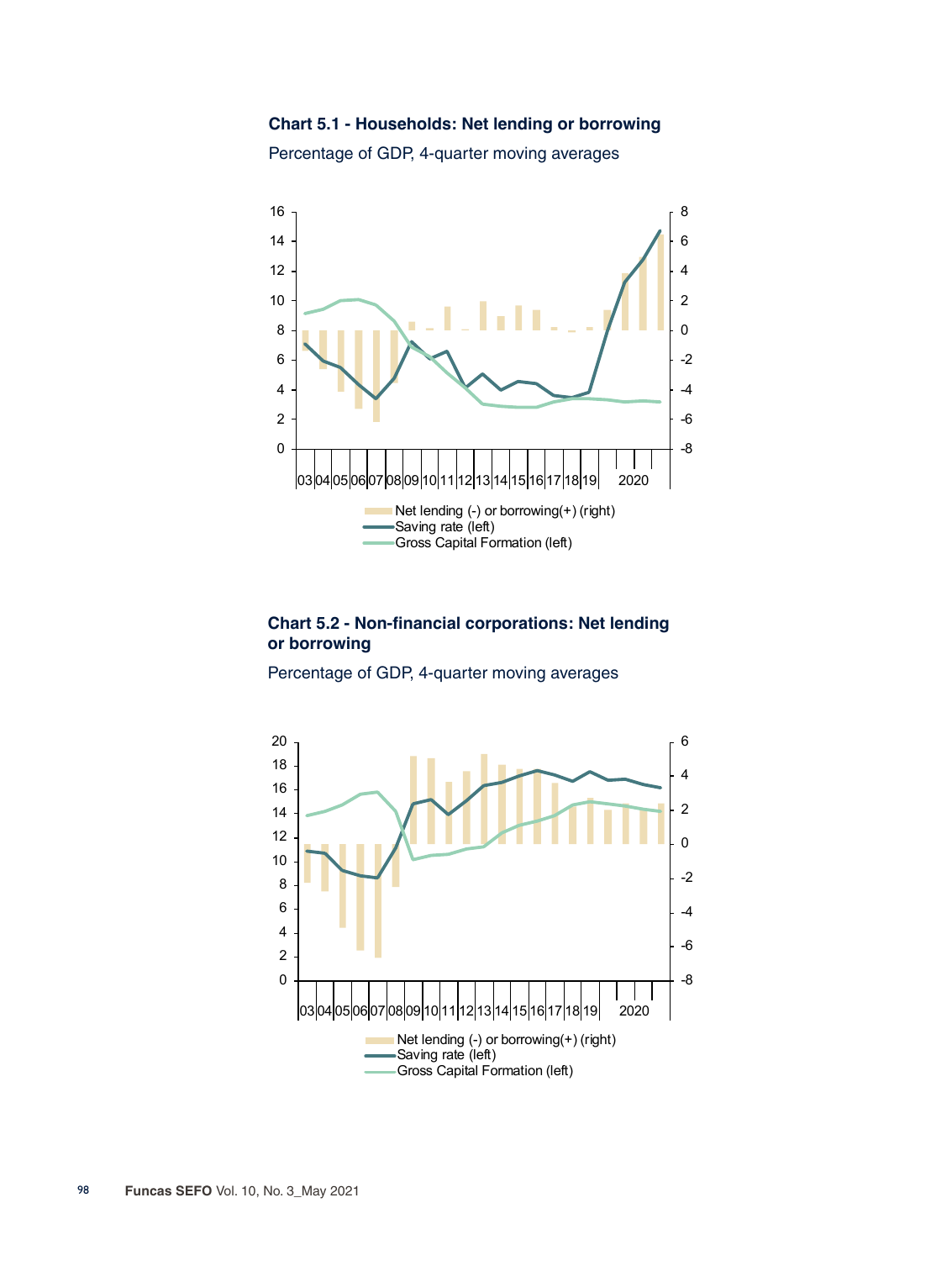**Chart 5.1 - Households: Net lending or borrowing**

Percentage of GDP, 4-quarter moving averages

**Chart 5.2 - Non-financial corporations: Net lending or borrowing**

Percentage of GDP, 4-quarter moving averages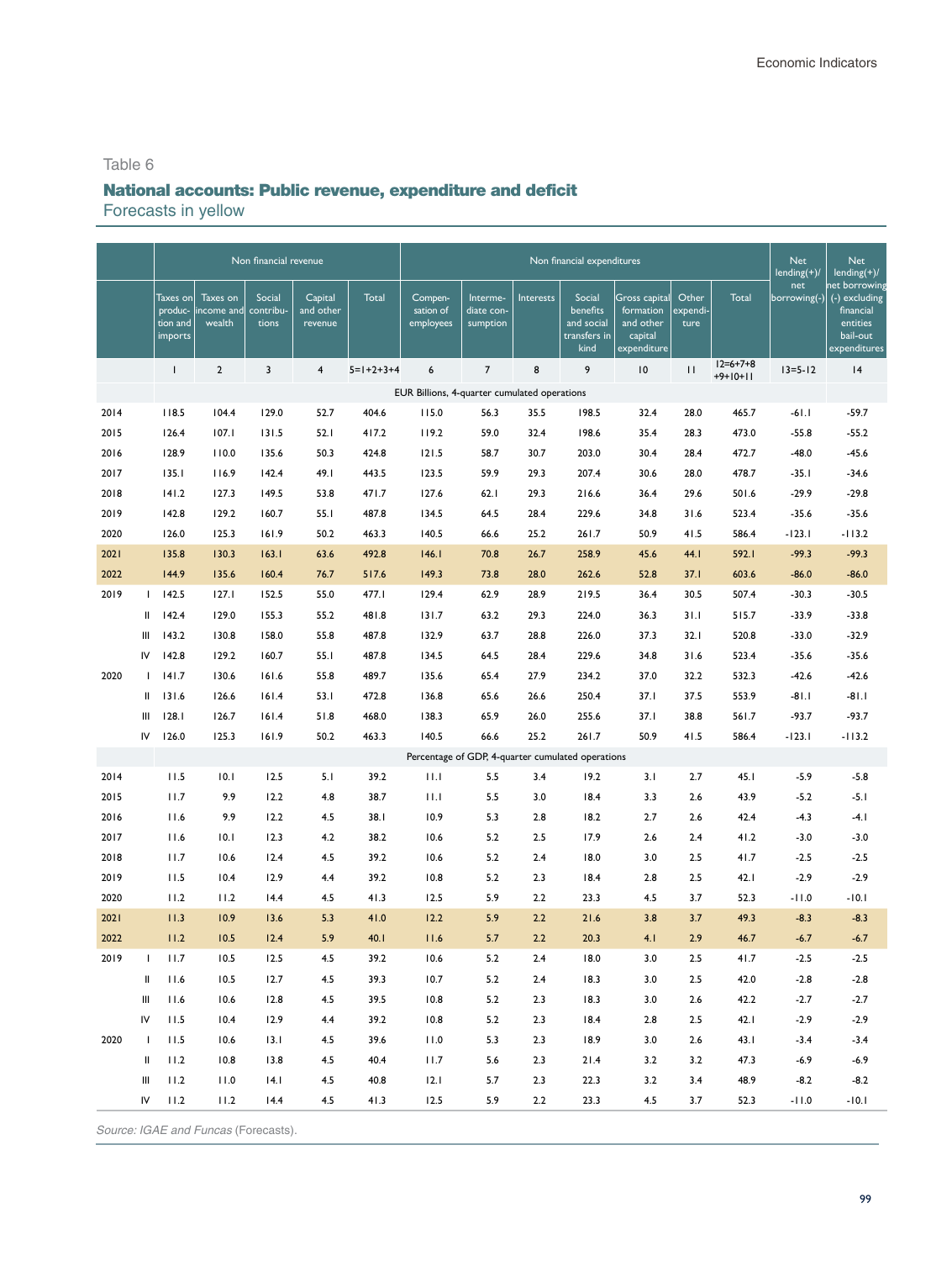Table 6

## National accounts: Public revenue, expenditure and deficit

Forecasts in yellow

| | | Non financial revenue | | | | | Non financial expenditures | | | | | | | Net lending(+)/ net borrowing(-) | Net lending(+)/ net borrowing (-) excluding financial entities bail-out expenditures |
|---|---|---|---|---|---|---|---|---|---|---|---|---|---|---|---|
| | | Taxes on production and imports | Taxes on income and wealth | Social contributions | Capital and other revenue | Total | Compensation of employees | Intermediate consumption | Interests | Social benefits and social transfers in kind | Gross capital formation and other capital expenditure | Other expenditure | Total | | |
| | | 1 | 2 | 3 | 4 | 5=1+2+3+4 | 6 | 7 | 8 | 9 | 10 | 11 | 12=6+7+8+9+10+11 | 13=5-12 | 14 |
| | | EUR Billions, 4-quarter cumulated operations | | | | | | | | | | | | | |
| 2014 | | 118.5 | 104.4 | 129.0 | 52.7 | 404.6 | 115.0 | 56.3 | 35.5 | 198.5 | 32.4 | 28.0 | 465.7 | -61.1 | -59.7 |
| 2015 | | 126.4 | 107.1 | 131.5 | 52.1 | 417.2 | 119.2 | 59.0 | 32.4 | 198.6 | 35.4 | 28.3 | 473.0 | -55.8 | -55.2 |
| 2016 | | 128.9 | 110.0 | 135.6 | 50.3 | 424.8 | 121.5 | 58.7 | 30.7 | 203.0 | 30.4 | 28.4 | 472.7 | -48.0 | -45.6 |
| 2017 | | 135.1 | 116.9 | 142.4 | 49.1 | 443.5 | 123.5 | 59.9 | 29.3 | 207.4 | 30.6 | 28.0 | 478.7 | -35.1 | -34.6 |
| 2018 | | 141.2 | 127.3 | 149.5 | 53.8 | 471.7 | 127.6 | 62.1 | 29.3 | 216.6 | 36.4 | 29.6 | 501.6 | -29.9 | -29.8 |
| 2019 | | 142.8 | 129.2 | 160.7 | 55.1 | 487.8 | 134.5 | 64.5 | 28.4 | 229.6 | 34.8 | 31.6 | 523.4 | -35.6 | -35.6 |
| 2020 | | 126.0 | 125.3 | 161.9 | 50.2 | 463.3 | 140.5 | 66.6 | 25.2 | 261.7 | 50.9 | 41.5 | 586.4 | -123.1 | -113.2 |
| 2021 | | 135.8 | 130.3 | 163.1 | 63.6 | 492.8 | 146.1 | 70.8 | 26.7 | 258.9 | 45.6 | 44.1 | 592.1 | -99.3 | -99.3 |
| 2022 | | 144.9 | 135.6 | 160.4 | 76.7 | 517.6 | 149.3 | 73.8 | 28.0 | 262.6 | 52.8 | 37.1 | 603.6 | -86.0 | -86.0 |
| 2019 | I | 142.5 | 127.1 | 152.5 | 55.0 | 477.1 | 129.4 | 62.9 | 28.9 | 219.5 | 36.4 | 30.5 | 507.4 | -30.3 | -30.5 |
| | II | 142.4 | 129.0 | 155.3 | 55.2 | 481.8 | 131.7 | 63.2 | 29.3 | 224.0 | 36.3 | 31.1 | 515.7 | -33.9 | -33.8 |
| | III | 143.2 | 130.8 | 158.0 | 55.8 | 487.8 | 132.9 | 63.7 | 28.8 | 226.0 | 37.3 | 32.1 | 520.8 | -33.0 | -32.9 |
| | IV | 142.8 | 129.2 | 160.7 | 55.1 | 487.8 | 134.5 | 64.5 | 28.4 | 229.6 | 34.8 | 31.6 | 523.4 | -35.6 | -35.6 |
| 2020 | I | 141.7 | 130.6 | 161.6 | 55.8 | 489.7 | 135.6 | 65.4 | 27.9 | 234.2 | 37.0 | 32.2 | 532.3 | -42.6 | -42.6 |
| | II | 131.6 | 126.6 | 161.4 | 53.1 | 472.8 | 136.8 | 65.6 | 26.6 | 250.4 | 37.1 | 37.5 | 553.9 | -81.1 | -81.1 |
| | III | 128.1 | 126.7 | 161.4 | 51.8 | 468.0 | 138.3 | 65.9 | 26.0 | 255.6 | 37.1 | 38.8 | 561.7 | -93.7 | -93.7 |
| | IV | 126.0 | 125.3 | 161.9 | 50.2 | 463.3 | 140.5 | 66.6 | 25.2 | 261.7 | 50.9 | 41.5 | 586.4 | -123.1 | -113.2 |
| | | Percentage of GDP, 4-quarter cumulated operations | | | | | | | | | | | | | |
| 2014 | | 11.5 | 10.1 | 12.5 | 5.1 | 39.2 | 11.1 | 5.5 | 3.4 | 19.2 | 3.1 | 2.7 | 45.1 | -5.9 | -5.8 |
| 2015 | | 11.7 | 9.9 | 12.2 | 4.8 | 38.7 | 11.1 | 5.5 | 3.0 | 18.4 | 3.3 | 2.6 | 43.9 | -5.2 | -5.1 |
| 2016 | | 11.6 | 9.9 | 12.2 | 4.5 | 38.1 | 10.9 | 5.3 | 2.8 | 18.2 | 2.7 | 2.6 | 42.4 | -4.3 | -4.1 |
| 2017 | | 11.6 | 10.1 | 12.3 | 4.2 | 38.2 | 10.6 | 5.2 | 2.5 | 17.9 | 2.6 | 2.4 | 41.2 | -3.0 | -3.0 |
| 2018 | | 11.7 | 10.6 | 12.4 | 4.5 | 39.2 | 10.6 | 5.2 | 2.4 | 18.0 | 3.0 | 2.5 | 41.7 | -2.5 | -2.5 |
| 2019 | | 11.5 | 10.4 | 12.9 | 4.4 | 39.2 | 10.8 | 5.2 | 2.3 | 18.4 | 2.8 | 2.5 | 42.1 | -2.9 | -2.9 |
| 2020 | | 11.2 | 11.2 | 14.4 | 4.5 | 41.3 | 12.5 | 5.9 | 2.2 | 23.3 | 4.5 | 3.7 | 52.3 | -11.0 | -10.1 |
| 2021 | | 11.3 | 10.9 | 13.6 | 5.3 | 41.0 | 12.2 | 5.9 | 2.2 | 21.6 | 3.8 | 3.7 | 49.3 | -8.3 | -8.3 |
| 2022 | | 11.2 | 10.5 | 12.4 | 5.9 | 40.1 | 11.6 | 5.7 | 2.2 | 20.3 | 4.1 | 2.9 | 46.7 | -6.7 | -6.7 |
| 2019 | I | 11.7 | 10.5 | 12.5 | 4.5 | 39.2 | 10.6 | 5.2 | 2.4 | 18.0 | 3.0 | 2.5 | 41.7 | -2.5 | -2.5 |
| | II | 11.6 | 10.5 | 12.7 | 4.5 | 39.3 | 10.7 | 5.2 | 2.4 | 18.3 | 3.0 | 2.5 | 42.0 | -2.8 | -2.8 |
| | III | 11.6 | 10.6 | 12.8 | 4.5 | 39.5 | 10.8 | 5.2 | 2.3 | 18.3 | 3.0 | 2.6 | 42.2 | -2.7 | -2.7 |
| | IV | 11.5 | 10.4 | 12.9 | 4.4 | 39.2 | 10.8 | 5.2 | 2.3 | 18.4 | 2.8 | 2.5 | 42.1 | -2.9 | -2.9 |
| 2020 | I | 11.5 | 10.6 | 13.1 | 4.5 | 39.6 | 11.0 | 5.3 | 2.3 | 18.9 | 3.0 | 2.6 | 43.1 | -3.4 | -3.4 |
| | II | 11.2 | 10.8 | 13.8 | 4.5 | 40.4 | 11.7 | 5.6 | 2.3 | 21.4 | 3.2 | 3.2 | 47.3 | -6.9 | -6.9 |
| | III | 11.2 | 11.0 | 14.1 | 4.5 | 40.8 | 12.1 | 5.7 | 2.3 | 22.3 | 3.2 | 3.4 | 48.9 | -8.2 | -8.2 |
| | IV | 11.2 | 11.2 | 14.4 | 4.5 | 41.3 | 12.5 | 5.9 | 2.2 | 23.3 | 4.5 | 3.7 | 52.3 | -11.0 | -10.1 |

*Source: IGAE and Funcas* (Forecasts).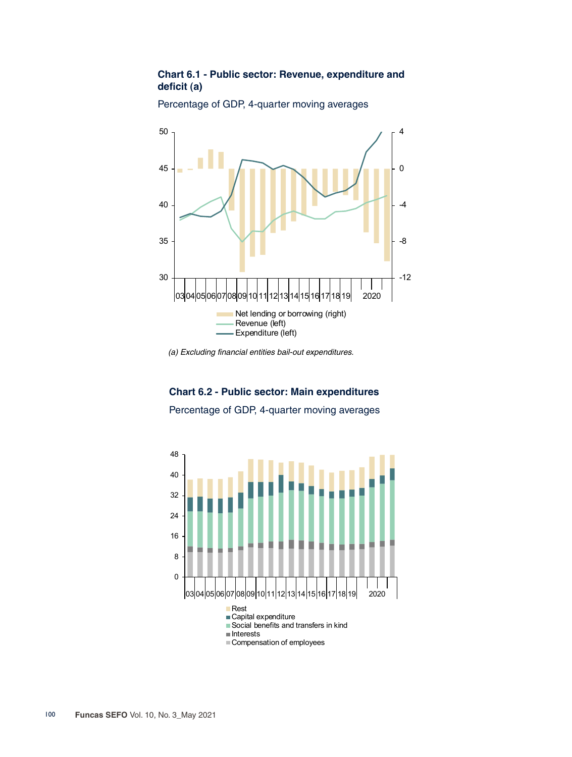**Chart 6.1 - Public sector: Revenue, expenditure and deficit (a)**

Percentage of GDP, 4-quarter moving averages

(a) *Excluding financial entities bail-out expenditures.*

**Chart 6.2 - Public sector: Main expenditures**

Percentage of GDP, 4-quarter moving averages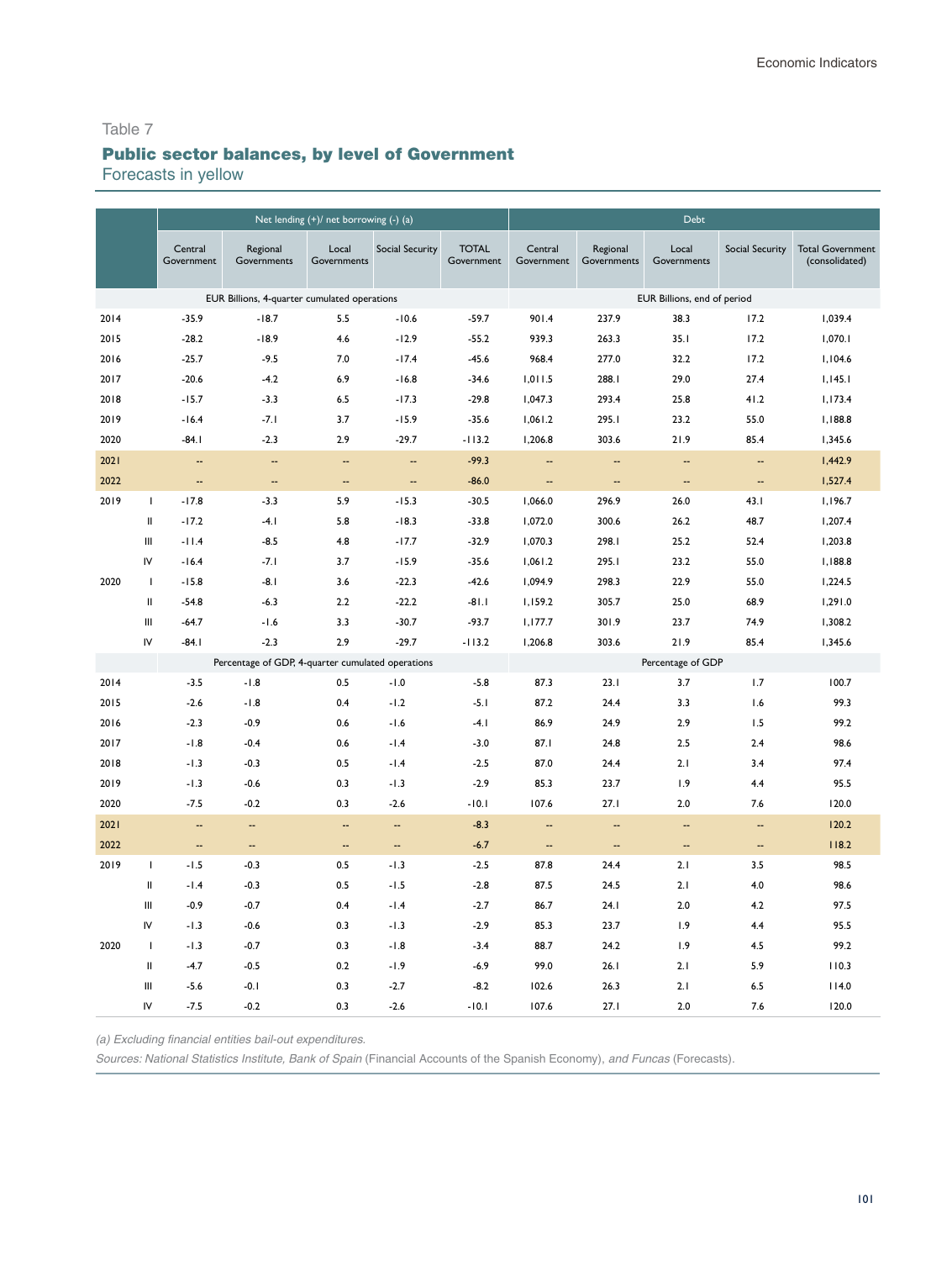Table 7

## Public sector balances, by level of Government

Forecasts in yellow

| | | Net lending (+)/ net borrowing (-) (a) | | | | | Debt | | | | |
|---|---|---|---|---|---|---|---|---|---|---|---|
| | | Central Government | Regional Governments | Local Governments | Social Security | TOTAL Government | Central Government | Regional Governments | Local Governments | Social Security | Total Government (consolidated) |
| | | EUR Billions, 4-quarter cumulated operations | | | | | EUR Billions, end of period | | | | |
| 2014 | | -35.9 | -18.7 | 5.5 | -10.6 | -59.7 | 901.4 | 237.9 | 38.3 | 17.2 | 1,039.4 |
| 2015 | | -28.2 | -18.9 | 4.6 | -12.9 | -55.2 | 939.3 | 263.3 | 35.1 | 17.2 | 1,070.1 |
| 2016 | | -25.7 | -9.5 | 7.0 | -17.4 | -45.6 | 968.4 | 277.0 | 32.2 | 17.2 | 1,104.6 |
| 2017 | | -20.6 | -4.2 | 6.9 | -16.8 | -34.6 | 1,011.5 | 288.1 | 29.0 | 27.4 | 1,145.1 |
| 2018 | | -15.7 | -3.3 | 6.5 | -17.3 | -29.8 | 1,047.3 | 293.4 | 25.8 | 41.2 | 1,173.4 |
| 2019 | | -16.4 | -7.1 | 3.7 | -15.9 | -35.6 | 1,061.2 | 295.1 | 23.2 | 55.0 | 1,188.8 |
| 2020 | | -84.1 | -2.3 | 2.9 | -29.7 | -113.2 | 1,206.8 | 303.6 | 21.9 | 85.4 | 1,345.6 |
| 2021 | | -- | -- | -- | -- | -99.3 | -- | -- | -- | -- | 1,442.9 |
| 2022 | | -- | -- | -- | -- | -86.0 | -- | -- | -- | -- | 1,527.4 |
| 2019 | I | -17.8 | -3.3 | 5.9 | -15.3 | -30.5 | 1,066.0 | 296.9 | 26.0 | 43.1 | 1,196.7 |
| | II | -17.2 | -4.1 | 5.8 | -18.3 | -33.8 | 1,072.0 | 300.6 | 26.2 | 48.7 | 1,207.4 |
| | III | -11.4 | -8.5 | 4.8 | -17.7 | -32.9 | 1,070.3 | 298.1 | 25.2 | 52.4 | 1,203.8 |
| | IV | -16.4 | -7.1 | 3.7 | -15.9 | -35.6 | 1,061.2 | 295.1 | 23.2 | 55.0 | 1,188.8 |
| 2020 | I | -15.8 | -8.1 | 3.6 | -22.3 | -42.6 | 1,094.9 | 298.3 | 22.9 | 55.0 | 1,224.5 |
| | II | -54.8 | -6.3 | 2.2 | -22.2 | -81.1 | 1,159.2 | 305.7 | 25.0 | 68.9 | 1,291.0 |
| | III | -64.7 | -1.6 | 3.3 | -30.7 | -93.7 | 1,177.7 | 301.9 | 23.7 | 74.9 | 1,308.2 |
| | IV | -84.1 | -2.3 | 2.9 | -29.7 | -113.2 | 1,206.8 | 303.6 | 21.9 | 85.4 | 1,345.6 |
| | | Percentage of GDP, 4-quarter cumulated operations | | | | | Percentage of GDP | | | | |
| 2014 | | -3.5 | -1.8 | 0.5 | -1.0 | -5.8 | 87.3 | 23.1 | 3.7 | 1.7 | 100.7 |
| 2015 | | -2.6 | -1.8 | 0.4 | -1.2 | -5.1 | 87.2 | 24.4 | 3.3 | 1.6 | 99.3 |
| 2016 | | -2.3 | -0.9 | 0.6 | -1.6 | -4.1 | 86.9 | 24.9 | 2.9 | 1.5 | 99.2 |
| 2017 | | -1.8 | -0.4 | 0.6 | -1.4 | -3.0 | 87.1 | 24.8 | 2.5 | 2.4 | 98.6 |
| 2018 | | -1.3 | -0.3 | 0.5 | -1.4 | -2.5 | 87.0 | 24.4 | 2.1 | 3.4 | 97.4 |
| 2019 | | -1.3 | -0.6 | 0.3 | -1.3 | -2.9 | 85.3 | 23.7 | 1.9 | 4.4 | 95.5 |
| 2020 | | -7.5 | -0.2 | 0.3 | -2.6 | -10.1 | 107.6 | 27.1 | 2.0 | 7.6 | 120.0 |
| 2021 | | -- | -- | -- | -- | -8.3 | -- | -- | -- | -- | 120.2 |
| 2022 | | -- | -- | -- | -- | -6.7 | -- | -- | -- | -- | 118.2 |
| 2019 | I | -1.5 | -0.3 | 0.5 | -1.3 | -2.5 | 87.8 | 24.4 | 2.1 | 3.5 | 98.5 |
| | II | -1.4 | -0.3 | 0.5 | -1.5 | -2.8 | 87.5 | 24.5 | 2.1 | 4.0 | 98.6 |
| | III | -0.9 | -0.7 | 0.4 | -1.4 | -2.7 | 86.7 | 24.1 | 2.0 | 4.2 | 97.5 |
| | IV | -1.3 | -0.6 | 0.3 | -1.3 | -2.9 | 85.3 | 23.7 | 1.9 | 4.4 | 95.5 |
| 2020 | I | -1.3 | -0.7 | 0.3 | -1.8 | -3.4 | 88.7 | 24.2 | 1.9 | 4.5 | 99.2 |
| | II | -4.7 | -0.5 | 0.2 | -1.9 | -6.9 | 99.0 | 26.1 | 2.1 | 5.9 | 110.3 |
| | III | -5.6 | -0.1 | 0.3 | -2.7 | -8.2 | 102.6 | 26.3 | 2.1 | 6.5 | 114.0 |
| | IV | -7.5 | -0.2 | 0.3 | -2.6 | -10.1 | 107.6 | 27.1 | 2.0 | 7.6 | 120.0 |

*(a) Excluding financial entities bail-out expenditures.*

*Sources: National Statistics Institute, Bank of Spain* (Financial Accounts of the Spanish Economy), *and Funcas* (Forecasts).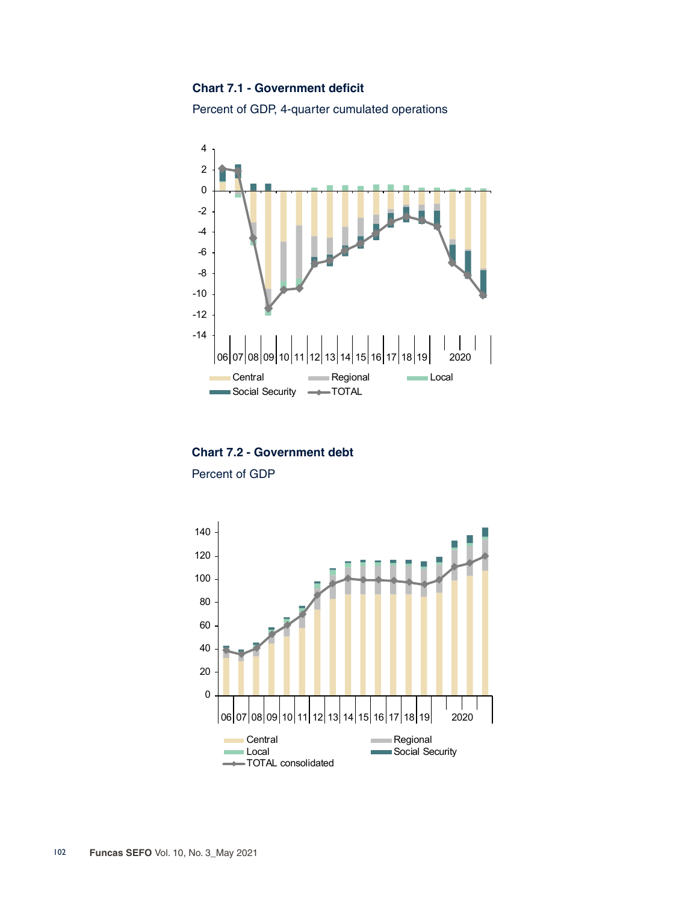**Chart 7.1 - Government deficit**

Percent of GDP, 4-quarter cumulated operations

**Chart 7.2 - Government debt**

Percent of GDP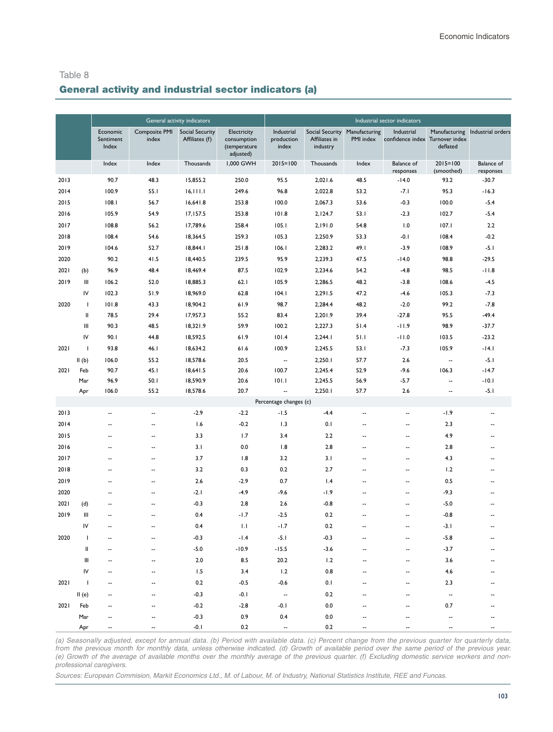Table 8

## General activity and industrial sector indicators (a)

| | | General activity indicators | | | | Industrial sector indicators | | | | | |
|---|---|---|---|---|---|---|---|---|---|---|---|
| | | Economic Sentiment Index | Composite PMI index | Social Security Affiliates (f) | Electricity consumption (temperature adjusted) | Industrial production index | Social Security Affiliates in industry | Manufacturing PMI index | Industrial confidence index | Manufacturing Turnover index deflated | Industrial orders |
| | | Index | Index | Thousands | 1,000 GWH | 2015=100 | Thousands | Index | Balance of responses | 2015=100 (smoothed) | Balance of responses |
| 2013 | | 90.7 | 48.3 | 15,855.2 | 250.0 | 95.5 | 2,021.6 | 48.5 | -14.0 | 93.2 | -30.7 |
| 2014 | | 100.9 | 55.1 | 16,111.1 | 249.6 | 96.8 | 2,022.8 | 53.2 | -7.1 | 95.3 | -16.3 |
| 2015 | | 108.1 | 56.7 | 16,641.8 | 253.8 | 100.0 | 2,067.3 | 53.6 | -0.3 | 100.0 | -5.4 |
| 2016 | | 105.9 | 54.9 | 17,157.5 | 253.8 | 101.8 | 2,124.7 | 53.1 | -2.3 | 102.7 | -5.4 |
| 2017 | | 108.8 | 56.2 | 17,789.6 | 258.4 | 105.1 | 2,191.0 | 54.8 | 1.0 | 107.1 | 2.2 |
| 2018 | | 108.4 | 54.6 | 18,364.5 | 259.3 | 105.3 | 2,250.9 | 53.3 | -0.1 | 108.4 | -0.2 |
| 2019 | | 104.6 | 52.7 | 18,844.1 | 251.8 | 106.1 | 2,283.2 | 49.1 | -3.9 | 108.9 | -5.1 |
| 2020 | | 90.2 | 41.5 | 18,440.5 | 239.5 | 95.9 | 2,239.3 | 47.5 | -14.0 | 98.8 | -29.5 |
| 2021 | (b) | 96.9 | 48.4 | 18,469.4 | 87.5 | 102.9 | 2,234.6 | 54.2 | -4.8 | 98.5 | -11.8 |
| 2019 | III | 106.2 | 52.0 | 18,885.3 | 62.1 | 105.9 | 2,286.5 | 48.2 | -3.8 | 108.6 | -4.5 |
| | IV | 102.3 | 51.9 | 18,969.0 | 62.8 | 104.1 | 2,291.5 | 47.2 | -4.6 | 105.3 | -7.3 |
| 2020 | I | 101.8 | 43.3 | 18,904.2 | 61.9 | 98.7 | 2,284.4 | 48.2 | -2.0 | 99.2 | -7.8 |
| | II | 78.5 | 29.4 | 17,957.3 | 55.2 | 83.4 | 2,201.9 | 39.4 | -27.8 | 95.5 | -49.4 |
| | III | 90.3 | 48.5 | 18,321.9 | 59.9 | 100.2 | 2,227.3 | 51.4 | -11.9 | 98.9 | -37.7 |
| | IV | 90.1 | 44.8 | 18,592.5 | 61.9 | 101.4 | 2,244.1 | 51.1 | -11.0 | 103.5 | -23.2 |
| 2021 | I | 93.8 | 46.1 | 18,634.2 | 61.6 | 100.9 | 2,245.5 | 53.1 | -7.3 | 105.9 | -14.1 |
| | II (b) | 106.0 | 55.2 | 18,578.6 | 20.5 | -- | 2,250.1 | 57.7 | 2.6 | -- | -5.1 |
| 2021 | Feb | 90.7 | 45.1 | 18,641.5 | 20.6 | 100.7 | 2,245.4 | 52.9 | -9.6 | 106.3 | -14.7 |
| | Mar | 96.9 | 50.1 | 18,590.9 | 20.6 | 101.1 | 2,245.5 | 56.9 | -5.7 | -- | -10.1 |
| | Apr | 106.0 | 55.2 | 18,578.6 | 20.7 | -- | 2,250.1 | 57.7 | 2.6 | -- | -5.1 |
| | | | | | | Percentage changes (c) | | | | | |
| 2013 | | -- | -- | -2.9 | -2.2 | -1.5 | -4.4 | -- | -- | -1.9 | -- |
| 2014 | | -- | -- | 1.6 | -0.2 | 1.3 | 0.1 | -- | -- | 2.3 | -- |
| 2015 | | -- | -- | 3.3 | 1.7 | 3.4 | 2.2 | -- | -- | 4.9 | -- |
| 2016 | | -- | -- | 3.1 | 0.0 | 1.8 | 2.8 | -- | -- | 2.8 | -- |
| 2017 | | -- | -- | 3.7 | 1.8 | 3.2 | 3.1 | -- | -- | 4.3 | -- |
| 2018 | | -- | -- | 3.2 | 0.3 | 0.2 | 2.7 | -- | -- | 1.2 | -- |
| 2019 | | -- | -- | 2.6 | -2.9 | 0.7 | 1.4 | -- | -- | 0.5 | -- |
| 2020 | | -- | -- | -2.1 | -4.9 | -9.6 | -1.9 | -- | -- | -9.3 | -- |
| 2021 | (d) | -- | -- | -0.3 | 2.8 | 2.6 | -0.8 | -- | -- | -5.0 | -- |
| 2019 | III | -- | -- | 0.4 | -1.7 | -2.5 | 0.2 | -- | -- | -0.8 | -- |
| | IV | -- | -- | 0.4 | 1.1 | -1.7 | 0.2 | -- | -- | -3.1 | -- |
| 2020 | I | -- | -- | -0.3 | -1.4 | -5.1 | -0.3 | -- | -- | -5.8 | -- |
| | II | -- | -- | -5.0 | -10.9 | -15.5 | -3.6 | -- | -- | -3.7 | -- |
| | III | -- | -- | 2.0 | 8.5 | 20.2 | 1.2 | -- | -- | 3.6 | -- |
| | IV | -- | -- | 1.5 | 3.4 | 1.2 | 0.8 | -- | -- | 4.6 | -- |
| 2021 | I | -- | -- | 0.2 | -0.5 | -0.6 | 0.1 | -- | -- | 2.3 | -- |
| | II (e) | -- | -- | -0.3 | -0.1 | -- | 0.2 | -- | -- | -- | -- |
| 2021 | Feb | -- | -- | -0.2 | -2.8 | -0.1 | 0.0 | -- | -- | 0.7 | -- |
| | Mar | -- | -- | -0.3 | 0.9 | 0.4 | 0.0 | -- | -- | -- | -- |
| | Apr | -- | -- | -0.1 | 0.2 | -- | 0.2 | -- | -- | -- | -- |

*(a) Seasonally adjusted, except for annual data. (b) Period with available data. (c) Percent change from the previous quarter for quarterly data, from the previous month for monthly data, unless otherwise indicated. (d) Growth of available period over the same period of the previous year. (e) Growth of the average of available months over the monthly average of the previous quarter. (f) Excluding domestic service workers and non-professional caregivers.*

*Sources: European Commision, Markit Economics Ltd., M. of Labour, M. of Industry, National Statistics Institute, REE and Funcas.*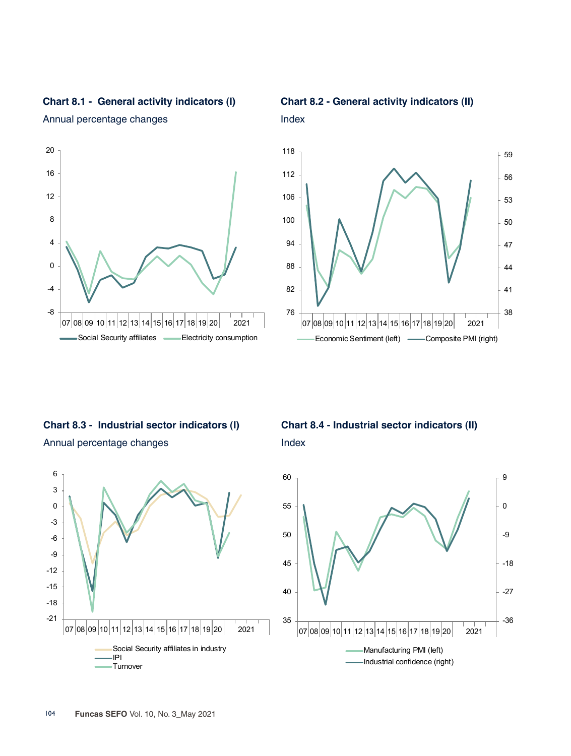### Chart 8.1 - General activity indicators (I)

Annual percentage changes

Social Security affiliates — Electricity consumption

### Chart 8.2 - General activity indicators (II)

Index

Economic Sentiment (left) — Composite PMI (right)

### Chart 8.3 - Industrial sector indicators (I)

Annual percentage changes

Social Security affiliates in industry — IPI — Turnover

### Chart 8.4 - Industrial sector indicators (II)

Index

Manufacturing PMI (left) — Industrial confidence (right)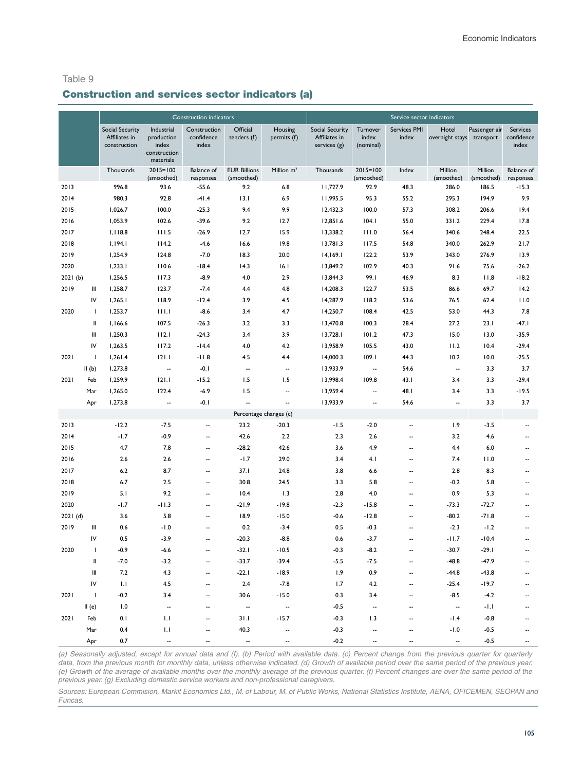Table 9

## Construction and services sector indicators (a)

| | | Construction indicators | | | | | Service sector indicators | | | | | |
|---|---|---|---|---|---|---|---|---|---|---|---|---|
| | | Social Security Affiliates in construction | Industrial production index construction materials | Construction confidence index | Official tenders (f) | Housing permits (f) | Social Security Affiliates in services (g) | Turnover index (nominal) | Services PMI index | Hotel overnight stays | Passenger air transport | Services confidence index |
| | | Thousands | 2015=100 (smoothed) | Balance of responses | EUR Billions (smoothed) | Million m² | Thousands | 2015=100 (smoothed) | Index | Million (smoothed) | Million (smoothed) | Balance of responses |
| 2013 | | 996.8 | 93.6 | -55.6 | 9.2 | 6.8 | 11,727.9 | 92.9 | 48.3 | 286.0 | 186.5 | -15.3 |
| 2014 | | 980.3 | 92.8 | -41.4 | 13.1 | 6.9 | 11,995.5 | 95.3 | 55.2 | 295.3 | 194.9 | 9.9 |
| 2015 | | 1,026.7 | 100.0 | -25.3 | 9.4 | 9.9 | 12,432.3 | 100.0 | 57.3 | 308.2 | 206.6 | 19.4 |
| 2016 | | 1,053.9 | 102.6 | -39.6 | 9.2 | 12.7 | 12,851.6 | 104.1 | 55.0 | 331.2 | 229.4 | 17.8 |
| 2017 | | 1,118.8 | 111.5 | -26.9 | 12.7 | 15.9 | 13,338.2 | 111.0 | 56.4 | 340.6 | 248.4 | 22.5 |
| 2018 | | 1,194.1 | 114.2 | -4.6 | 16.6 | 19.8 | 13,781.3 | 117.5 | 54.8 | 340.0 | 262.9 | 21.7 |
| 2019 | | 1,254.9 | 124.8 | -7.0 | 18.3 | 20.0 | 14,169.1 | 122.2 | 53.9 | 343.0 | 276.9 | 13.9 |
| 2020 | | 1,233.1 | 110.6 | -18.4 | 14.3 | 16.1 | 13,849.2 | 102.9 | 40.3 | 91.6 | 75.6 | -26.2 |
| 2021 (b) | | 1,256.5 | 117.3 | -8.9 | 4.0 | 2.9 | 13,844.3 | 99.1 | 46.9 | 8.3 | 11.8 | -18.2 |
| 2019 | III | 1,258.7 | 123.7 | -7.4 | 4.4 | 4.8 | 14,208.3 | 122.7 | 53.5 | 86.6 | 69.7 | 14.2 |
| | IV | 1,265.1 | 118.9 | -12.4 | 3.9 | 4.5 | 14,287.9 | 118.2 | 53.6 | 76.5 | 62.4 | 11.0 |
| 2020 | I | 1,253.7 | 111.1 | -8.6 | 3.4 | 4.7 | 14,250.7 | 108.4 | 42.5 | 53.0 | 44.3 | 7.8 |
| | II | 1,166.6 | 107.5 | -26.3 | 3.2 | 3.3 | 13,470.8 | 100.3 | 28.4 | 27.2 | 23.1 | -47.1 |
| | III | 1,250.3 | 112.1 | -24.3 | 3.4 | 3.9 | 13,728.1 | 101.2 | 47.3 | 15.0 | 13.0 | -35.9 |
| | IV | 1,263.5 | 117.2 | -14.4 | 4.0 | 4.2 | 13,958.9 | 105.5 | 43.0 | 11.2 | 10.4 | -29.4 |
| 2021 | I | 1,261.4 | 121.1 | -11.8 | 4.5 | 4.4 | 14,000.3 | 109.1 | 44.3 | 10.2 | 10.0 | -25.5 |
| | II (b) | 1,273.8 | -- | -0.1 | -- | -- | 13,933.9 | -- | 54.6 | -- | 3.3 | 3.7 |
| 2021 | Feb | 1,259.9 | 121.1 | -15.2 | 1.5 | 1.5 | 13,998.4 | 109.8 | 43.1 | 3.4 | 3.3 | -29.4 |
| | Mar | 1,265.0 | 122.4 | -6.9 | 1.5 | -- | 13,959.4 | -- | 48.1 | 3.4 | 3.3 | -19.5 |
| | Apr | 1,273.8 | -- | -0.1 | -- | -- | 13,933.9 | -- | 54.6 | -- | 3.3 | 3.7 |
| | | Percentage changes (c) | | | | | | | | | | |
| 2013 | | -12.2 | -7.5 | -- | 23.2 | -20.3 | -1.5 | -2.0 | -- | 1.9 | -3.5 | -- |
| 2014 | | -1.7 | -0.9 | -- | 42.6 | 2.2 | 2.3 | 2.6 | -- | 3.2 | 4.6 | -- |
| 2015 | | 4.7 | 7.8 | -- | -28.2 | 42.6 | 3.6 | 4.9 | -- | 4.4 | 6.0 | -- |
| 2016 | | 2.6 | 2.6 | -- | -1.7 | 29.0 | 3.4 | 4.1 | -- | 7.4 | 11.0 | -- |
| 2017 | | 6.2 | 8.7 | -- | 37.1 | 24.8 | 3.8 | 6.6 | -- | 2.8 | 8.3 | -- |
| 2018 | | 6.7 | 2.5 | -- | 30.8 | 24.5 | 3.3 | 5.8 | -- | -0.2 | 5.8 | -- |
| 2019 | | 5.1 | 9.2 | -- | 10.4 | 1.3 | 2.8 | 4.0 | -- | 0.9 | 5.3 | -- |
| 2020 | | -1.7 | -11.3 | -- | -21.9 | -19.8 | -2.3 | -15.8 | -- | -73.3 | -72.7 | -- |
| 2021 (d) | | 3.6 | 5.8 | -- | 18.9 | -15.0 | -0.6 | -12.8 | -- | -80.2 | -71.8 | -- |
| 2019 | III | 0.6 | -1.0 | -- | 0.2 | -3.4 | 0.5 | -0.3 | -- | -2.3 | -1.2 | -- |
| | IV | 0.5 | -3.9 | -- | -20.3 | -8.8 | 0.6 | -3.7 | -- | -11.7 | -10.4 | -- |
| 2020 | I | -0.9 | -6.6 | -- | -32.1 | -10.5 | -0.3 | -8.2 | -- | -30.7 | -29.1 | -- |
| | II | -7.0 | -3.2 | -- | -33.7 | -39.4 | -5.5 | -7.5 | -- | -48.8 | -47.9 | -- |
| | III | 7.2 | 4.3 | -- | -22.1 | -18.9 | 1.9 | 0.9 | -- | -44.8 | -43.8 | -- |
| | IV | 1.1 | 4.5 | -- | 2.4 | -7.8 | 1.7 | 4.2 | -- | -25.4 | -19.7 | -- |
| 2021 | I | -0.2 | 3.4 | -- | 30.6 | -15.0 | 0.3 | 3.4 | -- | -8.5 | -4.2 | -- |
| | II (e) | 1.0 | -- | -- | -- | -- | -0.5 | -- | -- | -- | -1.1 | -- |
| 2021 | Feb | 0.1 | 1.1 | -- | 31.1 | -15.7 | -0.3 | 1.3 | -- | -1.4 | -0.8 | -- |
| | Mar | 0.4 | 1.1 | -- | 40.3 | -- | -0.3 | -- | -- | -1.0 | -0.5 | -- |
| | Apr | 0.7 | -- | -- | -- | -- | -0.2 | -- | -- | -- | -0.5 | -- |

*(a) Seasonally adjusted, except for annual data and (f). (b) Period with available data. (c) Percent change from the previous quarter for quarterly data, from the previous month for monthly data, unless otherwise indicated. (d) Growth of available period over the same period of the previous year. (e) Growth of the average of available months over the monthly average of the previous quarter. (f) Percent changes are over the same period of the previous year. (g) Excluding domestic service workers and non-professional caregivers.*

*Sources: European Commision, Markit Economics Ltd., M. of Labour, M. of Public Works, National Statistics Institute, AENA, OFICEMEN, SEOPAN and Funcas.*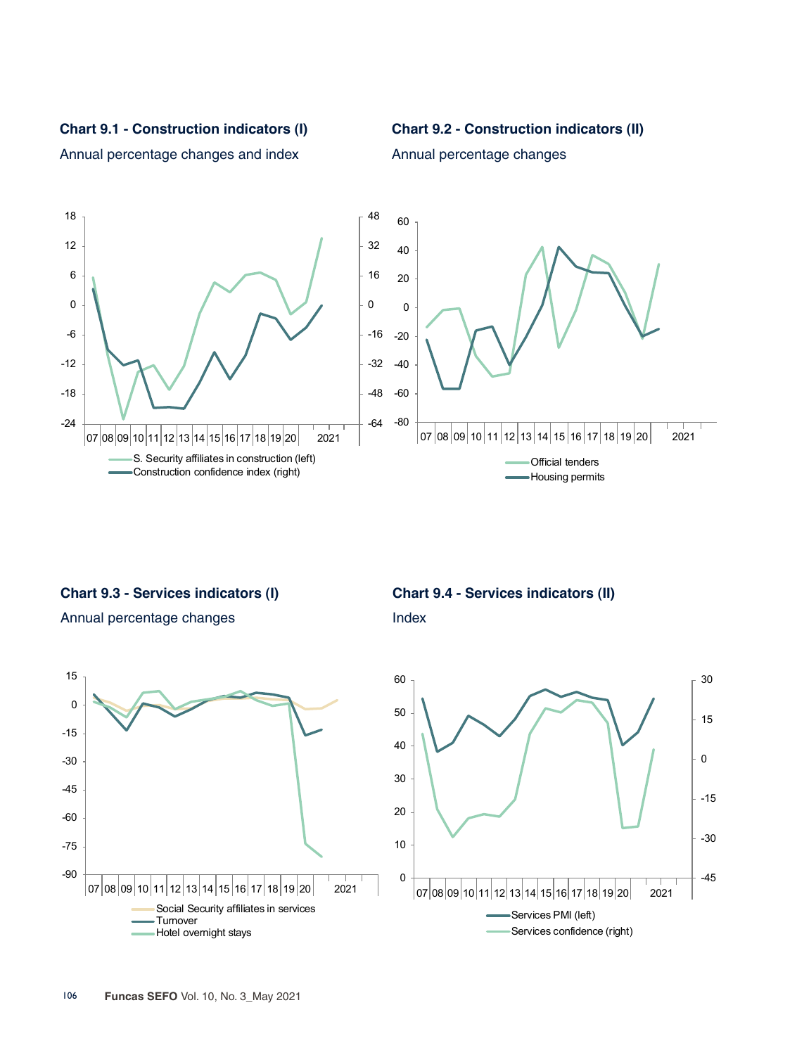### Chart 9.1 - Construction indicators (I)

Annual percentage changes and index

- S. Security affiliates in construction (left)
- Construction confidence index (right)

### Chart 9.2 - Construction indicators (II)

Annual percentage changes

- Official tenders
- Housing permits

### Chart 9.3 - Services indicators (I)

Annual percentage changes

- Social Security affiliates in services
- Turnover
- Hotel overnight stays

### Chart 9.4 - Services indicators (II)

Index

- Services PMI (left)
- Services confidence (right)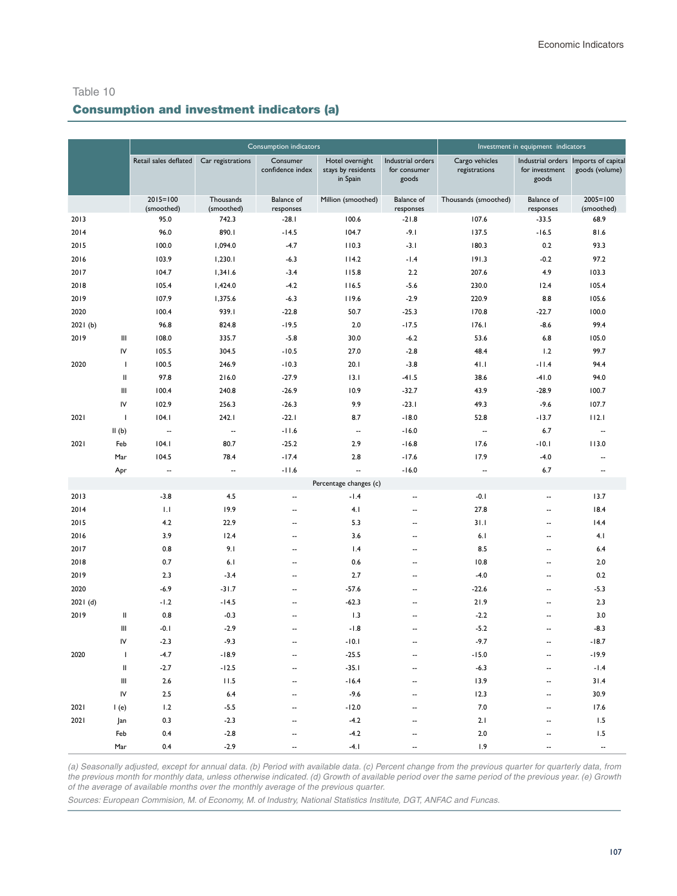Table 10

## Consumption and investment indicators (a)

| | | Consumption indicators | | | | | Investment in equipment indicators | | |
|---|---|---|---|---|---|---|---|---|---|
| | | Retail sales deflated | Car registrations | Consumer confidence index | Hotel overnight stays by residents in Spain | Industrial orders for consumer goods | Cargo vehicles registrations | Industrial orders for investment goods | Imports of capital goods (volume) |
| | | 2015=100 (smoothed) | Thousands (smoothed) | Balance of responses | Million (smoothed) | Balance of responses | Thousands (smoothed) | Balance of responses | 2005=100 (smoothed) |
| 2013 | | 95.0 | 742.3 | -28.1 | 100.6 | -21.8 | 107.6 | -33.5 | 68.9 |
| 2014 | | 96.0 | 890.1 | -14.5 | 104.7 | -9.1 | 137.5 | -16.5 | 81.6 |
| 2015 | | 100.0 | 1,094.0 | -4.7 | 110.3 | -3.1 | 180.3 | 0.2 | 93.3 |
| 2016 | | 103.9 | 1,230.1 | -6.3 | 114.2 | -1.4 | 191.3 | -0.2 | 97.2 |
| 2017 | | 104.7 | 1,341.6 | -3.4 | 115.8 | 2.2 | 207.6 | 4.9 | 103.3 |
| 2018 | | 105.4 | 1,424.0 | -4.2 | 116.5 | -5.6 | 230.0 | 12.4 | 105.4 |
| 2019 | | 107.9 | 1,375.6 | -6.3 | 119.6 | -2.9 | 220.9 | 8.8 | 105.6 |
| 2020 | | 100.4 | 939.1 | -22.8 | 50.7 | -25.3 | 170.8 | -22.7 | 100.0 |
| 2021 (b) | | 96.8 | 824.8 | -19.5 | 2.0 | -17.5 | 176.1 | -8.6 | 99.4 |
| 2019 | III | 108.0 | 335.7 | -5.8 | 30.0 | -6.2 | 53.6 | 6.8 | 105.0 |
| | IV | 105.5 | 304.5 | -10.5 | 27.0 | -2.8 | 48.4 | 1.2 | 99.7 |
| 2020 | I | 100.5 | 246.9 | -10.3 | 20.1 | -3.8 | 41.1 | -11.4 | 94.4 |
| | II | 97.8 | 216.0 | -27.9 | 13.1 | -41.5 | 38.6 | -41.0 | 94.0 |
| | III | 100.4 | 240.8 | -26.9 | 10.9 | -32.7 | 43.9 | -28.9 | 100.7 |
| | IV | 102.9 | 256.3 | -26.3 | 9.9 | -23.1 | 49.3 | -9.6 | 107.7 |
| 2021 | I | 104.1 | 242.1 | -22.1 | 8.7 | -18.0 | 52.8 | -13.7 | 112.1 |
| | II (b) | -- | -- | -11.6 | -- | -16.0 | -- | 6.7 | -- |
| 2021 | Feb | 104.1 | 80.7 | -25.2 | 2.9 | -16.8 | 17.6 | -10.1 | 113.0 |
| | Mar | 104.5 | 78.4 | -17.4 | 2.8 | -17.6 | 17.9 | -4.0 | -- |
| | Apr | -- | -- | -11.6 | -- | -16.0 | -- | 6.7 | -- |
| | | Percentage changes (c) | | | | | | | |
| 2013 | | -3.8 | 4.5 | -- | -1.4 | -- | -0.1 | -- | 13.7 |
| 2014 | | 1.1 | 19.9 | -- | 4.1 | -- | 27.8 | -- | 18.4 |
| 2015 | | 4.2 | 22.9 | -- | 5.3 | -- | 31.1 | -- | 14.4 |
| 2016 | | 3.9 | 12.4 | -- | 3.6 | -- | 6.1 | -- | 4.1 |
| 2017 | | 0.8 | 9.1 | -- | 1.4 | -- | 8.5 | -- | 6.4 |
| 2018 | | 0.7 | 6.1 | -- | 0.6 | -- | 10.8 | -- | 2.0 |
| 2019 | | 2.3 | -3.4 | -- | 2.7 | -- | -4.0 | -- | 0.2 |
| 2020 | | -6.9 | -31.7 | -- | -57.6 | -- | -22.6 | -- | -5.3 |
| 2021 (d) | | -1.2 | -14.5 | -- | -62.3 | -- | 21.9 | -- | 2.3 |
| 2019 | II | 0.8 | -0.3 | -- | 1.3 | -- | -2.2 | -- | 3.0 |
| | III | -0.1 | -2.9 | -- | -1.8 | -- | -5.2 | -- | -8.3 |
| | IV | -2.3 | -9.3 | -- | -10.1 | -- | -9.7 | -- | -18.7 |
| 2020 | I | -4.7 | -18.9 | -- | -25.5 | -- | -15.0 | -- | -19.9 |
| | II | -2.7 | -12.5 | -- | -35.1 | -- | -6.3 | -- | -1.4 |
| | III | 2.6 | 11.5 | -- | -16.4 | -- | 13.9 | -- | 31.4 |
| | IV | 2.5 | 6.4 | -- | -9.6 | -- | 12.3 | -- | 30.9 |
| 2021 | I (e) | 1.2 | -5.5 | -- | -12.0 | -- | 7.0 | -- | 17.6 |
| 2021 | Jan | 0.3 | -2.3 | -- | -4.2 | -- | 2.1 | -- | 1.5 |
| | Feb | 0.4 | -2.8 | -- | -4.2 | -- | 2.0 | -- | 1.5 |
| | Mar | 0.4 | -2.9 | -- | -4.1 | -- | 1.9 | -- | -- |

*(a) Seasonally adjusted, except for annual data. (b) Period with available data. (c) Percent change from the previous quarter for quarterly data, from the previous month for monthly data, unless otherwise indicated. (d) Growth of available period over the same period of the previous year. (e) Growth of the average of available months over the monthly average of the previous quarter.*

*Sources: European Commision, M. of Economy, M. of Industry, National Statistics Institute, DGT, ANFAC and Funcas.*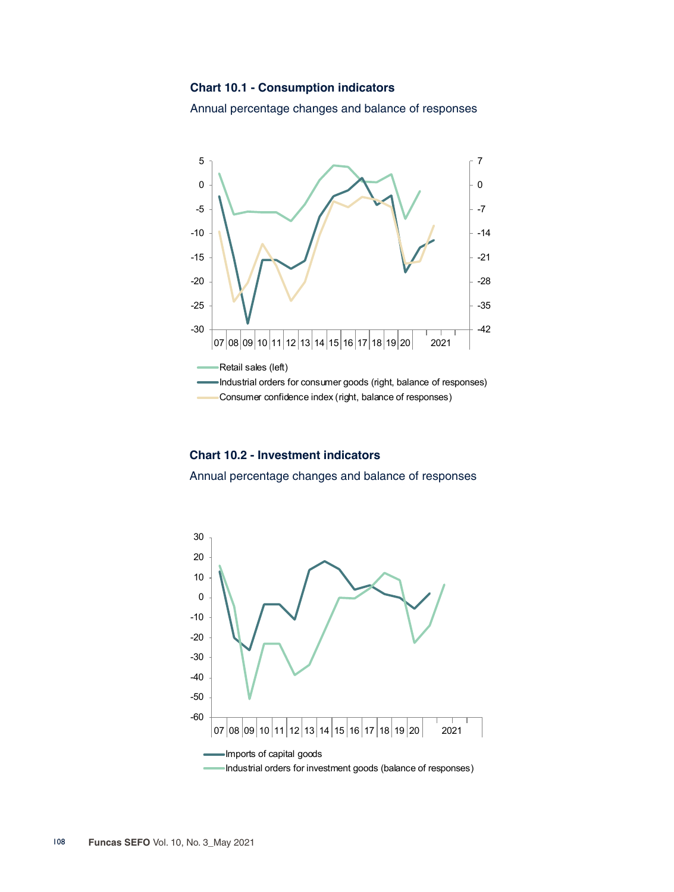### Chart 10.1 - Consumption indicators

Annual percentage changes and balance of responses

Retail sales (left)

Industrial orders for consumer goods (right, balance of responses)

Consumer confidence index (right, balance of responses)

### Chart 10.2 - Investment indicators

Annual percentage changes and balance of responses

Imports of capital goods

Industrial orders for investment goods (balance of responses)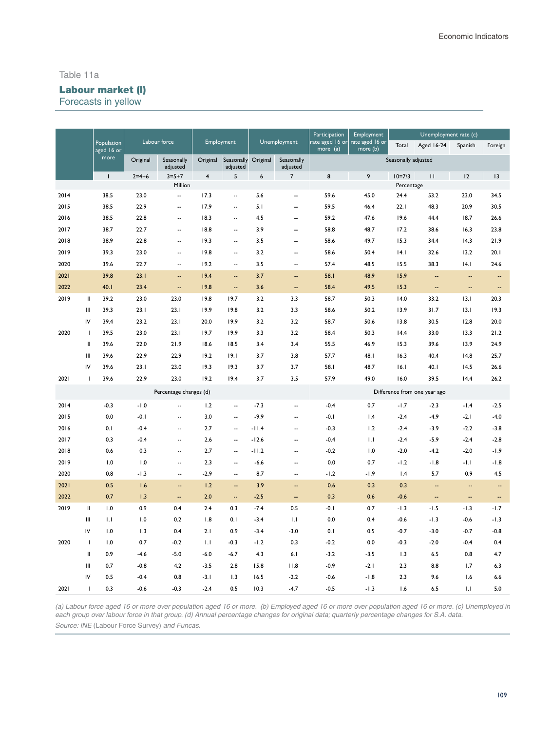Table 11a

## Labour market (I)

Forecasts in yellow

| | | Population aged 16 or more | Labour force | | Employment | | Unemployment | | Participation rate aged 16 or more (a) | Employment rate aged 16 or more (b) | Unemployment rate (c) | | | |
|---|---|---|---|---|---|---|---|---|---|---|---|---|---|---|
| | | | Original | Seasonally adjusted | Original | Seasonally adjusted | Original | Seasonally adjusted | Seasonally adjusted | | Total | Aged 16-24 | Spanish | Foreign |
| | | 1 | 2=4+6 | 3=5+7 | 4 | 5 | 6 | 7 | 8 | 9 | 10=7/3 | 11 | 12 | 13 |
| | | Million | | | | | | | Percentage | | | | | |
| 2014 | | 38.5 | 23.0 | -- | 17.3 | -- | 5.6 | -- | 59.6 | 45.0 | 24.4 | 53.2 | 23.0 | 34.5 |
| 2015 | | 38.5 | 22.9 | -- | 17.9 | -- | 5.1 | -- | 59.5 | 46.4 | 22.1 | 48.3 | 20.9 | 30.5 |
| 2016 | | 38.5 | 22.8 | -- | 18.3 | -- | 4.5 | -- | 59.2 | 47.6 | 19.6 | 44.4 | 18.7 | 26.6 |
| 2017 | | 38.7 | 22.7 | -- | 18.8 | -- | 3.9 | -- | 58.8 | 48.7 | 17.2 | 38.6 | 16.3 | 23.8 |
| 2018 | | 38.9 | 22.8 | -- | 19.3 | -- | 3.5 | -- | 58.6 | 49.7 | 15.3 | 34.4 | 14.3 | 21.9 |
| 2019 | | 39.3 | 23.0 | -- | 19.8 | -- | 3.2 | -- | 58.6 | 50.4 | 14.1 | 32.6 | 13.2 | 20.1 |
| 2020 | | 39.6 | 22.7 | -- | 19.2 | -- | 3.5 | -- | 57.4 | 48.5 | 15.5 | 38.3 | 14.1 | 24.6 |
| 2021 | | 39.8 | 23.1 | -- | 19.4 | -- | 3.7 | -- | 58.1 | 48.9 | 15.9 | -- | -- | -- |
| 2022 | | 40.1 | 23.4 | -- | 19.8 | -- | 3.6 | -- | 58.4 | 49.5 | 15.3 | -- | -- | -- |
| 2019 | II | 39.2 | 23.0 | 23.0 | 19.8 | 19.7 | 3.2 | 3.3 | 58.7 | 50.3 | 14.0 | 33.2 | 13.1 | 20.3 |
| | III | 39.3 | 23.1 | 23.1 | 19.9 | 19.8 | 3.2 | 3.3 | 58.6 | 50.2 | 13.9 | 31.7 | 13.1 | 19.3 |
| | IV | 39.4 | 23.2 | 23.1 | 20.0 | 19.9 | 3.2 | 3.2 | 58.7 | 50.6 | 13.8 | 30.5 | 12.8 | 20.0 |
| 2020 | I | 39.5 | 23.0 | 23.1 | 19.7 | 19.9 | 3.3 | 3.2 | 58.4 | 50.3 | 14.4 | 33.0 | 13.3 | 21.2 |
| | II | 39.6 | 22.0 | 21.9 | 18.6 | 18.5 | 3.4 | 3.4 | 55.5 | 46.9 | 15.3 | 39.6 | 13.9 | 24.9 |
| | III | 39.6 | 22.9 | 22.9 | 19.2 | 19.1 | 3.7 | 3.8 | 57.7 | 48.1 | 16.3 | 40.4 | 14.8 | 25.7 |
| | IV | 39.6 | 23.1 | 23.0 | 19.3 | 19.3 | 3.7 | 3.7 | 58.1 | 48.7 | 16.1 | 40.1 | 14.5 | 26.6 |
| 2021 | I | 39.6 | 22.9 | 23.0 | 19.2 | 19.4 | 3.7 | 3.5 | 57.9 | 49.0 | 16.0 | 39.5 | 14.4 | 26.2 |
| | | Percentage changes (d) | | | | | | | Difference from one year ago | | | | | |
| 2014 | | -0.3 | -1.0 | -- | 1.2 | -- | -7.3 | -- | -0.4 | 0.7 | -1.7 | -2.3 | -1.4 | -2.5 |
| 2015 | | 0.0 | -0.1 | -- | 3.0 | -- | -9.9 | -- | -0.1 | 1.4 | -2.4 | -4.9 | -2.1 | -4.0 |
| 2016 | | 0.1 | -0.4 | -- | 2.7 | -- | -11.4 | -- | -0.3 | 1.2 | -2.4 | -3.9 | -2.2 | -3.8 |
| 2017 | | 0.3 | -0.4 | -- | 2.6 | -- | -12.6 | -- | -0.4 | 1.1 | -2.4 | -5.9 | -2.4 | -2.8 |
| 2018 | | 0.6 | 0.3 | -- | 2.7 | -- | -11.2 | -- | -0.2 | 1.0 | -2.0 | -4.2 | -2.0 | -1.9 |
| 2019 | | 1.0 | 1.0 | -- | 2.3 | -- | -6.6 | -- | 0.0 | 0.7 | -1.2 | -1.8 | -1.1 | -1.8 |
| 2020 | | 0.8 | -1.3 | -- | -2.9 | -- | 8.7 | -- | -1.2 | -1.9 | 1.4 | 5.7 | 0.9 | 4.5 |
| 2021 | | 0.5 | 1.6 | -- | 1.2 | -- | 3.9 | -- | 0.6 | 0.3 | 0.3 | -- | -- | -- |
| 2022 | | 0.7 | 1.3 | -- | 2.0 | -- | -2.5 | -- | 0.3 | 0.6 | -0.6 | -- | -- | -- |
| 2019 | II | 1.0 | 0.9 | 0.4 | 2.4 | 0.3 | -7.4 | 0.5 | -0.1 | 0.7 | -1.3 | -1.5 | -1.3 | -1.7 |
| | III | 1.1 | 1.0 | 0.2 | 1.8 | 0.1 | -3.4 | 1.1 | 0.0 | 0.4 | -0.6 | -1.3 | -0.6 | -1.3 |
| | IV | 1.0 | 1.3 | 0.4 | 2.1 | 0.9 | -3.4 | -3.0 | 0.1 | 0.5 | -0.7 | -3.0 | -0.7 | -0.8 |
| 2020 | I | 1.0 | 0.7 | -0.2 | 1.1 | -0.3 | -1.2 | 0.3 | -0.2 | 0.0 | -0.3 | -2.0 | -0.4 | 0.4 |
| | II | 0.9 | -4.6 | -5.0 | -6.0 | -6.7 | 4.3 | 6.1 | -3.2 | -3.5 | 1.3 | 6.5 | 0.8 | 4.7 |
| | III | 0.7 | -0.8 | 4.2 | -3.5 | 2.8 | 15.8 | 11.8 | -0.9 | -2.1 | 2.3 | 8.8 | 1.7 | 6.3 |
| | IV | 0.5 | -0.4 | 0.8 | -3.1 | 1.3 | 16.5 | -2.2 | -0.6 | -1.8 | 2.3 | 9.6 | 1.6 | 6.6 |
| 2021 | I | 0.3 | -0.6 | -0.3 | -2.4 | 0.5 | 10.3 | -4.7 | -0.5 | -1.3 | 1.6 | 6.5 | 1.1 | 5.0 |

*(a) Labour force aged 16 or more over population aged 16 or more. (b) Employed aged 16 or more over population aged 16 or more. (c) Unemployed in each group over labour force in that group. (d) Annual percentage changes for original data; quarterly percentage changes for S.A. data.*

*Source: INE (Labour Force Survey) and Funcas.*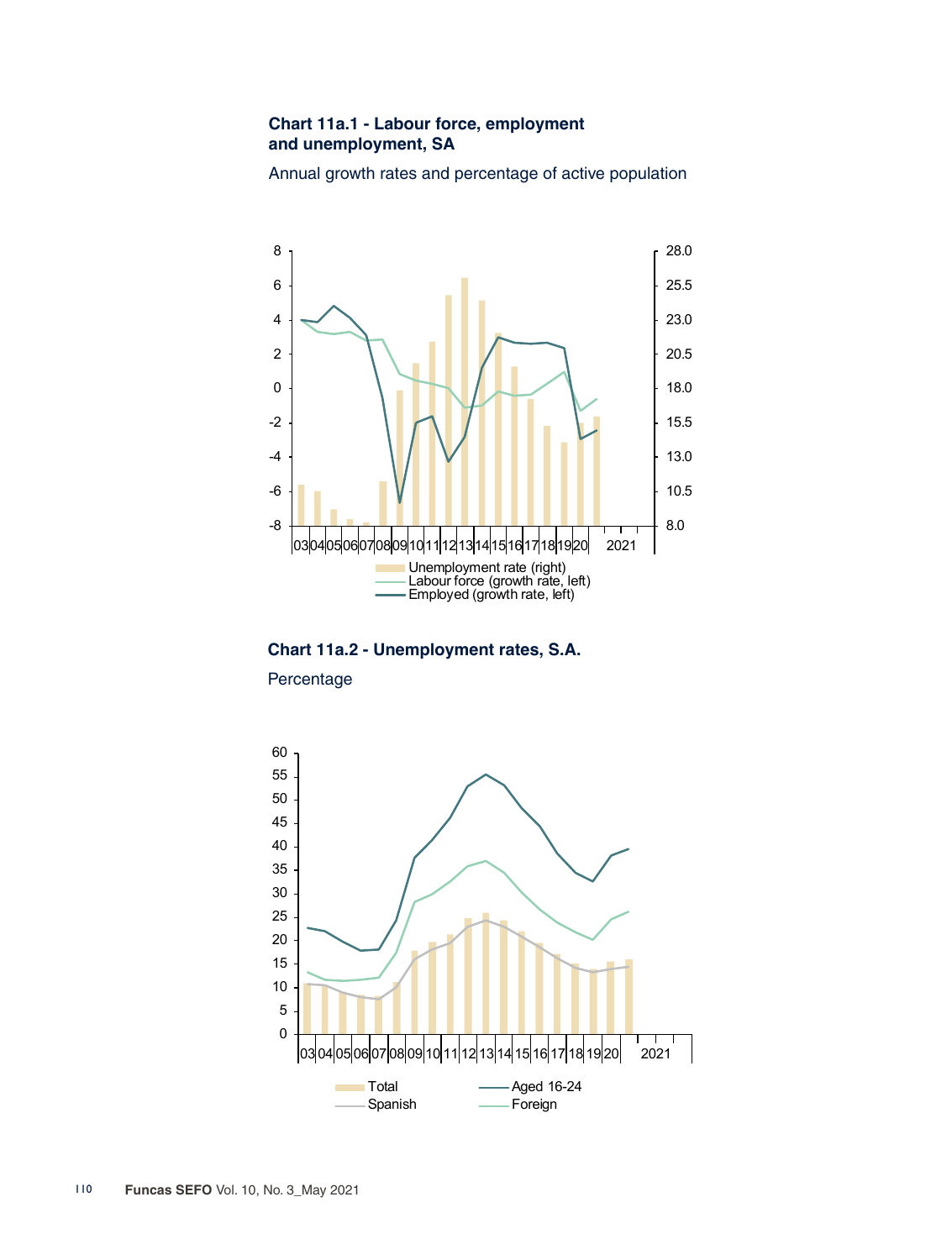### Chart 11a.1 - Labour force, employment and unemployment, SA

Annual growth rates and percentage of active population

### Chart 11a.2 - Unemployment rates, S.A.

Percentage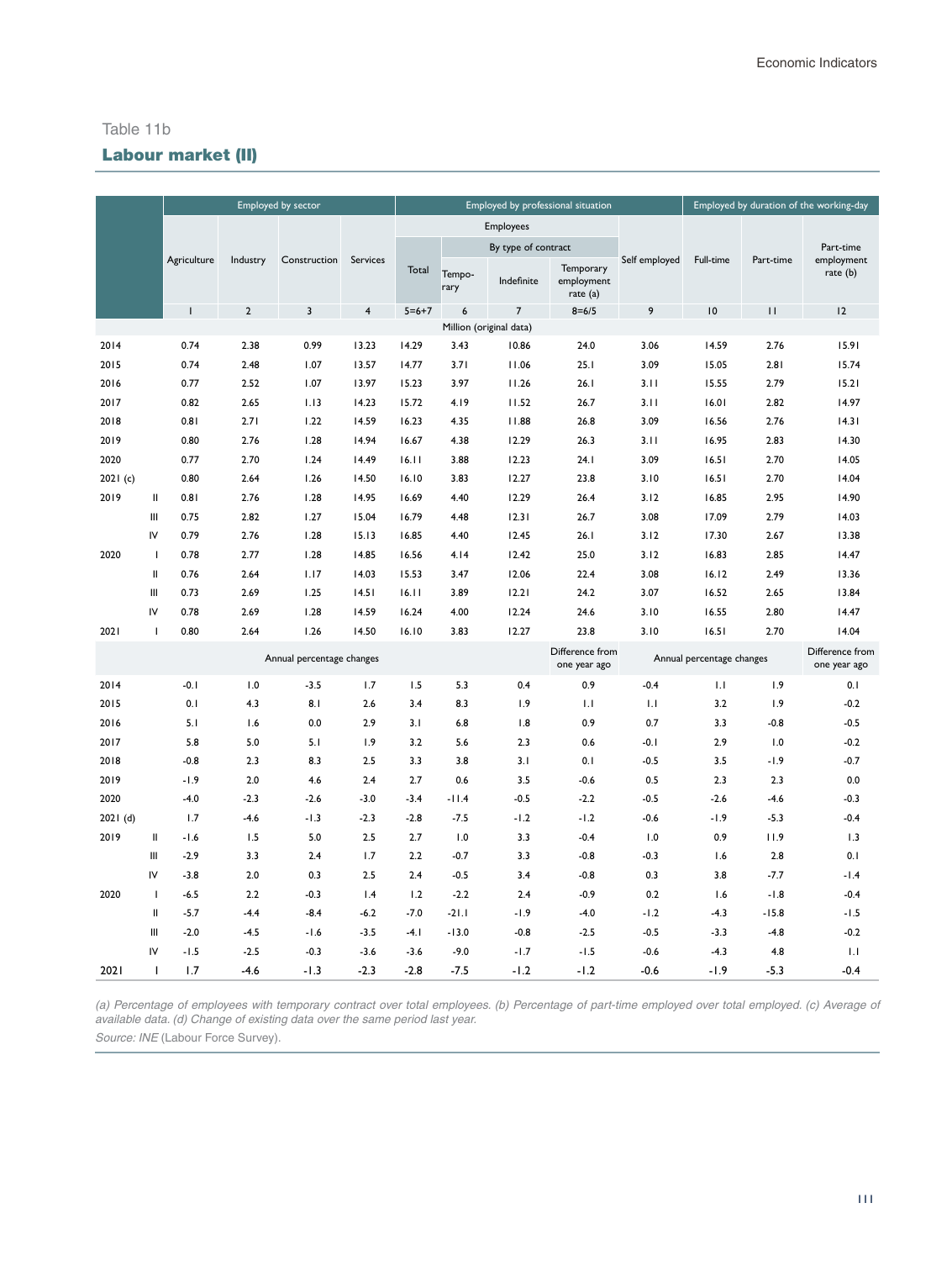Table 11b

## Labour market (II)

| | | Employed by sector | | | | Employed by professional situation | | | | | Employed by duration of the working-day | | |
|---|---|---|---|---|---|---|---|---|---|---|---|---|---|
| | | | | | | Employees | | | | | | | |
| | | | | | | | By type of contract | | | | | | |
| | | Agriculture | Industry | Construction | Services | Total | Tempo-rary | Indefinite | Temporary employment rate (a) | Self employed | Full-time | Part-time | Part-time employment rate (b) |
| | | 1 | 2 | 3 | 4 | 5=6+7 | 6 | 7 | 8=6/5 | 9 | 10 | 11 | 12 |
| | | Million (original data) | | | | | | | | | | | |
| 2014 | | 0.74 | 2.38 | 0.99 | 13.23 | 14.29 | 3.43 | 10.86 | 24.0 | 3.06 | 14.59 | 2.76 | 15.91 |
| 2015 | | 0.74 | 2.48 | 1.07 | 13.57 | 14.77 | 3.71 | 11.06 | 25.1 | 3.09 | 15.05 | 2.81 | 15.74 |
| 2016 | | 0.77 | 2.52 | 1.07 | 13.97 | 15.23 | 3.97 | 11.26 | 26.1 | 3.11 | 15.55 | 2.79 | 15.21 |
| 2017 | | 0.82 | 2.65 | 1.13 | 14.23 | 15.72 | 4.19 | 11.52 | 26.7 | 3.11 | 16.01 | 2.82 | 14.97 |
| 2018 | | 0.81 | 2.71 | 1.22 | 14.59 | 16.23 | 4.35 | 11.88 | 26.8 | 3.09 | 16.56 | 2.76 | 14.31 |
| 2019 | | 0.80 | 2.76 | 1.28 | 14.94 | 16.67 | 4.38 | 12.29 | 26.3 | 3.11 | 16.95 | 2.83 | 14.30 |
| 2020 | | 0.77 | 2.70 | 1.24 | 14.49 | 16.11 | 3.88 | 12.23 | 24.1 | 3.09 | 16.51 | 2.70 | 14.05 |
| 2021 (c) | | 0.80 | 2.64 | 1.26 | 14.50 | 16.10 | 3.83 | 12.27 | 23.8 | 3.10 | 16.51 | 2.70 | 14.04 |
| 2019 | II | 0.81 | 2.76 | 1.28 | 14.95 | 16.69 | 4.40 | 12.29 | 26.4 | 3.12 | 16.85 | 2.95 | 14.90 |
| | III | 0.75 | 2.82 | 1.27 | 15.04 | 16.79 | 4.48 | 12.31 | 26.7 | 3.08 | 17.09 | 2.79 | 14.03 |
| | IV | 0.79 | 2.76 | 1.28 | 15.13 | 16.85 | 4.40 | 12.45 | 26.1 | 3.12 | 17.30 | 2.67 | 13.38 |
| 2020 | I | 0.78 | 2.77 | 1.28 | 14.85 | 16.56 | 4.14 | 12.42 | 25.0 | 3.12 | 16.83 | 2.85 | 14.47 |
| | II | 0.76 | 2.64 | 1.17 | 14.03 | 15.53 | 3.47 | 12.06 | 22.4 | 3.08 | 16.12 | 2.49 | 13.36 |
| | III | 0.73 | 2.69 | 1.25 | 14.51 | 16.11 | 3.89 | 12.21 | 24.2 | 3.07 | 16.52 | 2.65 | 13.84 |
| | IV | 0.78 | 2.69 | 1.28 | 14.59 | 16.24 | 4.00 | 12.24 | 24.6 | 3.10 | 16.55 | 2.80 | 14.47 |
| 2021 | I | 0.80 | 2.64 | 1.26 | 14.50 | 16.10 | 3.83 | 12.27 | 23.8 | 3.10 | 16.51 | 2.70 | 14.04 |
| | | Annual percentage changes | | | | | | | Difference from one year ago | Annual percentage changes | | | Difference from one year ago |
| 2014 | | -0.1 | 1.0 | -3.5 | 1.7 | 1.5 | 5.3 | 0.4 | 0.9 | -0.4 | 1.1 | 1.9 | 0.1 |
| 2015 | | 0.1 | 4.3 | 8.1 | 2.6 | 3.4 | 8.3 | 1.9 | 1.1 | 1.1 | 3.2 | 1.9 | -0.2 |
| 2016 | | 5.1 | 1.6 | 0.0 | 2.9 | 3.1 | 6.8 | 1.8 | 0.9 | 0.7 | 3.3 | -0.8 | -0.5 |
| 2017 | | 5.8 | 5.0 | 5.1 | 1.9 | 3.2 | 5.6 | 2.3 | 0.6 | -0.1 | 2.9 | 1.0 | -0.2 |
| 2018 | | -0.8 | 2.3 | 8.3 | 2.5 | 3.3 | 3.8 | 3.1 | 0.1 | -0.5 | 3.5 | -1.9 | -0.7 |
| 2019 | | -1.9 | 2.0 | 4.6 | 2.4 | 2.7 | 0.6 | 3.5 | -0.6 | 0.5 | 2.3 | 2.3 | 0.0 |
| 2020 | | -4.0 | -2.3 | -2.6 | -3.0 | -3.4 | -11.4 | -0.5 | -2.2 | -0.5 | -2.6 | -4.6 | -0.3 |
| 2021 (d) | | 1.7 | -4.6 | -1.3 | -2.3 | -2.8 | -7.5 | -1.2 | -1.2 | -0.6 | -1.9 | -5.3 | -0.4 |
| 2019 | II | -1.6 | 1.5 | 5.0 | 2.5 | 2.7 | 1.0 | 3.3 | -0.4 | 1.0 | 0.9 | 11.9 | 1.3 |
| | III | -2.9 | 3.3 | 2.4 | 1.7 | 2.2 | -0.7 | 3.3 | -0.8 | -0.3 | 1.6 | 2.8 | 0.1 |
| | IV | -3.8 | 2.0 | 0.3 | 2.5 | 2.4 | -0.5 | 3.4 | -0.8 | 0.3 | 3.8 | -7.7 | -1.4 |
| 2020 | I | -6.5 | 2.2 | -0.3 | 1.4 | 1.2 | -2.2 | 2.4 | -0.9 | 0.2 | 1.6 | -1.8 | -0.4 |
| | II | -5.7 | -4.4 | -8.4 | -6.2 | -7.0 | -21.1 | -1.9 | -4.0 | -1.2 | -4.3 | -15.8 | -1.5 |
| | III | -2.0 | -4.5 | -1.6 | -3.5 | -4.1 | -13.0 | -0.8 | -2.5 | -0.5 | -3.3 | -4.8 | -0.2 |
| | IV | -1.5 | -2.5 | -0.3 | -3.6 | -3.6 | -9.0 | -1.7 | -1.5 | -0.6 | -4.3 | 4.8 | 1.1 |
| 2021 | I | 1.7 | -4.6 | -1.3 | -2.3 | -2.8 | -7.5 | -1.2 | -1.2 | -0.6 | -1.9 | -5.3 | -0.4 |

*(a) Percentage of employees with temporary contract over total employees. (b) Percentage of part-time employed over total employed. (c) Average of available data. (d) Change of existing data over the same period last year.*

*Source: INE* (Labour Force Survey).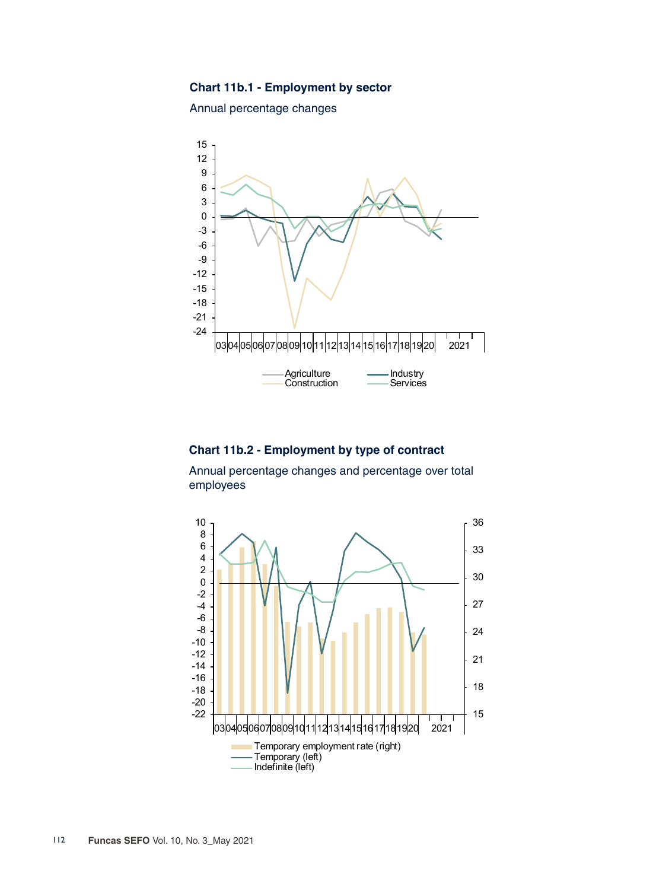### Chart 11b.1 - Employment by sector

Annual percentage changes

03 04 05 06 07 08 09 10 11 12 13 14 15 16 17 18 19 20 2021

Agriculture
Construction
Industry
Services

### Chart 11b.2 - Employment by type of contract

Annual percentage changes and percentage over total employees

03 04 05 06 07 08 09 10 11 12 13 14 15 16 17 18 19 20 2021

Temporary employment rate (right)
Temporary (left)
Indefinite (left)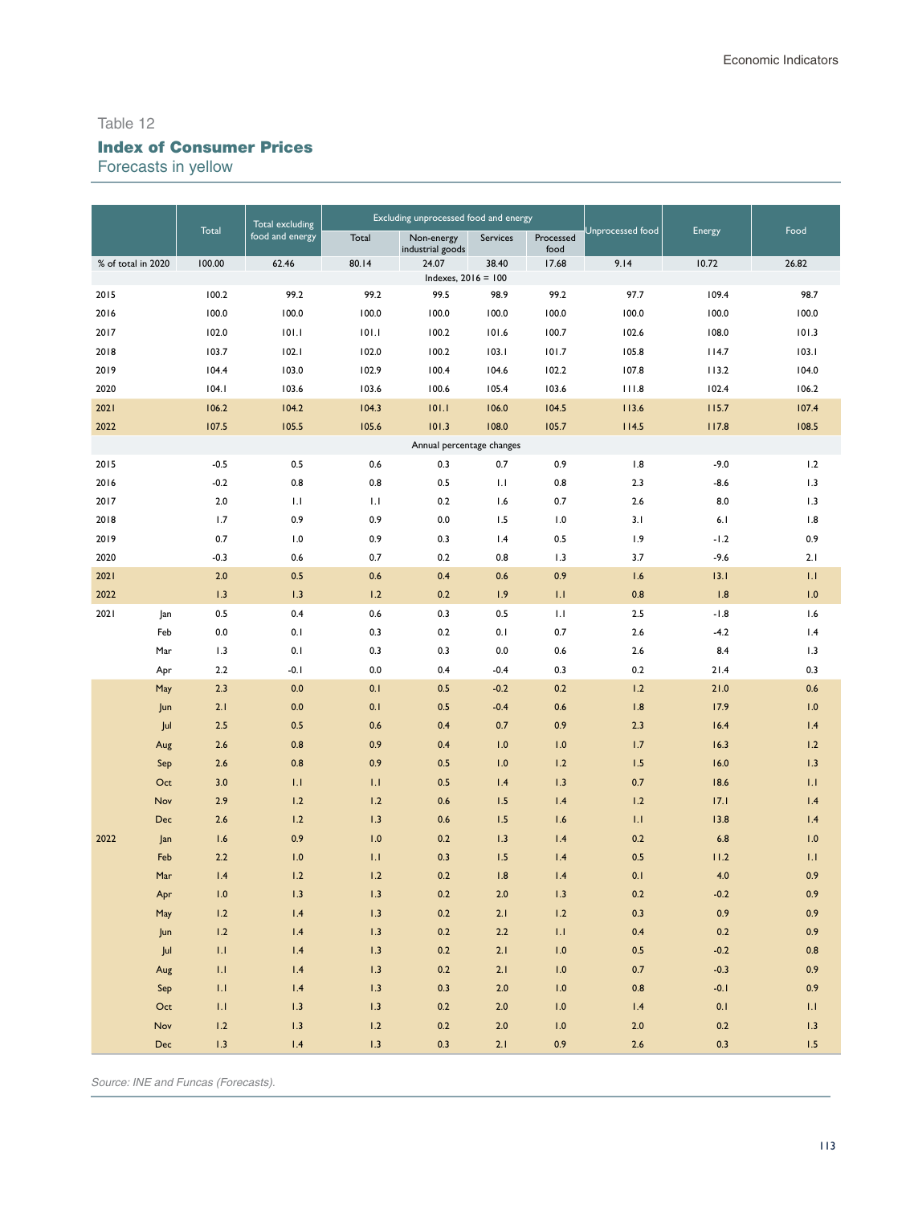Table 12

## Index of Consumer Prices

Forecasts in yellow

| | | Total | Total excluding food and energy | Excluding unprocessed food and energy | | | | Unprocessed food | Energy | Food |
|---|---|---|---|---|---|---|---|---|---|---|
| | | | | Total | Non-energy industrial goods | Services | Processed food | | | |
| % of total in 2020 | | 100.00 | 62.46 | 80.14 | 24.07 | 38.40 | 17.68 | 9.14 | 10.72 | 26.82 |
| Indexes, 2016 = 100 | | | | | | | | | | |
| 2015 | | 100.2 | 99.2 | 99.2 | 99.5 | 98.9 | 99.2 | 97.7 | 109.4 | 98.7 |
| 2016 | | 100.0 | 100.0 | 100.0 | 100.0 | 100.0 | 100.0 | 100.0 | 100.0 | 100.0 |
| 2017 | | 102.0 | 101.1 | 101.1 | 100.2 | 101.6 | 100.7 | 102.6 | 108.0 | 101.3 |
| 2018 | | 103.7 | 102.1 | 102.0 | 100.2 | 103.1 | 101.7 | 105.8 | 114.7 | 103.1 |
| 2019 | | 104.4 | 103.0 | 102.9 | 100.4 | 104.6 | 102.2 | 107.8 | 113.2 | 104.0 |
| 2020 | | 104.1 | 103.6 | 103.6 | 100.6 | 105.4 | 103.6 | 111.8 | 102.4 | 106.2 |
| 2021 | | 106.2 | 104.2 | 104.3 | 101.1 | 106.0 | 104.5 | 113.6 | 115.7 | 107.4 |
| 2022 | | 107.5 | 105.5 | 105.6 | 101.3 | 108.0 | 105.7 | 114.5 | 117.8 | 108.5 |
| Annual percentage changes | | | | | | | | | | |
| 2015 | | -0.5 | 0.5 | 0.6 | 0.3 | 0.7 | 0.9 | 1.8 | -9.0 | 1.2 |
| 2016 | | -0.2 | 0.8 | 0.8 | 0.5 | 1.1 | 0.8 | 2.3 | -8.6 | 1.3 |
| 2017 | | 2.0 | 1.1 | 1.1 | 0.2 | 1.6 | 0.7 | 2.6 | 8.0 | 1.3 |
| 2018 | | 1.7 | 0.9 | 0.9 | 0.0 | 1.5 | 1.0 | 3.1 | 6.1 | 1.8 |
| 2019 | | 0.7 | 1.0 | 0.9 | 0.3 | 1.4 | 0.5 | 1.9 | -1.2 | 0.9 |
| 2020 | | -0.3 | 0.6 | 0.7 | 0.2 | 0.8 | 1.3 | 3.7 | -9.6 | 2.1 |
| 2021 | | 2.0 | 0.5 | 0.6 | 0.4 | 0.6 | 0.9 | 1.6 | 13.1 | 1.1 |
| 2022 | | 1.3 | 1.3 | 1.2 | 0.2 | 1.9 | 1.1 | 0.8 | 1.8 | 1.0 |
| 2021 | Jan | 0.5 | 0.4 | 0.6 | 0.3 | 0.5 | 1.1 | 2.5 | -1.8 | 1.6 |
| | Feb | 0.0 | 0.1 | 0.3 | 0.2 | 0.1 | 0.7 | 2.6 | -4.2 | 1.4 |
| | Mar | 1.3 | 0.1 | 0.3 | 0.3 | 0.0 | 0.6 | 2.6 | 8.4 | 1.3 |
| | Apr | 2.2 | -0.1 | 0.0 | 0.4 | -0.4 | 0.3 | 0.2 | 21.4 | 0.3 |
| | May | 2.3 | 0.0 | 0.1 | 0.5 | -0.2 | 0.2 | 1.2 | 21.0 | 0.6 |
| | Jun | 2.1 | 0.0 | 0.1 | 0.5 | -0.4 | 0.6 | 1.8 | 17.9 | 1.0 |
| | Jul | 2.5 | 0.5 | 0.6 | 0.4 | 0.7 | 0.9 | 2.3 | 16.4 | 1.4 |
| | Aug | 2.6 | 0.8 | 0.9 | 0.4 | 1.0 | 1.0 | 1.7 | 16.3 | 1.2 |
| | Sep | 2.6 | 0.8 | 0.9 | 0.5 | 1.0 | 1.2 | 1.5 | 16.0 | 1.3 |
| | Oct | 3.0 | 1.1 | 1.1 | 0.5 | 1.4 | 1.3 | 0.7 | 18.6 | 1.1 |
| | Nov | 2.9 | 1.2 | 1.2 | 0.6 | 1.5 | 1.4 | 1.2 | 17.1 | 1.4 |
| | Dec | 2.6 | 1.2 | 1.3 | 0.6 | 1.5 | 1.6 | 1.1 | 13.8 | 1.4 |
| 2022 | Jan | 1.6 | 0.9 | 1.0 | 0.2 | 1.3 | 1.4 | 0.2 | 6.8 | 1.0 |
| | Feb | 2.2 | 1.0 | 1.1 | 0.3 | 1.5 | 1.4 | 0.5 | 11.2 | 1.1 |
| | Mar | 1.4 | 1.2 | 1.2 | 0.2 | 1.8 | 1.4 | 0.1 | 4.0 | 0.9 |
| | Apr | 1.0 | 1.3 | 1.3 | 0.2 | 2.0 | 1.3 | 0.2 | -0.2 | 0.9 |
| | May | 1.2 | 1.4 | 1.3 | 0.2 | 2.1 | 1.2 | 0.3 | 0.9 | 0.9 |
| | Jun | 1.2 | 1.4 | 1.3 | 0.2 | 2.2 | 1.1 | 0.4 | 0.2 | 0.9 |
| | Jul | 1.1 | 1.4 | 1.3 | 0.2 | 2.1 | 1.0 | 0.5 | -0.2 | 0.8 |
| | Aug | 1.1 | 1.4 | 1.3 | 0.2 | 2.1 | 1.0 | 0.7 | -0.3 | 0.9 |
| | Sep | 1.1 | 1.4 | 1.3 | 0.3 | 2.0 | 1.0 | 0.8 | -0.1 | 0.9 |
| | Oct | 1.1 | 1.3 | 1.3 | 0.2 | 2.0 | 1.0 | 1.4 | 0.1 | 1.1 |
| | Nov | 1.2 | 1.3 | 1.2 | 0.2 | 2.0 | 1.0 | 2.0 | 0.2 | 1.3 |
| | Dec | 1.3 | 1.4 | 1.3 | 0.3 | 2.1 | 0.9 | 2.6 | 0.3 | 1.5 |

*Source: INE and Funcas (Forecasts).*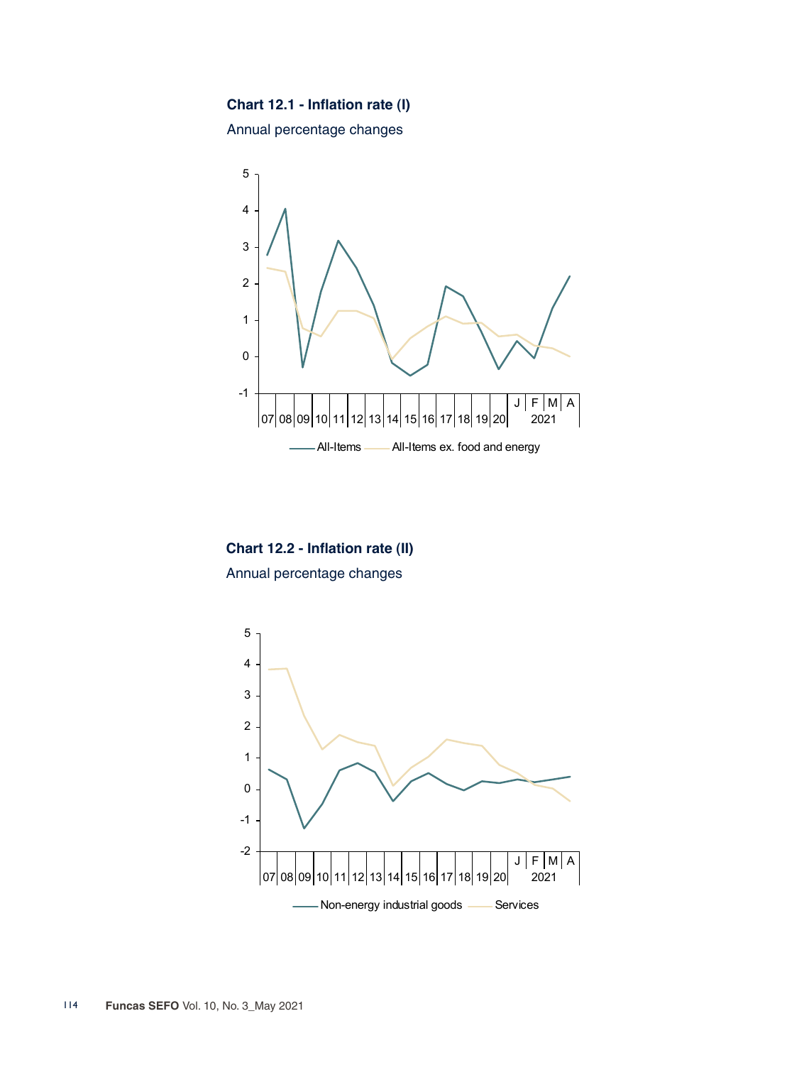**Chart 12.1 - Inflation rate (I)**

Annual percentage changes

**Chart 12.2 - Inflation rate (II)**

Annual percentage changes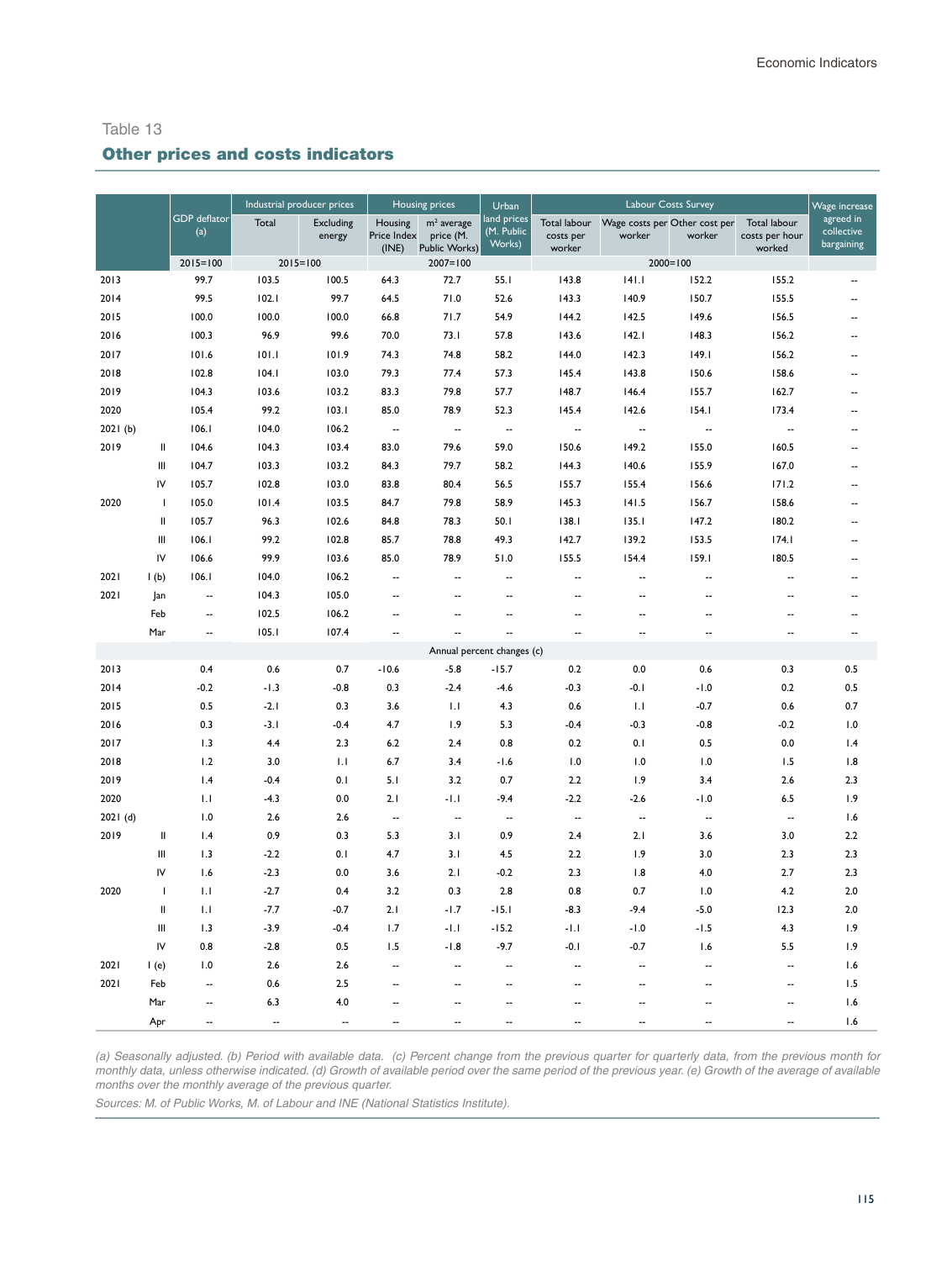Table 13

## Other prices and costs indicators

| | | GDP deflator (a) | Industrial producer prices | | Housing prices | | Urban land prices (M. Public Works) | Labour Costs Survey | | | | Wage increase agreed in collective bargaining |
|---|---|---|---|---|---|---|---|---|---|---|---|---|
| | | | Total | Excluding energy | Housing Price Index (INE) | m² average price (M. Public Works) | | Total labour costs per worker | Wage costs per worker | Other cost per worker | Total labour costs per hour worked | |
| | | 2015=100 | 2015=100 | | 2007=100 | | | 2000=100 | | | | |
| 2013 | | 99.7 | 103.5 | 100.5 | 64.3 | 72.7 | 55.1 | 143.8 | 141.1 | 152.2 | 155.2 | -- |
| 2014 | | 99.5 | 102.1 | 99.7 | 64.5 | 71.0 | 52.6 | 143.3 | 140.9 | 150.7 | 155.5 | -- |
| 2015 | | 100.0 | 100.0 | 100.0 | 66.8 | 71.7 | 54.9 | 144.2 | 142.5 | 149.6 | 156.5 | -- |
| 2016 | | 100.3 | 96.9 | 99.6 | 70.0 | 73.1 | 57.8 | 143.6 | 142.1 | 148.3 | 156.2 | -- |
| 2017 | | 101.6 | 101.1 | 101.9 | 74.3 | 74.8 | 58.2 | 144.0 | 142.3 | 149.1 | 156.2 | -- |
| 2018 | | 102.8 | 104.1 | 103.0 | 79.3 | 77.4 | 57.3 | 145.4 | 143.8 | 150.6 | 158.6 | -- |
| 2019 | | 104.3 | 103.6 | 103.2 | 83.3 | 79.8 | 57.7 | 148.7 | 146.4 | 155.7 | 162.7 | -- |
| 2020 | | 105.4 | 99.2 | 103.1 | 85.0 | 78.9 | 52.3 | 145.4 | 142.6 | 154.1 | 173.4 | -- |
| 2021 (b) | | 106.1 | 104.0 | 106.2 | -- | -- | -- | -- | -- | -- | -- | -- |
| 2019 | II | 104.6 | 104.3 | 103.4 | 83.0 | 79.6 | 59.0 | 150.6 | 149.2 | 155.0 | 160.5 | -- |
| | III | 104.7 | 103.3 | 103.2 | 84.3 | 79.7 | 58.2 | 144.3 | 140.6 | 155.9 | 167.0 | -- |
| | IV | 105.7 | 102.8 | 103.0 | 83.8 | 80.4 | 56.5 | 155.7 | 155.4 | 156.6 | 171.2 | -- |
| 2020 | I | 105.0 | 101.4 | 103.5 | 84.7 | 79.8 | 58.9 | 145.3 | 141.5 | 156.7 | 158.6 | -- |
| | II | 105.7 | 96.3 | 102.6 | 84.8 | 78.3 | 50.1 | 138.1 | 135.1 | 147.2 | 180.2 | -- |
| | III | 106.1 | 99.2 | 102.8 | 85.7 | 78.8 | 49.3 | 142.7 | 139.2 | 153.5 | 174.1 | -- |
| | IV | 106.6 | 99.9 | 103.6 | 85.0 | 78.9 | 51.0 | 155.5 | 154.4 | 159.1 | 180.5 | -- |
| 2021 | I (b) | 106.1 | 104.0 | 106.2 | -- | -- | -- | -- | -- | -- | -- | -- |
| 2021 | Jan | -- | 104.3 | 105.0 | -- | -- | -- | -- | -- | -- | -- | -- |
| | Feb | -- | 102.5 | 106.2 | -- | -- | -- | -- | -- | -- | -- | -- |
| | Mar | -- | 105.1 | 107.4 | -- | -- | -- | -- | -- | -- | -- | -- |
| | | Annual percent changes (c) | | | | | | | | | | |
| 2013 | | 0.4 | 0.6 | 0.7 | -10.6 | -5.8 | -15.7 | 0.2 | 0.0 | 0.6 | 0.3 | 0.5 |
| 2014 | | -0.2 | -1.3 | -0.8 | 0.3 | -2.4 | -4.6 | -0.3 | -0.1 | -1.0 | 0.2 | 0.5 |
| 2015 | | 0.5 | -2.1 | 0.3 | 3.6 | 1.1 | 4.3 | 0.6 | 1.1 | -0.7 | 0.6 | 0.7 |
| 2016 | | 0.3 | -3.1 | -0.4 | 4.7 | 1.9 | 5.3 | -0.4 | -0.3 | -0.8 | -0.2 | 1.0 |
| 2017 | | 1.3 | 4.4 | 2.3 | 6.2 | 2.4 | 0.8 | 0.2 | 0.1 | 0.5 | 0.0 | 1.4 |
| 2018 | | 1.2 | 3.0 | 1.1 | 6.7 | 3.4 | -1.6 | 1.0 | 1.0 | 1.0 | 1.5 | 1.8 |
| 2019 | | 1.4 | -0.4 | 0.1 | 5.1 | 3.2 | 0.7 | 2.2 | 1.9 | 3.4 | 2.6 | 2.3 |
| 2020 | | 1.1 | -4.3 | 0.0 | 2.1 | -1.1 | -9.4 | -2.2 | -2.6 | -1.0 | 6.5 | 1.9 |
| 2021 (d) | | 1.0 | 2.6 | 2.6 | -- | -- | -- | -- | -- | -- | -- | 1.6 |
| 2019 | II | 1.4 | 0.9 | 0.3 | 5.3 | 3.1 | 0.9 | 2.4 | 2.1 | 3.6 | 3.0 | 2.2 |
| | III | 1.3 | -2.2 | 0.1 | 4.7 | 3.1 | 4.5 | 2.2 | 1.9 | 3.0 | 2.3 | 2.3 |
| | IV | 1.6 | -2.3 | 0.0 | 3.6 | 2.1 | -0.2 | 2.3 | 1.8 | 4.0 | 2.7 | 2.3 |
| 2020 | I | 1.1 | -2.7 | 0.4 | 3.2 | 0.3 | 2.8 | 0.8 | 0.7 | 1.0 | 4.2 | 2.0 |
| | II | 1.1 | -7.7 | -0.7 | 2.1 | -1.7 | -15.1 | -8.3 | -9.4 | -5.0 | 12.3 | 2.0 |
| | III | 1.3 | -3.9 | -0.4 | 1.7 | -1.1 | -15.2 | -1.1 | -1.0 | -1.5 | 4.3 | 1.9 |
| | IV | 0.8 | -2.8 | 0.5 | 1.5 | -1.8 | -9.7 | -0.1 | -0.7 | 1.6 | 5.5 | 1.9 |
| 2021 | I (e) | 1.0 | 2.6 | 2.6 | -- | -- | -- | -- | -- | -- | -- | 1.6 |
| 2021 | Feb | -- | 0.6 | 2.5 | -- | -- | -- | -- | -- | -- | -- | 1.5 |
| | Mar | -- | 6.3 | 4.0 | -- | -- | -- | -- | -- | -- | -- | 1.6 |
| | Apr | -- | -- | -- | -- | -- | -- | -- | -- | -- | -- | 1.6 |

*(a) Seasonally adjusted. (b) Period with available data. (c) Percent change from the previous quarter for quarterly data, from the previous month for monthly data, unless otherwise indicated. (d) Growth of available period over the same period of the previous year. (e) Growth of the average of available months over the monthly average of the previous quarter.*

*Sources: M. of Public Works, M. of Labour and INE (National Statistics Institute).*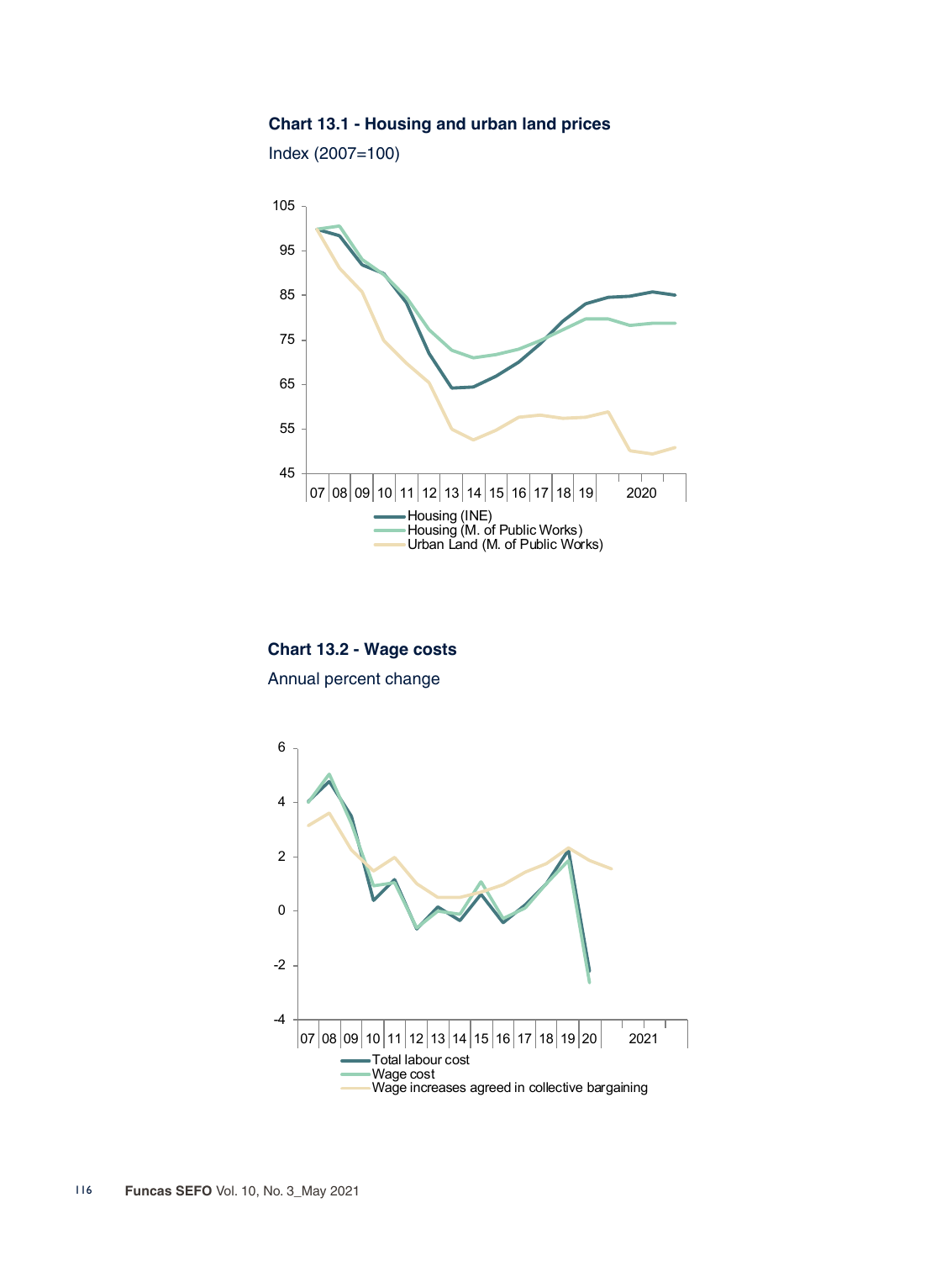**Chart 13.1 - Housing and urban land prices**

Index (2007=100)

105
95
85
75
65
55
45

07 08 09 10 11 12 13 14 15 16 17 18 19 2020

Housing (INE)
Housing (M. of Public Works)
Urban Land (M. of Public Works)

**Chart 13.2 - Wage costs**

Annual percent change

6
4
2
0
-2
-4

07 08 09 10 11 12 13 14 15 16 17 18 19 20 2021

Total labour cost
Wage cost
Wage increases agreed in collective bargaining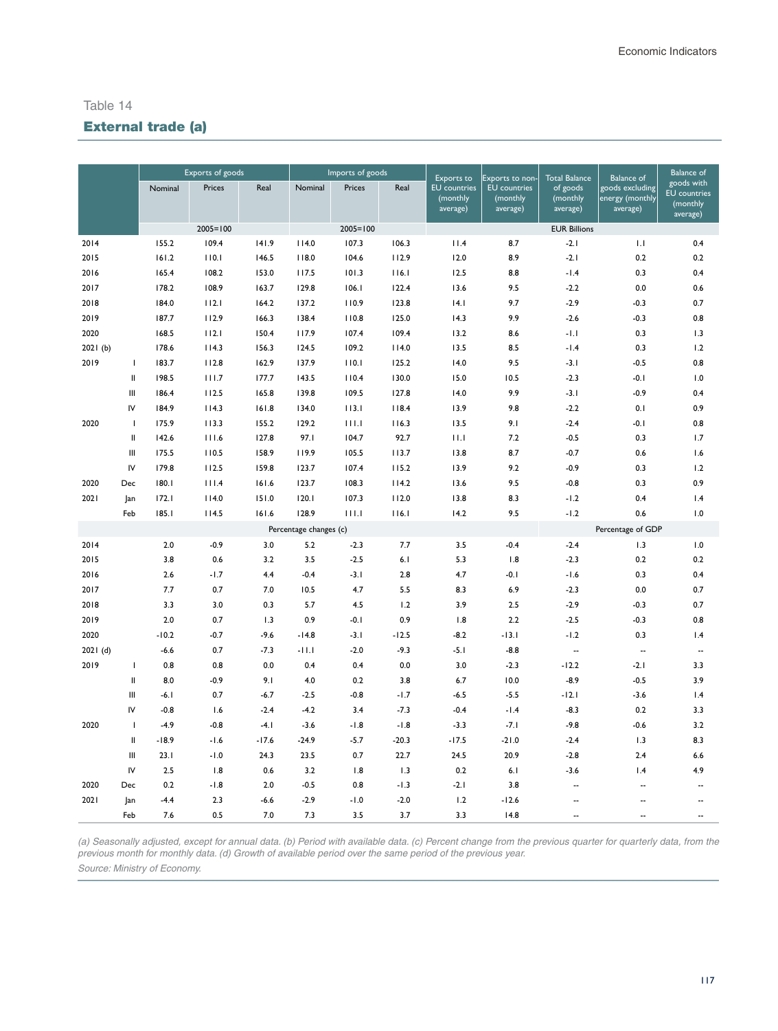Table 14

## External trade (a)

| | | Exports of goods | | | Imports of goods | | | Exports to EU countries (monthly average) | Exports to non-EU countries (monthly average) | Total Balance of goods (monthly average) | Balance of goods excluding energy (monthly average) | Balance of goods with EU countries (monthly average) |
|---|---|---|---|---|---|---|---|---|---|---|---|---|
| | | Nominal | Prices | Real | Nominal | Prices | Real | | | | | |
| | | 2005=100 | | | 2005=100 | | | EUR Billions | | | | |
| 2014 | | 155.2 | 109.4 | 141.9 | 114.0 | 107.3 | 106.3 | 11.4 | 8.7 | -2.1 | 1.1 | 0.4 |
| 2015 | | 161.2 | 110.1 | 146.5 | 118.0 | 104.6 | 112.9 | 12.0 | 8.9 | -2.1 | 0.2 | 0.2 |
| 2016 | | 165.4 | 108.2 | 153.0 | 117.5 | 101.3 | 116.1 | 12.5 | 8.8 | -1.4 | 0.3 | 0.4 |
| 2017 | | 178.2 | 108.9 | 163.7 | 129.8 | 106.1 | 122.4 | 13.6 | 9.5 | -2.2 | 0.0 | 0.6 |
| 2018 | | 184.0 | 112.1 | 164.2 | 137.2 | 110.9 | 123.8 | 14.1 | 9.7 | -2.9 | -0.3 | 0.7 |
| 2019 | | 187.7 | 112.9 | 166.3 | 138.4 | 110.8 | 125.0 | 14.3 | 9.9 | -2.6 | -0.3 | 0.8 |
| 2020 | | 168.5 | 112.1 | 150.4 | 117.9 | 107.4 | 109.4 | 13.2 | 8.6 | -1.1 | 0.3 | 1.3 |
| 2021 (b) | | 178.6 | 114.3 | 156.3 | 124.5 | 109.2 | 114.0 | 13.5 | 8.5 | -1.4 | 0.3 | 1.2 |
| 2019 | I | 183.7 | 112.8 | 162.9 | 137.9 | 110.1 | 125.2 | 14.0 | 9.5 | -3.1 | -0.5 | 0.8 |
| | II | 198.5 | 111.7 | 177.7 | 143.5 | 110.4 | 130.0 | 15.0 | 10.5 | -2.3 | -0.1 | 1.0 |
| | III | 186.4 | 112.5 | 165.8 | 139.8 | 109.5 | 127.8 | 14.0 | 9.9 | -3.1 | -0.9 | 0.4 |
| | IV | 184.9 | 114.3 | 161.8 | 134.0 | 113.1 | 118.4 | 13.9 | 9.8 | -2.2 | 0.1 | 0.9 |
| 2020 | I | 175.9 | 113.3 | 155.2 | 129.2 | 111.1 | 116.3 | 13.5 | 9.1 | -2.4 | -0.1 | 0.8 |
| | II | 142.6 | 111.6 | 127.8 | 97.1 | 104.7 | 92.7 | 11.1 | 7.2 | -0.5 | 0.3 | 1.7 |
| | III | 175.5 | 110.5 | 158.9 | 119.9 | 105.5 | 113.7 | 13.8 | 8.7 | -0.7 | 0.6 | 1.6 |
| | IV | 179.8 | 112.5 | 159.8 | 123.7 | 107.4 | 115.2 | 13.9 | 9.2 | -0.9 | 0.3 | 1.2 |
| 2020 | Dec | 180.1 | 111.4 | 161.6 | 123.7 | 108.3 | 114.2 | 13.6 | 9.5 | -0.8 | 0.3 | 0.9 |
| 2021 | Jan | 172.1 | 114.0 | 151.0 | 120.1 | 107.3 | 112.0 | 13.8 | 8.3 | -1.2 | 0.4 | 1.4 |
| | Feb | 185.1 | 114.5 | 161.6 | 128.9 | 111.1 | 116.1 | 14.2 | 9.5 | -1.2 | 0.6 | 1.0 |
| | | Percentage changes (c) | | | | | | | | Percentage of GDP | | |
| 2014 | | 2.0 | -0.9 | 3.0 | 5.2 | -2.3 | 7.7 | 3.5 | -0.4 | -2.4 | 1.3 | 1.0 |
| 2015 | | 3.8 | 0.6 | 3.2 | 3.5 | -2.5 | 6.1 | 5.3 | 1.8 | -2.3 | 0.2 | 0.2 |
| 2016 | | 2.6 | -1.7 | 4.4 | -0.4 | -3.1 | 2.8 | 4.7 | -0.1 | -1.6 | 0.3 | 0.4 |
| 2017 | | 7.7 | 0.7 | 7.0 | 10.5 | 4.7 | 5.5 | 8.3 | 6.9 | -2.3 | 0.0 | 0.7 |
| 2018 | | 3.3 | 3.0 | 0.3 | 5.7 | 4.5 | 1.2 | 3.9 | 2.5 | -2.9 | -0.3 | 0.7 |
| 2019 | | 2.0 | 0.7 | 1.3 | 0.9 | -0.1 | 0.9 | 1.8 | 2.2 | -2.5 | -0.3 | 0.8 |
| 2020 | | -10.2 | -0.7 | -9.6 | -14.8 | -3.1 | -12.5 | -8.2 | -13.1 | -1.2 | 0.3 | 1.4 |
| 2021 (d) | | -6.6 | 0.7 | -7.3 | -11.1 | -2.0 | -9.3 | -5.1 | -8.8 | -- | -- | -- |
| 2019 | I | 0.8 | 0.8 | 0.0 | 0.4 | 0.4 | 0.0 | 3.0 | -2.3 | -12.2 | -2.1 | 3.3 |
| | II | 8.0 | -0.9 | 9.1 | 4.0 | 0.2 | 3.8 | 6.7 | 10.0 | -8.9 | -0.5 | 3.9 |
| | III | -6.1 | 0.7 | -6.7 | -2.5 | -0.8 | -1.7 | -6.5 | -5.5 | -12.1 | -3.6 | 1.4 |
| | IV | -0.8 | 1.6 | -2.4 | -4.2 | 3.4 | -7.3 | -0.4 | -1.4 | -8.3 | 0.2 | 3.3 |
| 2020 | I | -4.9 | -0.8 | -4.1 | -3.6 | -1.8 | -1.8 | -3.3 | -7.1 | -9.8 | -0.6 | 3.2 |
| | II | -18.9 | -1.6 | -17.6 | -24.9 | -5.7 | -20.3 | -17.5 | -21.0 | -2.4 | 1.3 | 8.3 |
| | III | 23.1 | -1.0 | 24.3 | 23.5 | 0.7 | 22.7 | 24.5 | 20.9 | -2.8 | 2.4 | 6.6 |
| | IV | 2.5 | 1.8 | 0.6 | 3.2 | 1.8 | 1.3 | 0.2 | 6.1 | -3.6 | 1.4 | 4.9 |
| 2020 | Dec | 0.2 | -1.8 | 2.0 | -0.5 | 0.8 | -1.3 | -2.1 | 3.8 | -- | -- | -- |
| 2021 | Jan | -4.4 | 2.3 | -6.6 | -2.9 | -1.0 | -2.0 | 1.2 | -12.6 | -- | -- | -- |
| | Feb | 7.6 | 0.5 | 7.0 | 7.3 | 3.5 | 3.7 | 3.3 | 14.8 | -- | -- | -- |

*(a) Seasonally adjusted, except for annual data. (b) Period with available data. (c) Percent change from the previous quarter for quarterly data, from the previous month for monthly data. (d) Growth of available period over the same period of the previous year.*

*Source: Ministry of Economy.*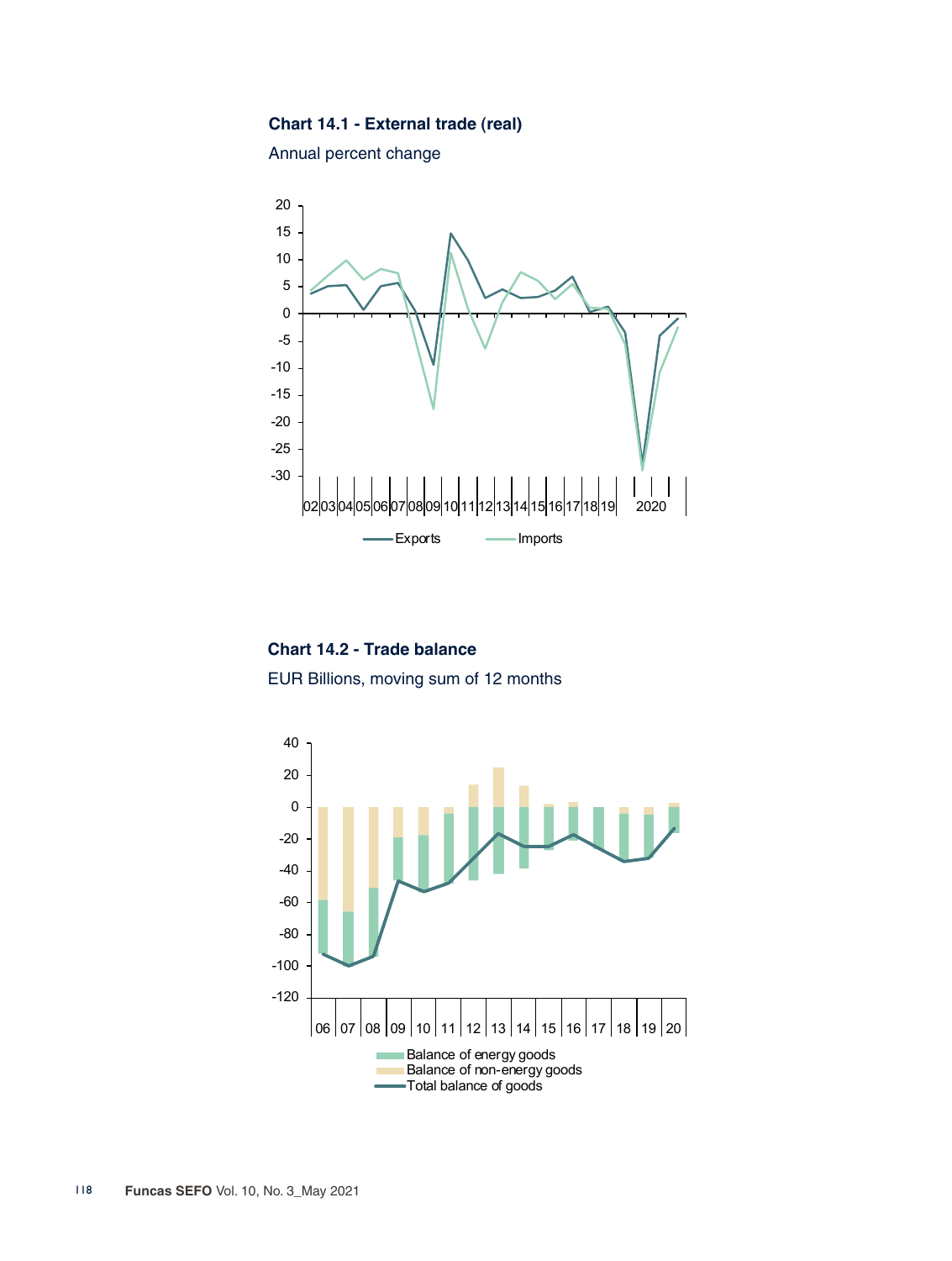**Chart 14.1 - External trade (real)**

Annual percent change

**Chart 14.2 - Trade balance**

EUR Billions, moving sum of 12 months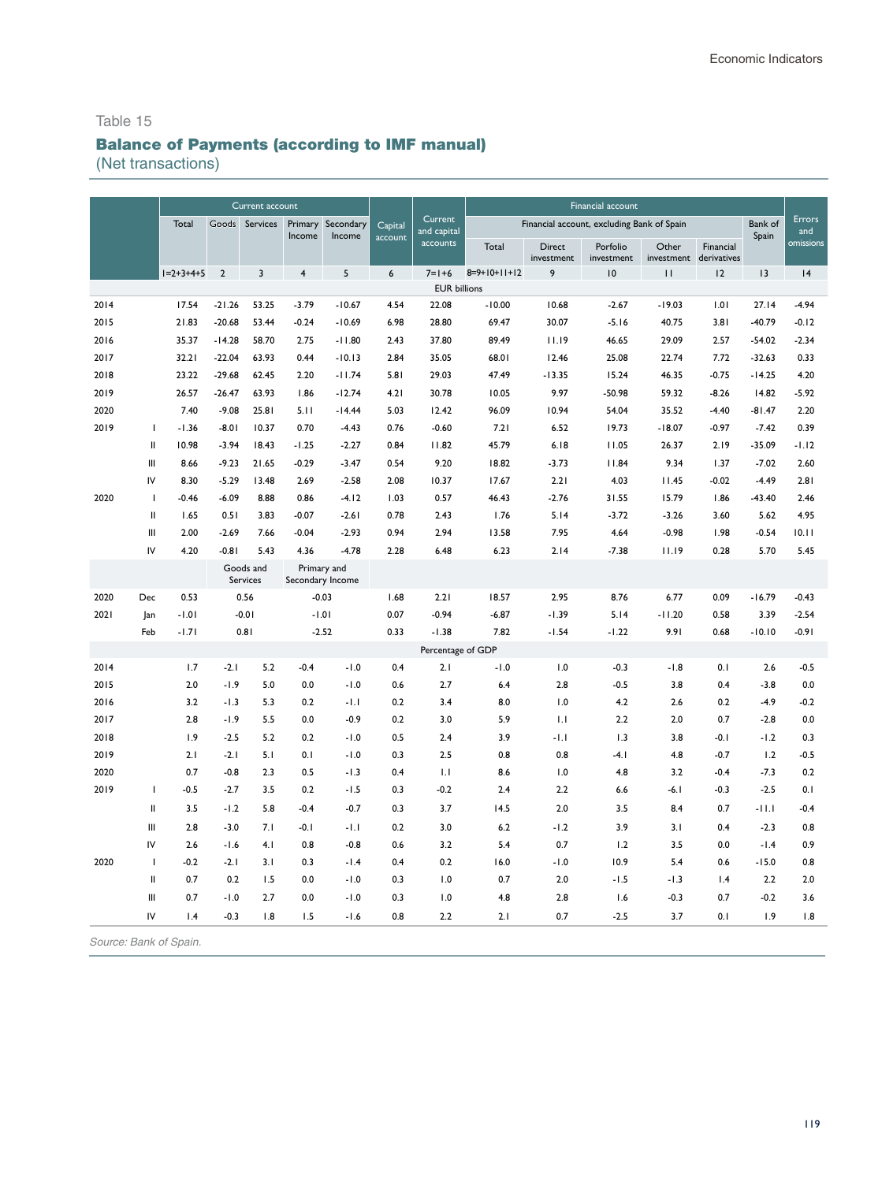Table 15

## Balance of Payments (according to IMF manual)

(Net transactions)

| | | Current account | | | | | Capital account | Current and capital accounts | Financial account | | | | | | Errors and omissions |
|---|---|---|---|---|---|---|---|---|---|---|---|---|---|---|---|
| | | | | | | | | | Financial account, excluding Bank of Spain | | | | | Bank of Spain | |
| | | Total | Goods | Services | Primary Income | Secondary Income | | | Total | Direct investment | Porfolio investment | Other investment | Financial derivatives | | |
| | | 1=2+3+4+5 | 2 | 3 | 4 | 5 | 6 | 7=1+6 | 8=9+10+11+12 | 9 | 10 | 11 | 12 | 13 | 14 |
| | | EUR billions | | | | | | | | | | | | | |
| 2014 | | 17.54 | -21.26 | 53.25 | -3.79 | -10.67 | 4.54 | 22.08 | -10.00 | 10.68 | -2.67 | -19.03 | 1.01 | 27.14 | -4.94 |
| 2015 | | 21.83 | -20.68 | 53.44 | -0.24 | -10.69 | 6.98 | 28.80 | 69.47 | 30.07 | -5.16 | 40.75 | 3.81 | -40.79 | -0.12 |
| 2016 | | 35.37 | -14.28 | 58.70 | 2.75 | -11.80 | 2.43 | 37.80 | 89.49 | 11.19 | 46.65 | 29.09 | 2.57 | -54.02 | -2.34 |
| 2017 | | 32.21 | -22.04 | 63.93 | 0.44 | -10.13 | 2.84 | 35.05 | 68.01 | 12.46 | 25.08 | 22.74 | 7.72 | -32.63 | 0.33 |
| 2018 | | 23.22 | -29.68 | 62.45 | 2.20 | -11.74 | 5.81 | 29.03 | 47.49 | -13.35 | 15.24 | 46.35 | -0.75 | -14.25 | 4.20 |
| 2019 | | 26.57 | -26.47 | 63.93 | 1.86 | -12.74 | 4.21 | 30.78 | 10.05 | 9.97 | -50.98 | 59.32 | -8.26 | 14.82 | -5.92 |
| 2020 | | 7.40 | -9.08 | 25.81 | 5.11 | -14.44 | 5.03 | 12.42 | 96.09 | 10.94 | 54.04 | 35.52 | -4.40 | -81.47 | 2.20 |
| 2019 | I | -1.36 | -8.01 | 10.37 | 0.70 | -4.43 | 0.76 | -0.60 | 7.21 | 6.52 | 19.73 | -18.07 | -0.97 | -7.42 | 0.39 |
| | II | 10.98 | -3.94 | 18.43 | -1.25 | -2.27 | 0.84 | 11.82 | 45.79 | 6.18 | 11.05 | 26.37 | 2.19 | -35.09 | -1.12 |
| | III | 8.66 | -9.23 | 21.65 | -0.29 | -3.47 | 0.54 | 9.20 | 18.82 | -3.73 | 11.84 | 9.34 | 1.37 | -7.02 | 2.60 |
| | IV | 8.30 | -5.29 | 13.48 | 2.69 | -2.58 | 2.08 | 10.37 | 17.67 | 2.21 | 4.03 | 11.45 | -0.02 | -4.49 | 2.81 |
| 2020 | I | -0.46 | -6.09 | 8.88 | 0.86 | -4.12 | 1.03 | 0.57 | 46.43 | -2.76 | 31.55 | 15.79 | 1.86 | -43.40 | 2.46 |
| | II | 1.65 | 0.51 | 3.83 | -0.07 | -2.61 | 0.78 | 2.43 | 1.76 | 5.14 | -3.72 | -3.26 | 3.60 | 5.62 | 4.95 |
| | III | 2.00 | -2.69 | 7.66 | -0.04 | -2.93 | 0.94 | 2.94 | 13.58 | 7.95 | 4.64 | -0.98 | 1.98 | -0.54 | 10.11 |
| | IV | 4.20 | -0.81 | 5.43 | 4.36 | -4.78 | 2.28 | 6.48 | 6.23 | 2.14 | -7.38 | 11.19 | 0.28 | 5.70 | 5.45 |
| | | | Goods and Services | | Primary and Secondary Income | | | | | | | | | | |
| 2020 | Dec | 0.53 | 0.56 | | -0.03 | | 1.68 | 2.21 | 18.57 | 2.95 | 8.76 | 6.77 | 0.09 | -16.79 | -0.43 |
| 2021 | Jan | -1.01 | -0.01 | | -1.01 | | 0.07 | -0.94 | -6.87 | -1.39 | 5.14 | -11.20 | 0.58 | 3.39 | -2.54 |
| | Feb | -1.71 | 0.81 | | -2.52 | | 0.33 | -1.38 | 7.82 | -1.54 | -1.22 | 9.91 | 0.68 | -10.10 | -0.91 |
| | | Percentage of GDP | | | | | | | | | | | | | |
| 2014 | | 1.7 | -2.1 | 5.2 | -0.4 | -1.0 | 0.4 | 2.1 | -1.0 | 1.0 | -0.3 | -1.8 | 0.1 | 2.6 | -0.5 |
| 2015 | | 2.0 | -1.9 | 5.0 | 0.0 | -1.0 | 0.6 | 2.7 | 6.4 | 2.8 | -0.5 | 3.8 | 0.4 | -3.8 | 0.0 |
| 2016 | | 3.2 | -1.3 | 5.3 | 0.2 | -1.1 | 0.2 | 3.4 | 8.0 | 1.0 | 4.2 | 2.6 | 0.2 | -4.9 | -0.2 |
| 2017 | | 2.8 | -1.9 | 5.5 | 0.0 | -0.9 | 0.2 | 3.0 | 5.9 | 1.1 | 2.2 | 2.0 | 0.7 | -2.8 | 0.0 |
| 2018 | | 1.9 | -2.5 | 5.2 | 0.2 | -1.0 | 0.5 | 2.4 | 3.9 | -1.1 | 1.3 | 3.8 | -0.1 | -1.2 | 0.3 |
| 2019 | | 2.1 | -2.1 | 5.1 | 0.1 | -1.0 | 0.3 | 2.5 | 0.8 | 0.8 | -4.1 | 4.8 | -0.7 | 1.2 | -0.5 |
| 2020 | | 0.7 | -0.8 | 2.3 | 0.5 | -1.3 | 0.4 | 1.1 | 8.6 | 1.0 | 4.8 | 3.2 | -0.4 | -7.3 | 0.2 |
| 2019 | I | -0.5 | -2.7 | 3.5 | 0.2 | -1.5 | 0.3 | -0.2 | 2.4 | 2.2 | 6.6 | -6.1 | -0.3 | -2.5 | 0.1 |
| | II | 3.5 | -1.2 | 5.8 | -0.4 | -0.7 | 0.3 | 3.7 | 14.5 | 2.0 | 3.5 | 8.4 | 0.7 | -11.1 | -0.4 |
| | III | 2.8 | -3.0 | 7.1 | -0.1 | -1.1 | 0.2 | 3.0 | 6.2 | -1.2 | 3.9 | 3.1 | 0.4 | -2.3 | 0.8 |
| | IV | 2.6 | -1.6 | 4.1 | 0.8 | -0.8 | 0.6 | 3.2 | 5.4 | 0.7 | 1.2 | 3.5 | 0.0 | -1.4 | 0.9 |
| 2020 | I | -0.2 | -2.1 | 3.1 | 0.3 | -1.4 | 0.4 | 0.2 | 16.0 | -1.0 | 10.9 | 5.4 | 0.6 | -15.0 | 0.8 |
| | II | 0.7 | 0.2 | 1.5 | 0.0 | -1.0 | 0.3 | 1.0 | 0.7 | 2.0 | -1.5 | -1.3 | 1.4 | 2.2 | 2.0 |
| | III | 0.7 | -1.0 | 2.7 | 0.0 | -1.0 | 0.3 | 1.0 | 4.8 | 2.8 | 1.6 | -0.3 | 0.7 | -0.2 | 3.6 |
| | IV | 1.4 | -0.3 | 1.8 | 1.5 | -1.6 | 0.8 | 2.2 | 2.1 | 0.7 | -2.5 | 3.7 | 0.1 | 1.9 | 1.8 |

*Source: Bank of Spain.*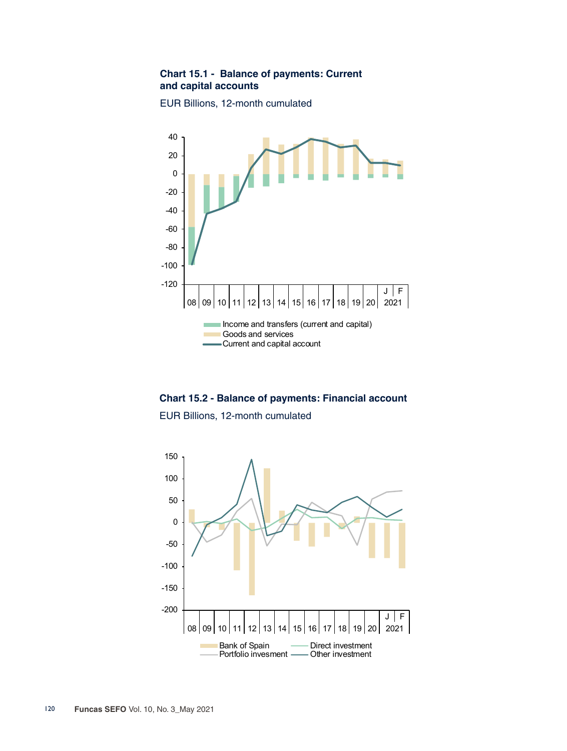### Chart 15.1 - Balance of payments: Current and capital accounts

EUR Billions, 12-month cumulated

### Chart 15.2 - Balance of payments: Financial account

EUR Billions, 12-month cumulated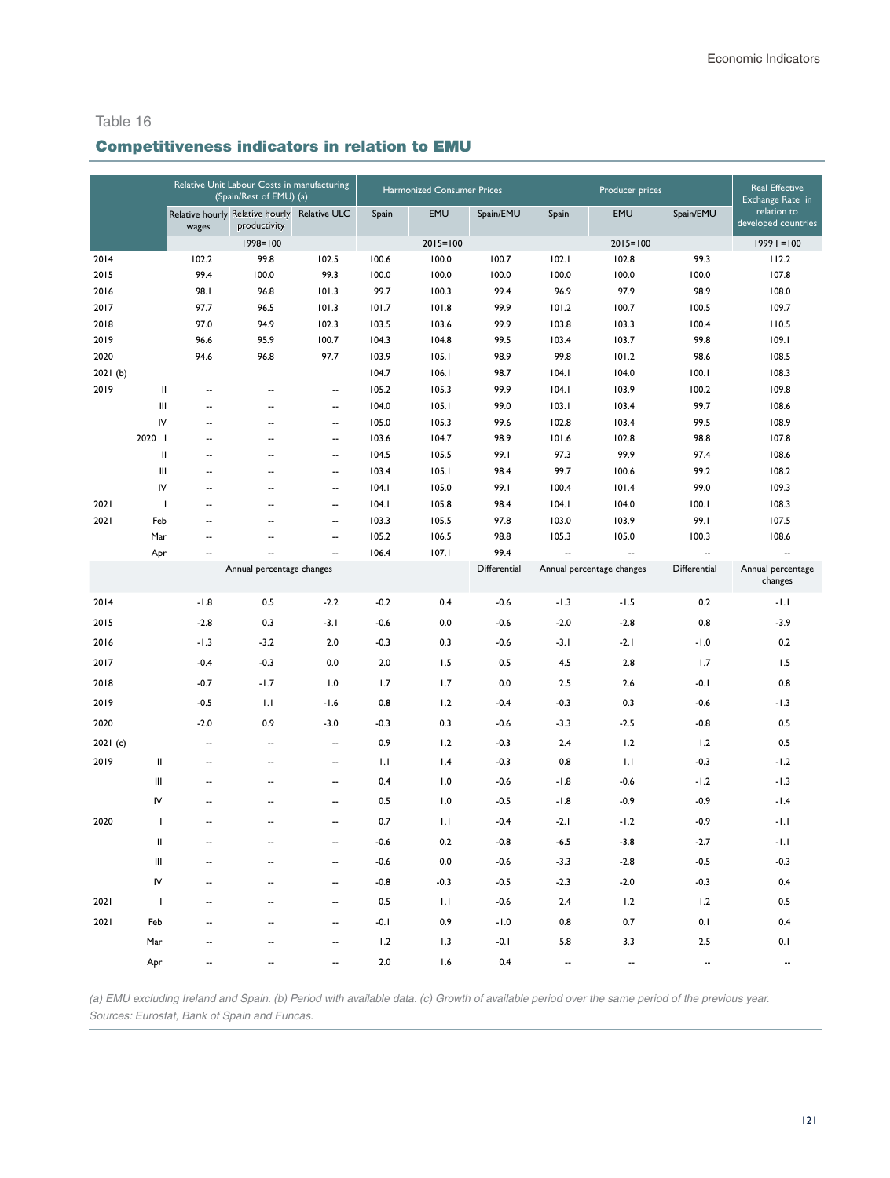Table 16

## Competitiveness indicators in relation to EMU

| | | Relative Unit Labour Costs in manufacturing (Spain/Rest of EMU) (a) | | | Harmonized Consumer Prices | | | Producer prices | | | Real Effective Exchange Rate in relation to developed countries |
|---|---|---|---|---|---|---|---|---|---|---|---|
| | | Relative hourly wages | Relative hourly productivity | Relative ULC | Spain | EMU | Spain/EMU | Spain | EMU | Spain/EMU | |
| | | 1998=100 | | | 2015=100 | | | 2015=100 | | | 1999 I =100 |
| 2014 | | 102.2 | 99.8 | 102.5 | 100.6 | 100.0 | 100.7 | 102.1 | 102.8 | 99.3 | 112.2 |
| 2015 | | 99.4 | 100.0 | 99.3 | 100.0 | 100.0 | 100.0 | 100.0 | 100.0 | 100.0 | 107.8 |
| 2016 | | 98.1 | 96.8 | 101.3 | 99.7 | 100.3 | 99.4 | 96.9 | 97.9 | 98.9 | 108.0 |
| 2017 | | 97.7 | 96.5 | 101.3 | 101.7 | 101.8 | 99.9 | 101.2 | 100.7 | 100.5 | 109.7 |
| 2018 | | 97.0 | 94.9 | 102.3 | 103.5 | 103.6 | 99.9 | 103.8 | 103.3 | 100.4 | 110.5 |
| 2019 | | 96.6 | 95.9 | 100.7 | 104.3 | 104.8 | 99.5 | 103.4 | 103.7 | 99.8 | 109.1 |
| 2020 | | 94.6 | 96.8 | 97.7 | 103.9 | 105.1 | 98.9 | 99.8 | 101.2 | 98.6 | 108.5 |
| 2021 (b) | | | | | 104.7 | 106.1 | 98.7 | 104.1 | 104.0 | 100.1 | 108.3 |
| 2019 | II | -- | -- | -- | 105.2 | 105.3 | 99.9 | 104.1 | 103.9 | 100.2 | 109.8 |
| | III | -- | -- | -- | 104.0 | 105.1 | 99.0 | 103.1 | 103.4 | 99.7 | 108.6 |
| | IV | -- | -- | -- | 105.0 | 105.3 | 99.6 | 102.8 | 103.4 | 99.5 | 108.9 |
| 2020 | I | -- | -- | -- | 103.6 | 104.7 | 98.9 | 101.6 | 102.8 | 98.8 | 107.8 |
| | II | -- | -- | -- | 104.5 | 105.5 | 99.1 | 97.3 | 99.9 | 97.4 | 108.6 |
| | III | -- | -- | -- | 103.4 | 105.1 | 98.4 | 99.7 | 100.6 | 99.2 | 108.2 |
| | IV | -- | -- | -- | 104.1 | 105.0 | 99.1 | 100.4 | 101.4 | 99.0 | 109.3 |
| 2021 | I | -- | -- | -- | 104.1 | 105.8 | 98.4 | 104.1 | 104.0 | 100.1 | 108.3 |
| 2021 | Feb | -- | -- | -- | 103.3 | 105.5 | 97.8 | 103.0 | 103.9 | 99.1 | 107.5 |
| | Mar | -- | -- | -- | 105.2 | 106.5 | 98.8 | 105.3 | 105.0 | 100.3 | 108.6 |
| | Apr | -- | -- | -- | 106.4 | 107.1 | 99.4 | -- | -- | -- | -- |
| | | Annual percentage changes | | | | | Differential | Annual percentage changes | | Differential | Annual percentage changes |
| 2014 | | -1.8 | 0.5 | -2.2 | -0.2 | 0.4 | -0.6 | -1.3 | -1.5 | 0.2 | -1.1 |
| 2015 | | -2.8 | 0.3 | -3.1 | -0.6 | 0.0 | -0.6 | -2.0 | -2.8 | 0.8 | -3.9 |
| 2016 | | -1.3 | -3.2 | 2.0 | -0.3 | 0.3 | -0.6 | -3.1 | -2.1 | -1.0 | 0.2 |
| 2017 | | -0.4 | -0.3 | 0.0 | 2.0 | 1.5 | 0.5 | 4.5 | 2.8 | 1.7 | 1.5 |
| 2018 | | -0.7 | -1.7 | 1.0 | 1.7 | 1.7 | 0.0 | 2.5 | 2.6 | -0.1 | 0.8 |
| 2019 | | -0.5 | 1.1 | -1.6 | 0.8 | 1.2 | -0.4 | -0.3 | 0.3 | -0.6 | -1.3 |
| 2020 | | -2.0 | 0.9 | -3.0 | -0.3 | 0.3 | -0.6 | -3.3 | -2.5 | -0.8 | 0.5 |
| 2021 (c) | | -- | -- | -- | 0.9 | 1.2 | -0.3 | 2.4 | 1.2 | 1.2 | 0.5 |
| 2019 | II | -- | -- | -- | 1.1 | 1.4 | -0.3 | 0.8 | 1.1 | -0.3 | -1.2 |
| | III | -- | -- | -- | 0.4 | 1.0 | -0.6 | -1.8 | -0.6 | -1.2 | -1.3 |
| | IV | -- | -- | -- | 0.5 | 1.0 | -0.5 | -1.8 | -0.9 | -0.9 | -1.4 |
| 2020 | I | -- | -- | -- | 0.7 | 1.1 | -0.4 | -2.1 | -1.2 | -0.9 | -1.1 |
| | II | -- | -- | -- | -0.6 | 0.2 | -0.8 | -6.5 | -3.8 | -2.7 | -1.1 |
| | III | -- | -- | -- | -0.6 | 0.0 | -0.6 | -3.3 | -2.8 | -0.5 | -0.3 |
| | IV | -- | -- | -- | -0.8 | -0.3 | -0.5 | -2.3 | -2.0 | -0.3 | 0.4 |
| 2021 | I | -- | -- | -- | 0.5 | 1.1 | -0.6 | 2.4 | 1.2 | 1.2 | 0.5 |
| 2021 | Feb | -- | -- | -- | -0.1 | 0.9 | -1.0 | 0.8 | 0.7 | 0.1 | 0.4 |
| | Mar | -- | -- | -- | 1.2 | 1.3 | -0.1 | 5.8 | 3.3 | 2.5 | 0.1 |
| | Apr | -- | -- | -- | 2.0 | 1.6 | 0.4 | -- | -- | -- | -- |

*(a) EMU excluding Ireland and Spain. (b) Period with available data. (c) Growth of available period over the same period of the previous year.*
*Sources: Eurostat, Bank of Spain and Funcas.*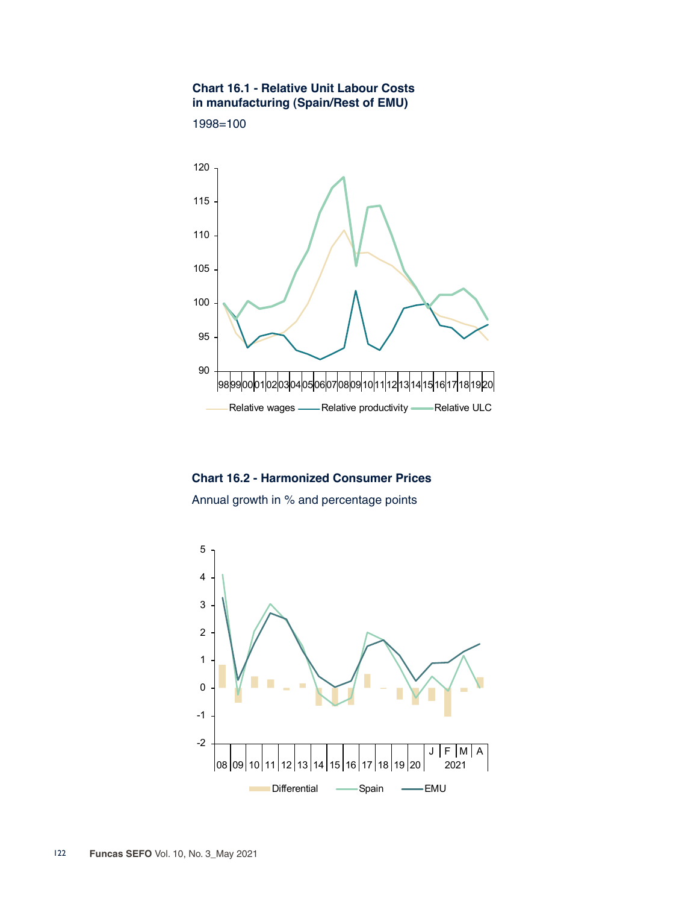**Chart 16.1 - Relative Unit Labour Costs in manufacturing (Spain/Rest of EMU)**

1998=100

**Chart 16.2 - Harmonized Consumer Prices**

Annual growth in % and percentage points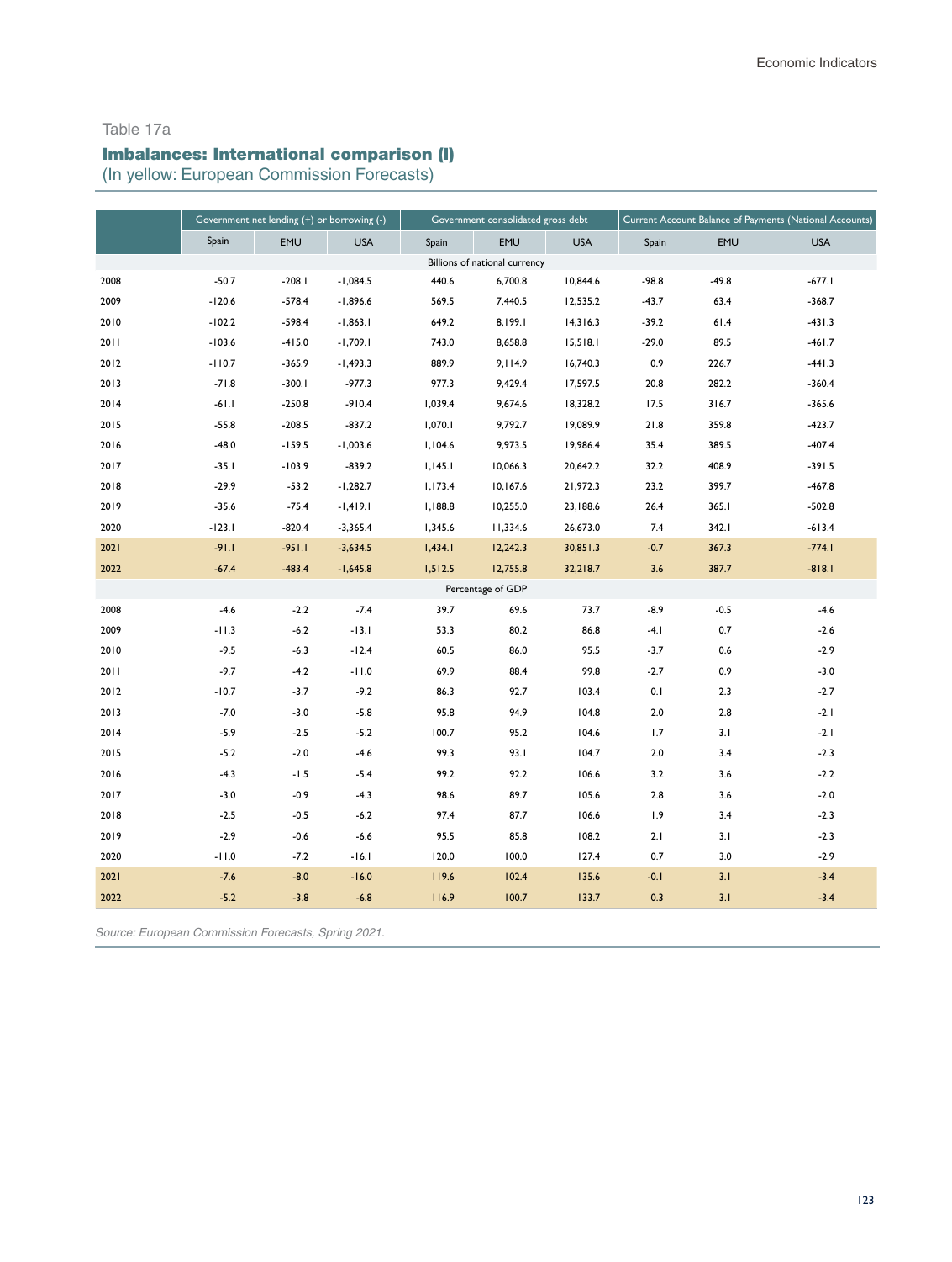Table 17a

## Imbalances: International comparison (I)

(In yellow: European Commission Forecasts)

| | Government net lending (+) or borrowing (-) | | | Government consolidated gross debt | | | Current Account Balance of Payments (National Accounts) | | |
|---|---|---|---|---|---|---|---|---|---|
| | Spain | EMU | USA | Spain | EMU | USA | Spain | EMU | USA |
| | Billions of national currency | | | | | | | | |
| 2008 | -50.7 | -208.1 | -1,084.5 | 440.6 | 6,700.8 | 10,844.6 | -98.8 | -49.8 | -677.1 |
| 2009 | -120.6 | -578.4 | -1,896.6 | 569.5 | 7,440.5 | 12,535.2 | -43.7 | 63.4 | -368.7 |
| 2010 | -102.2 | -598.4 | -1,863.1 | 649.2 | 8,199.1 | 14,316.3 | -39.2 | 61.4 | -431.3 |
| 2011 | -103.6 | -415.0 | -1,709.1 | 743.0 | 8,658.8 | 15,518.1 | -29.0 | 89.5 | -461.7 |
| 2012 | -110.7 | -365.9 | -1,493.3 | 889.9 | 9,114.9 | 16,740.3 | 0.9 | 226.7 | -441.3 |
| 2013 | -71.8 | -300.1 | -977.3 | 977.3 | 9,429.4 | 17,597.5 | 20.8 | 282.2 | -360.4 |
| 2014 | -61.1 | -250.8 | -910.4 | 1,039.4 | 9,674.6 | 18,328.2 | 17.5 | 316.7 | -365.6 |
| 2015 | -55.8 | -208.5 | -837.2 | 1,070.1 | 9,792.7 | 19,089.9 | 21.8 | 359.8 | -423.7 |
| 2016 | -48.0 | -159.5 | -1,003.6 | 1,104.6 | 9,973.5 | 19,986.4 | 35.4 | 389.5 | -407.4 |
| 2017 | -35.1 | -103.9 | -839.2 | 1,145.1 | 10,066.3 | 20,642.2 | 32.2 | 408.9 | -391.5 |
| 2018 | -29.9 | -53.2 | -1,282.7 | 1,173.4 | 10,167.6 | 21,972.3 | 23.2 | 399.7 | -467.8 |
| 2019 | -35.6 | -75.4 | -1,419.1 | 1,188.8 | 10,255.0 | 23,188.6 | 26.4 | 365.1 | -502.8 |
| 2020 | -123.1 | -820.4 | -3,365.4 | 1,345.6 | 11,334.6 | 26,673.0 | 7.4 | 342.1 | -613.4 |
| 2021 | -91.1 | -951.1 | -3,634.5 | 1,434.1 | 12,242.3 | 30,851.3 | -0.7 | 367.3 | -774.1 |
| 2022 | -67.4 | -483.4 | -1,645.8 | 1,512.5 | 12,755.8 | 32,218.7 | 3.6 | 387.7 | -818.1 |
| | Percentage of GDP | | | | | | | | |
| 2008 | -4.6 | -2.2 | -7.4 | 39.7 | 69.6 | 73.7 | -8.9 | -0.5 | -4.6 |
| 2009 | -11.3 | -6.2 | -13.1 | 53.3 | 80.2 | 86.8 | -4.1 | 0.7 | -2.6 |
| 2010 | -9.5 | -6.3 | -12.4 | 60.5 | 86.0 | 95.5 | -3.7 | 0.6 | -2.9 |
| 2011 | -9.7 | -4.2 | -11.0 | 69.9 | 88.4 | 99.8 | -2.7 | 0.9 | -3.0 |
| 2012 | -10.7 | -3.7 | -9.2 | 86.3 | 92.7 | 103.4 | 0.1 | 2.3 | -2.7 |
| 2013 | -7.0 | -3.0 | -5.8 | 95.8 | 94.9 | 104.8 | 2.0 | 2.8 | -2.1 |
| 2014 | -5.9 | -2.5 | -5.2 | 100.7 | 95.2 | 104.6 | 1.7 | 3.1 | -2.1 |
| 2015 | -5.2 | -2.0 | -4.6 | 99.3 | 93.1 | 104.7 | 2.0 | 3.4 | -2.3 |
| 2016 | -4.3 | -1.5 | -5.4 | 99.2 | 92.2 | 106.6 | 3.2 | 3.6 | -2.2 |
| 2017 | -3.0 | -0.9 | -4.3 | 98.6 | 89.7 | 105.6 | 2.8 | 3.6 | -2.0 |
| 2018 | -2.5 | -0.5 | -6.2 | 97.4 | 87.7 | 106.6 | 1.9 | 3.4 | -2.3 |
| 2019 | -2.9 | -0.6 | -6.6 | 95.5 | 85.8 | 108.2 | 2.1 | 3.1 | -2.3 |
| 2020 | -11.0 | -7.2 | -16.1 | 120.0 | 100.0 | 127.4 | 0.7 | 3.0 | -2.9 |
| 2021 | -7.6 | -8.0 | -16.0 | 119.6 | 102.4 | 135.6 | -0.1 | 3.1 | -3.4 |
| 2022 | -5.2 | -3.8 | -6.8 | 116.9 | 100.7 | 133.7 | 0.3 | 3.1 | -3.4 |

*Source: European Commission Forecasts, Spring 2021.*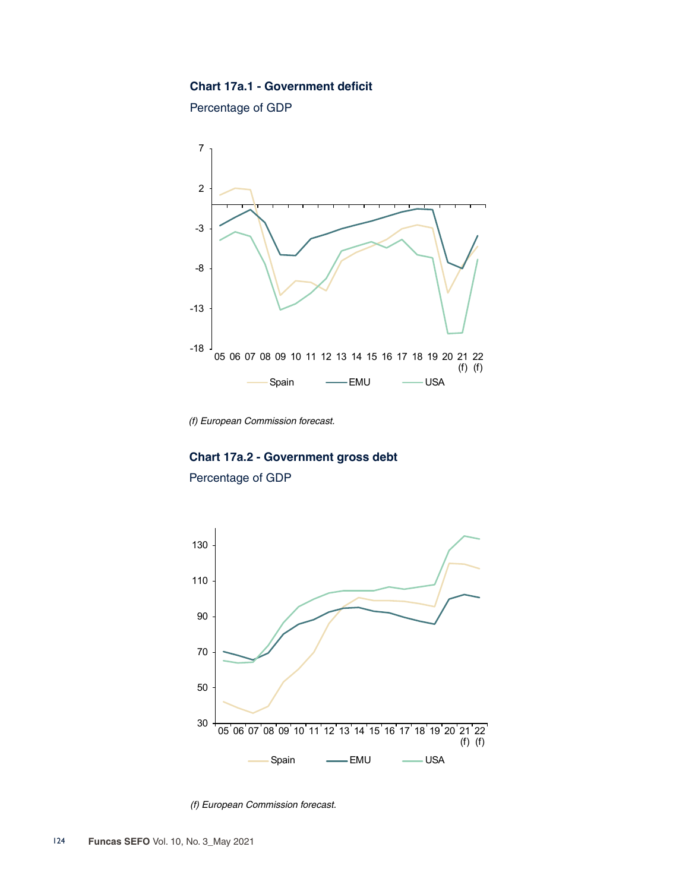**Chart 17a.1 - Government deficit**

Percentage of GDP

*(f) European Commission forecast.*

**Chart 17a.2 - Government gross debt**

Percentage of GDP

*(f) European Commission forecast.*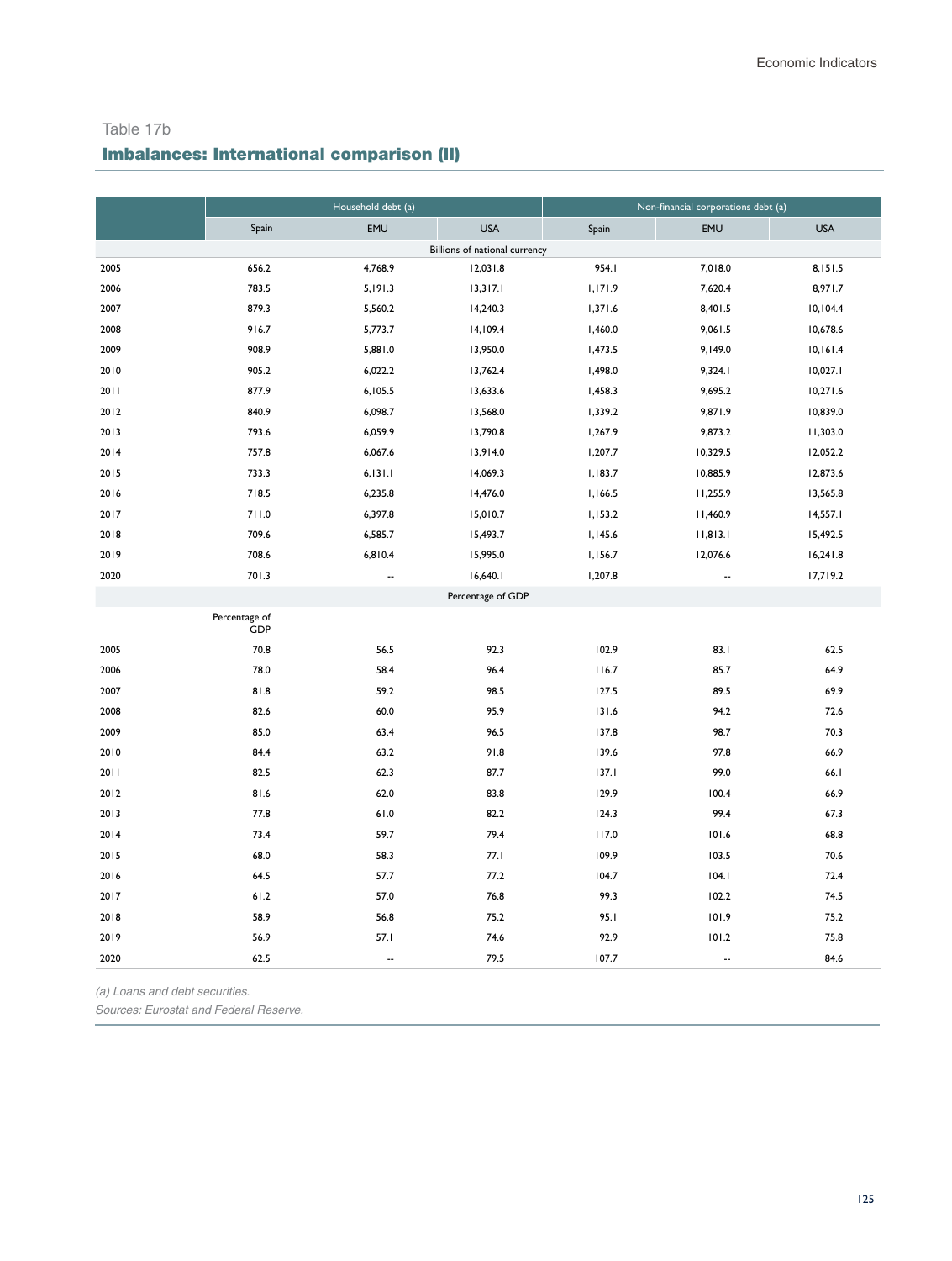Table 17b

## Imbalances: International comparison (II)

| | Household debt (a) | | | Non-financial corporations debt (a) | | |
|---|---|---|---|---|---|---|
| | Spain | EMU | USA | Spain | EMU | USA |
| | | | Billions of national currency | | | |
| 2005 | 656.2 | 4,768.9 | 12,031.8 | 954.1 | 7,018.0 | 8,151.5 |
| 2006 | 783.5 | 5,191.3 | 13,317.1 | 1,171.9 | 7,620.4 | 8,971.7 |
| 2007 | 879.3 | 5,560.2 | 14,240.3 | 1,371.6 | 8,401.5 | 10,104.4 |
| 2008 | 916.7 | 5,773.7 | 14,109.4 | 1,460.0 | 9,061.5 | 10,678.6 |
| 2009 | 908.9 | 5,881.0 | 13,950.0 | 1,473.5 | 9,149.0 | 10,161.4 |
| 2010 | 905.2 | 6,022.2 | 13,762.4 | 1,498.0 | 9,324.1 | 10,027.1 |
| 2011 | 877.9 | 6,105.5 | 13,633.6 | 1,458.3 | 9,695.2 | 10,271.6 |
| 2012 | 840.9 | 6,098.7 | 13,568.0 | 1,339.2 | 9,871.9 | 10,839.0 |
| 2013 | 793.6 | 6,059.9 | 13,790.8 | 1,267.9 | 9,873.2 | 11,303.0 |
| 2014 | 757.8 | 6,067.6 | 13,914.0 | 1,207.7 | 10,329.5 | 12,052.2 |
| 2015 | 733.3 | 6,131.1 | 14,069.3 | 1,183.7 | 10,885.9 | 12,873.6 |
| 2016 | 718.5 | 6,235.8 | 14,476.0 | 1,166.5 | 11,255.9 | 13,565.8 |
| 2017 | 711.0 | 6,397.8 | 15,010.7 | 1,153.2 | 11,460.9 | 14,557.1 |
| 2018 | 709.6 | 6,585.7 | 15,493.7 | 1,145.6 | 11,813.1 | 15,492.5 |
| 2019 | 708.6 | 6,810.4 | 15,995.0 | 1,156.7 | 12,076.6 | 16,241.8 |
| 2020 | 701.3 | -- | 16,640.1 | 1,207.8 | -- | 17,719.2 |
| | | | Percentage of GDP | | | |
| | Percentage of GDP | | | | | |
| 2005 | 70.8 | 56.5 | 92.3 | 102.9 | 83.1 | 62.5 |
| 2006 | 78.0 | 58.4 | 96.4 | 116.7 | 85.7 | 64.9 |
| 2007 | 81.8 | 59.2 | 98.5 | 127.5 | 89.5 | 69.9 |
| 2008 | 82.6 | 60.0 | 95.9 | 131.6 | 94.2 | 72.6 |
| 2009 | 85.0 | 63.4 | 96.5 | 137.8 | 98.7 | 70.3 |
| 2010 | 84.4 | 63.2 | 91.8 | 139.6 | 97.8 | 66.9 |
| 2011 | 82.5 | 62.3 | 87.7 | 137.1 | 99.0 | 66.1 |
| 2012 | 81.6 | 62.0 | 83.8 | 129.9 | 100.4 | 66.9 |
| 2013 | 77.8 | 61.0 | 82.2 | 124.3 | 99.4 | 67.3 |
| 2014 | 73.4 | 59.7 | 79.4 | 117.0 | 101.6 | 68.8 |
| 2015 | 68.0 | 58.3 | 77.1 | 109.9 | 103.5 | 70.6 |
| 2016 | 64.5 | 57.7 | 77.2 | 104.7 | 104.1 | 72.4 |
| 2017 | 61.2 | 57.0 | 76.8 | 99.3 | 102.2 | 74.5 |
| 2018 | 58.9 | 56.8 | 75.2 | 95.1 | 101.9 | 75.2 |
| 2019 | 56.9 | 57.1 | 74.6 | 92.9 | 101.2 | 75.8 |
| 2020 | 62.5 | -- | 79.5 | 107.7 | -- | 84.6 |

*(a) Loans and debt securities.*

*Sources: Eurostat and Federal Reserve.*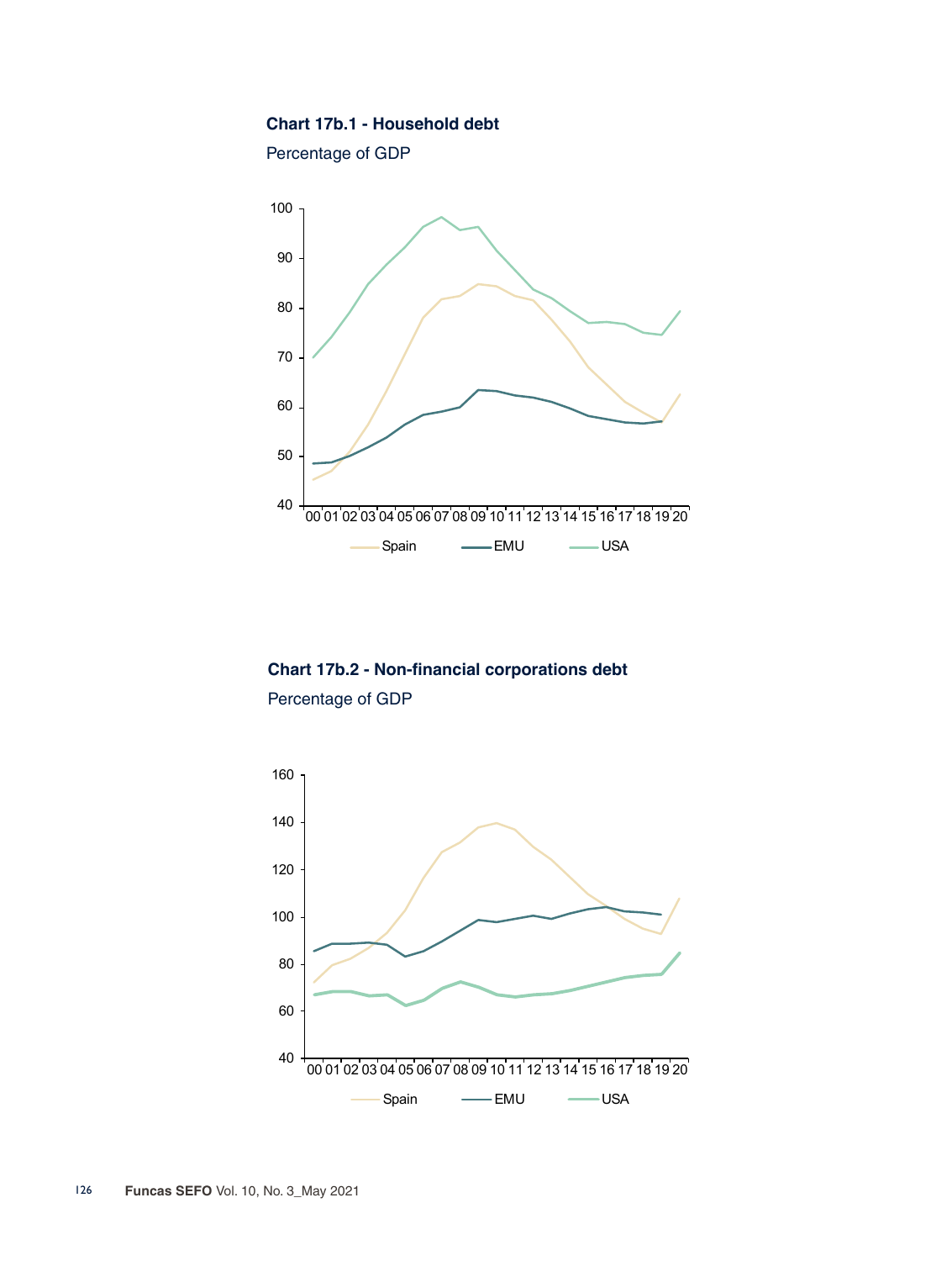**Chart 17b.1 - Household debt**

Percentage of GDP

100
90
80
70
60
50
40

00 01 02 03 04 05 06 07 08 09 10 11 12 13 14 15 16 17 18 19 20

Spain EMU USA

**Chart 17b.2 - Non-financial corporations debt**

Percentage of GDP

160
140
120
100
80
60
40

00 01 02 03 04 05 06 07 08 09 10 11 12 13 14 15 16 17 18 19 20

Spain EMU USA